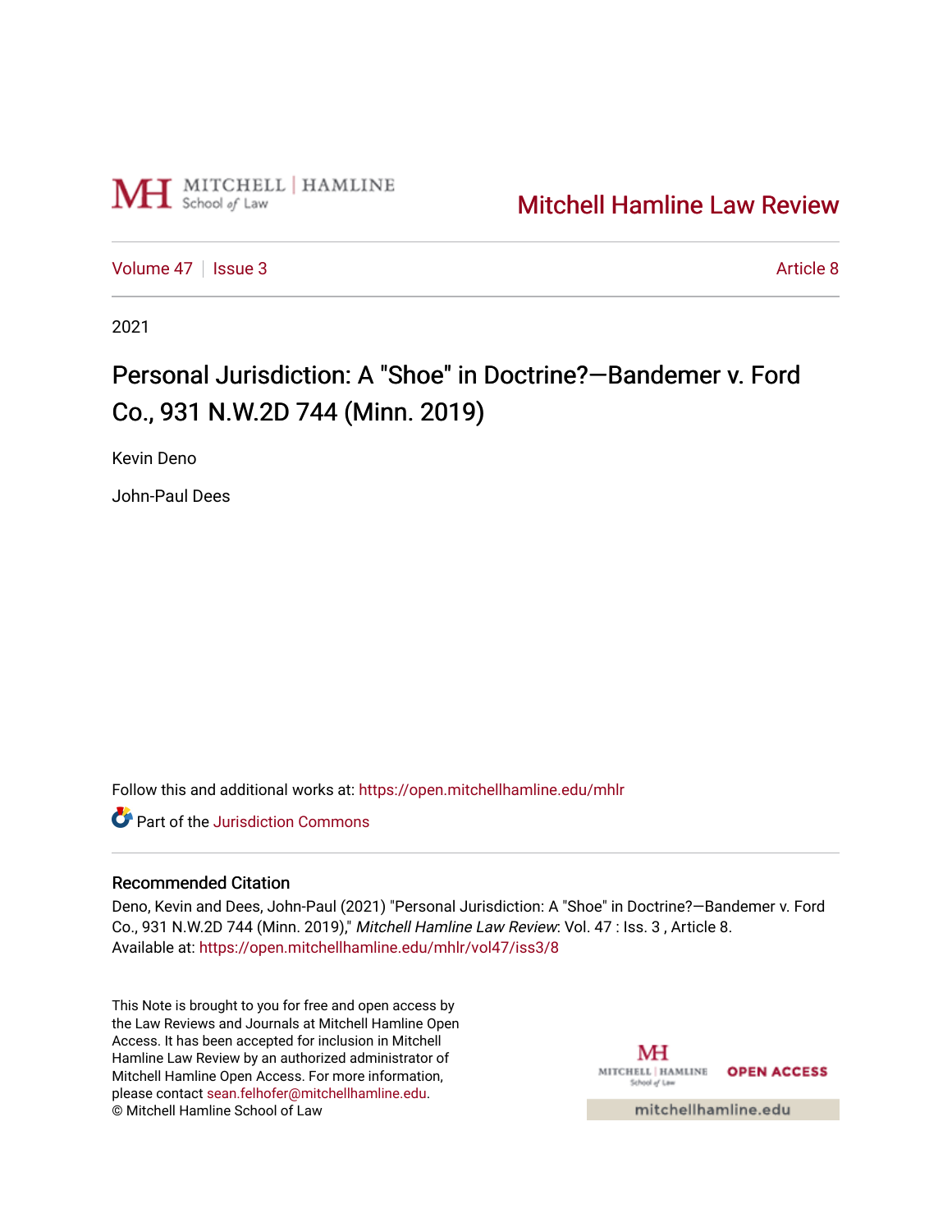Mitchell Hamline Law Review

Volume 47 | Issue 3 | Article 8

2021

# Personal Jurisdiction: A "Shoe" in Doctrine?—Bandemer v. Ford Co., 931 N.W.2D 744 (Minn. 2019)

Kevin Deno

John-Paul Dees

Follow this and additional works at: https://open.mitchellhamline.edu/mhlr

Part of the Jurisdiction Commons

## Recommended Citation

Deno, Kevin and Dees, John-Paul (2021) "Personal Jurisdiction: A "Shoe" in Doctrine?—Bandemer v. Ford Co., 931 N.W.2D 744 (Minn. 2019)," *Mitchell Hamline Law Review*: Vol. 47 : Iss. 3 , Article 8.
Available at: https://open.mitchellhamline.edu/mhlr/vol47/iss3/8

This Note is brought to you for free and open access by the Law Reviews and Journals at Mitchell Hamline Open Access. It has been accepted for inclusion in Mitchell Hamline Law Review by an authorized administrator of Mitchell Hamline Open Access. For more information, please contact sean.felhofer@mitchellhamline.edu.
© Mitchell Hamline School of Law

MITCHELL | HAMLINE School of Law OPEN ACCESS

mitchellhamline.edu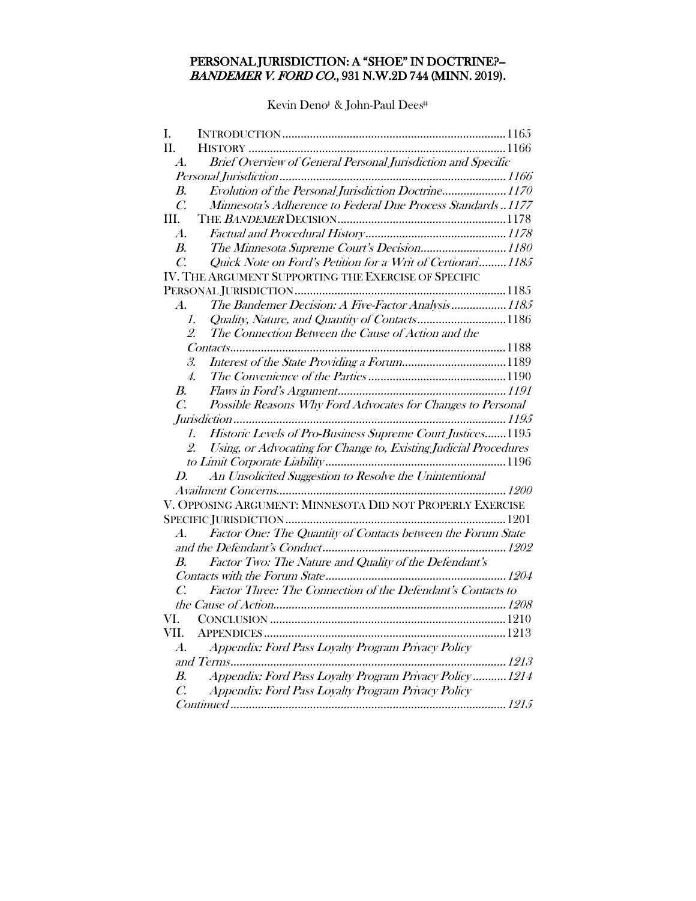# PERSONAL JURISDICTION: A "SHOE" IN DOCTRINE?– *BANDEMER V. FORD CO.*, 931 N.W.2D 744 (MINN. 2019).

Kevin Deno[‡] & John-Paul Dees[‡‡]

I. INTRODUCTION ........ 1165
II. HISTORY ........ 1166
  *A. Brief Overview of General Personal Jurisdiction and Specific Personal Jurisdiction* ........ 1166
  *B. Evolution of the Personal Jurisdiction Doctrine* ........ 1170
  *C. Minnesota's Adherence to Federal Due Process Standards* ........ 1177
III. THE *BANDEMER* DECISION ........ 1178
  *A. Factual and Procedural History* ........ 1178
  *B. The Minnesota Supreme Court's Decision* ........ 1180
  *C. Quick Note on Ford's Petition for a Writ of Certiorari* ........ 1185
IV. THE ARGUMENT SUPPORTING THE EXERCISE OF SPECIFIC PERSONAL JURISDICTION ........ 1185
  *A. The Bandemer Decision: A Five-Factor Analysis* ........ 1185
    *1. Quality, Nature, and Quantity of Contacts* ........ 1186
    *2. The Connection Between the Cause of Action and the Contacts* ........ 1188
    *3. Interest of the State Providing a Forum* ........ 1189
    *4. The Convenience of the Parties* ........ 1190
  *B. Flaws in Ford's Argument* ........ 1191
  *C. Possible Reasons Why Ford Advocates for Changes to Personal Jurisdiction* ........ 1195
    *1. Historic Levels of Pro-Business Supreme Court Justices* ........ 1195
    *2. Using, or Advocating for Change to, Existing Judicial Procedures to Limit Corporate Liability* ........ 1196
  *D. An Unsolicited Suggestion to Resolve the Unintentional Availment Concerns* ........ 1200
V. OPPOSING ARGUMENT: MINNESOTA DID NOT PROPERLY EXERCISE SPECIFIC JURISDICTION ........ 1201
  *A. Factor One: The Quantity of Contacts between the Forum State and the Defendant's Conduct* ........ 1202
  *B. Factor Two: The Nature and Quality of the Defendant's Contacts with the Forum State* ........ 1204
  *C. Factor Three: The Connection of the Defendant's Contacts to the Cause of Action* ........ 1208
VI. CONCLUSION ........ 1210
VII. APPENDICES ........ 1213
  *A. Appendix: Ford Pass Loyalty Program Privacy Policy and Terms* ........ 1213
  *B. Appendix: Ford Pass Loyalty Program Privacy Policy* ........ 1214
  *C. Appendix: Ford Pass Loyalty Program Privacy Policy Continued* ........ 1215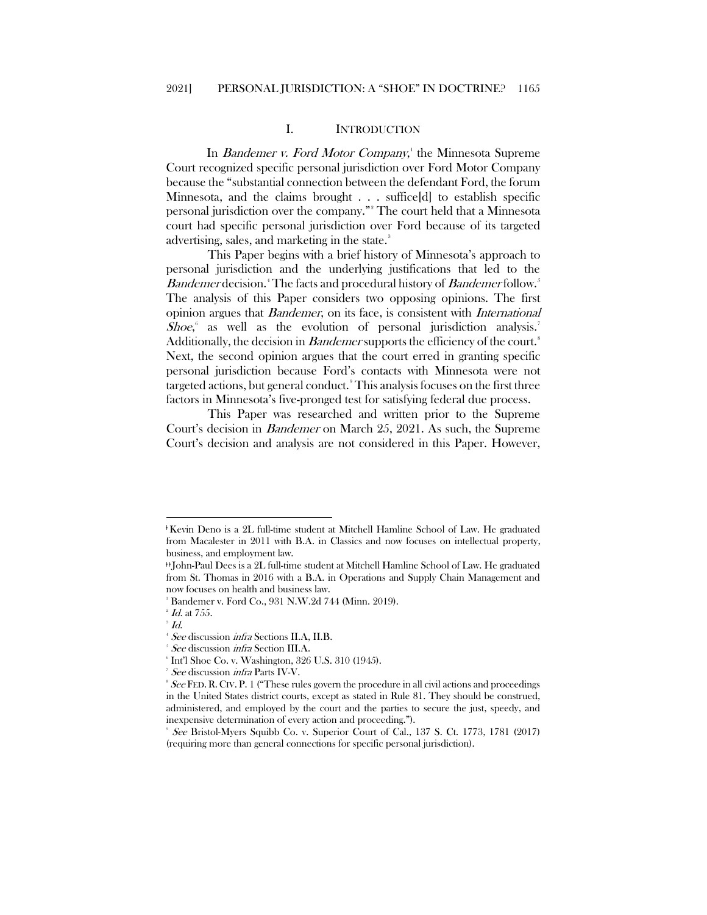# I. INTRODUCTION

In *Bandemer v. Ford Motor Company*,[1] the Minnesota Supreme Court recognized specific personal jurisdiction over Ford Motor Company because the "substantial connection between the defendant Ford, the forum Minnesota, and the claims brought . . . suffice[d] to establish specific personal jurisdiction over the company."[2] The court held that a Minnesota court had specific personal jurisdiction over Ford because of its targeted advertising, sales, and marketing in the state.[3]

This Paper begins with a brief history of Minnesota's approach to personal jurisdiction and the underlying justifications that led to the *Bandemer* decision.[4] The facts and procedural history of *Bandemer* follow.[5] The analysis of this Paper considers two opposing opinions. The first opinion argues that *Bandemer*, on its face, is consistent with *International Shoe*,[6] as well as the evolution of personal jurisdiction analysis.[7] Additionally, the decision in *Bandemer* supports the efficiency of the court.[8] Next, the second opinion argues that the court erred in granting specific personal jurisdiction because Ford's contacts with Minnesota were not targeted actions, but general conduct.[9] This analysis focuses on the first three factors in Minnesota's five-pronged test for satisfying federal due process.

This Paper was researched and written prior to the Supreme Court's decision in *Bandemer* on March 25, 2021. As such, the Supreme Court's decision and analysis are not considered in this Paper. However,

---

† Kevin Deno is a 2L full-time student at Mitchell Hamline School of Law. He graduated from Macalester in 2011 with B.A. in Classics and now focuses on intellectual property, business, and employment law.

†† John-Paul Dees is a 2L full-time student at Mitchell Hamline School of Law. He graduated from St. Thomas in 2016 with a B.A. in Operations and Supply Chain Management and now focuses on health and business law.

[1] Bandemer v. Ford Co., 931 N.W.2d 744 (Minn. 2019).

[2] *Id.* at 755.

[3] *Id.*

[4] *See* discussion *infra* Sections II.A, II.B.

[5] *See* discussion *infra* Section III.A.

[6] Int'l Shoe Co. v. Washington, 326 U.S. 310 (1945).

[7] *See* discussion *infra* Parts IV-V.

[8] *See* FED. R. CIV. P. 1 ("These rules govern the procedure in all civil actions and proceedings in the United States district courts, except as stated in Rule 81. They should be construed, administered, and employed by the court and the parties to secure the just, speedy, and inexpensive determination of every action and proceeding.").

[9] *See* Bristol-Myers Squibb Co. v. Superior Court of Cal., 137 S. Ct. 1773, 1781 (2017) (requiring more than general connections for specific personal jurisdiction).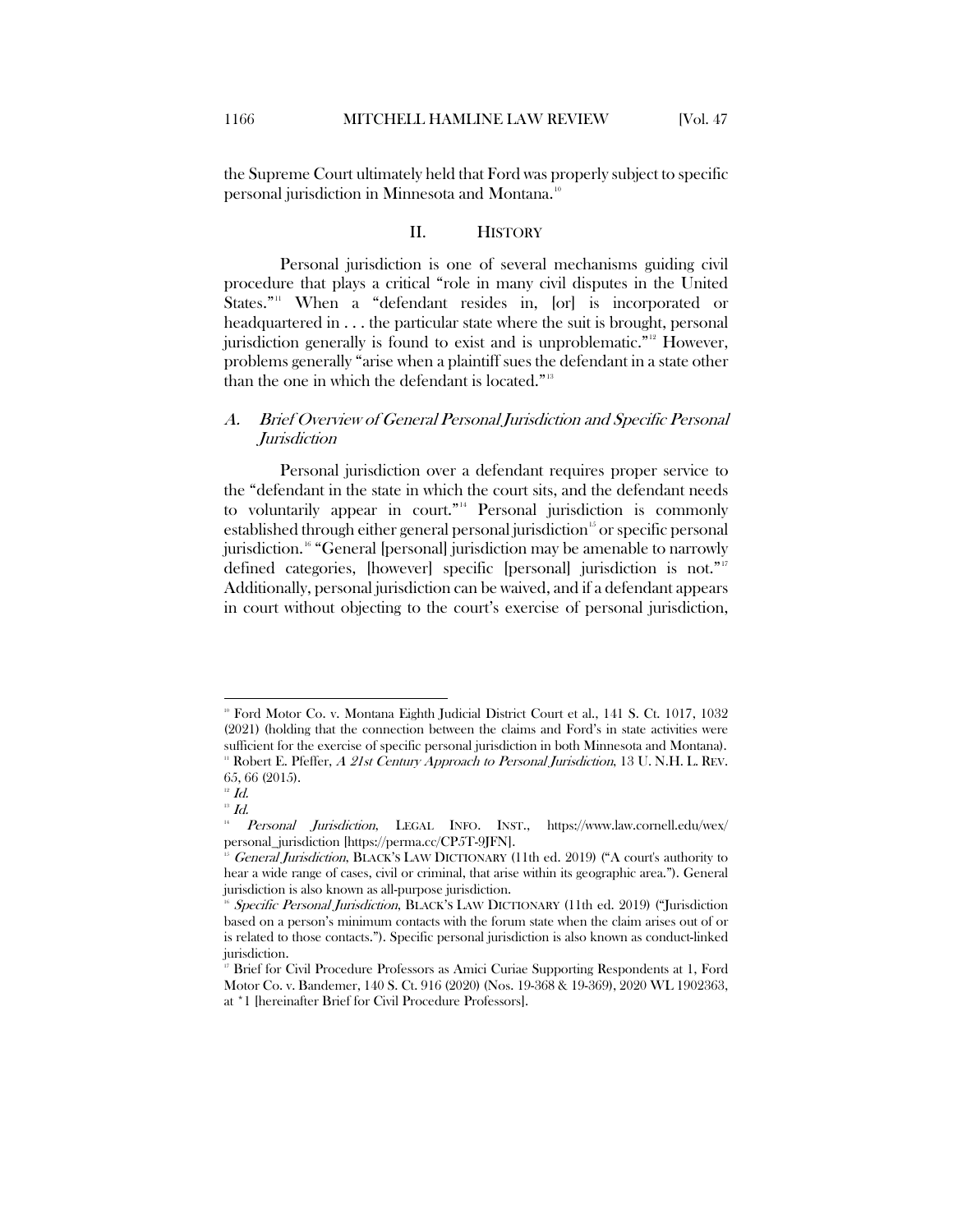the Supreme Court ultimately held that Ford was properly subject to specific personal jurisdiction in Minnesota and Montana.[10]

## II. HISTORY

Personal jurisdiction is one of several mechanisms guiding civil procedure that plays a critical "role in many civil disputes in the United States."[11] When a "defendant resides in, [or] is incorporated or headquartered in . . . the particular state where the suit is brought, personal jurisdiction generally is found to exist and is unproblematic."[12] However, problems generally "arise when a plaintiff sues the defendant in a state other than the one in which the defendant is located."[13]

### A. *Brief Overview of General Personal Jurisdiction and Specific Personal Jurisdiction*

Personal jurisdiction over a defendant requires proper service to the "defendant in the state in which the court sits, and the defendant needs to voluntarily appear in court."[14] Personal jurisdiction is commonly established through either general personal jurisdiction[15] or specific personal jurisdiction.[16] "General [personal] jurisdiction may be amenable to narrowly defined categories, [however] specific [personal] jurisdiction is not."[17] Additionally, personal jurisdiction can be waived, and if a defendant appears in court without objecting to the court's exercise of personal jurisdiction,

---

[10] Ford Motor Co. v. Montana Eighth Judicial District Court et al., 141 S. Ct. 1017, 1032 (2021) (holding that the connection between the claims and Ford's in state activities were sufficient for the exercise of specific personal jurisdiction in both Minnesota and Montana).

[11] Robert E. Pfeffer, *A 21st Century Approach to Personal Jurisdiction*, 13 U. N.H. L. REV. 65, 66 (2015).

[12] *Id.*

[13] *Id.*

[14] *Personal Jurisdiction*, LEGAL INFO. INST., https://www.law.cornell.edu/wex/personal_jurisdiction [https://perma.cc/CP5T-9JFN].

[15] *General Jurisdiction*, BLACK'S LAW DICTIONARY (11th ed. 2019) ("A court's authority to hear a wide range of cases, civil or criminal, that arise within its geographic area."). General jurisdiction is also known as all-purpose jurisdiction.

[16] *Specific Personal Jurisdiction*, BLACK'S LAW DICTIONARY (11th ed. 2019) ("Jurisdiction based on a person's minimum contacts with the forum state when the claim arises out of or is related to those contacts."). Specific personal jurisdiction is also known as conduct-linked jurisdiction.

[17] Brief for Civil Procedure Professors as Amici Curiae Supporting Respondents at 1, Ford Motor Co. v. Bandemer, 140 S. Ct. 916 (2020) (Nos. 19-368 & 19-369), 2020 WL 1902363, at *1 [hereinafter Brief for Civil Procedure Professors].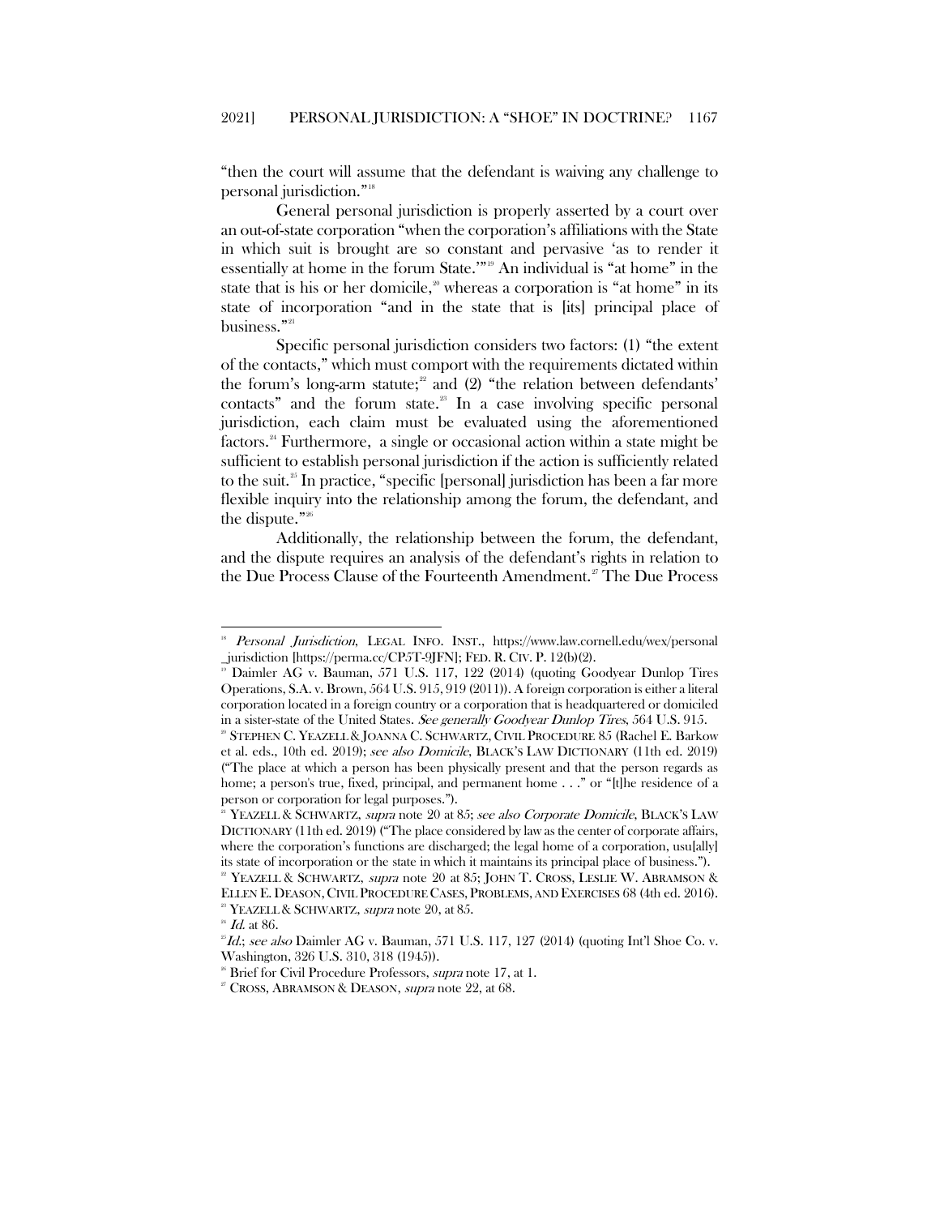"then the court will assume that the defendant is waiving any challenge to personal jurisdiction."[18]

General personal jurisdiction is properly asserted by a court over an out-of-state corporation "when the corporation's affiliations with the State in which suit is brought are so constant and pervasive 'as to render it essentially at home in the forum State.'"[19] An individual is "at home" in the state that is his or her domicile,[20] whereas a corporation is "at home" in its state of incorporation "and in the state that is [its] principal place of business."[21]

Specific personal jurisdiction considers two factors: (1) "the extent of the contacts," which must comport with the requirements dictated within the forum's long-arm statute;[22] and (2) "the relation between defendants' contacts" and the forum state.[23] In a case involving specific personal jurisdiction, each claim must be evaluated using the aforementioned factors.[24] Furthermore, a single or occasional action within a state might be sufficient to establish personal jurisdiction if the action is sufficiently related to the suit.[25] In practice, "specific [personal] jurisdiction has been a far more flexible inquiry into the relationship among the forum, the defendant, and the dispute."[26]

Additionally, the relationship between the forum, the defendant, and the dispute requires an analysis of the defendant's rights in relation to the Due Process Clause of the Fourteenth Amendment.[27] The Due Process

---

[18] *Personal Jurisdiction*, LEGAL INFO. INST., https://www.law.cornell.edu/wex/personal_jurisdiction [https://perma.cc/CP5T-9JFN]; FED. R. CIV. P. 12(b)(2).

[19] Daimler AG v. Bauman, 571 U.S. 117, 122 (2014) (quoting Goodyear Dunlop Tires Operations, S.A. v. Brown, 564 U.S. 915, 919 (2011)). A foreign corporation is either a literal corporation located in a foreign country or a corporation that is headquartered or domiciled in a sister-state of the United States. *See generally Goodyear Dunlop Tires*, 564 U.S. 915.

[20] STEPHEN C. YEAZELL & JOANNA C. SCHWARTZ, CIVIL PROCEDURE 85 (Rachel E. Barkow et al. eds., 10th ed. 2019); *see also Domicile*, BLACK'S LAW DICTIONARY (11th ed. 2019) ("The place at which a person has been physically present and that the person regards as home; a person's true, fixed, principal, and permanent home . . ." or "[t]he residence of a person or corporation for legal purposes.").

[21] YEAZELL & SCHWARTZ, *supra* note 20 at 85; *see also Corporate Domicile*, BLACK'S LAW DICTIONARY (11th ed. 2019) ("The place considered by law as the center of corporate affairs, where the corporation's functions are discharged; the legal home of a corporation, usu[ally] its state of incorporation or the state in which it maintains its principal place of business.").

[22] YEAZELL & SCHWARTZ, *supra* note 20 at 85; JOHN T. CROSS, LESLIE W. ABRAMSON & ELLEN E. DEASON, CIVIL PROCEDURE CASES, PROBLEMS, AND EXERCISES 68 (4th ed. 2016).

[23] YEAZELL & SCHWARTZ, *supra* note 20, at 85.

[24] *Id.* at 86.

[25] *Id.*; *see also* Daimler AG v. Bauman, 571 U.S. 117, 127 (2014) (quoting Int'l Shoe Co. v. Washington, 326 U.S. 310, 318 (1945)).

[26] Brief for Civil Procedure Professors, *supra* note 17, at 1.

[27] CROSS, ABRAMSON & DEASON, *supra* note 22, at 68.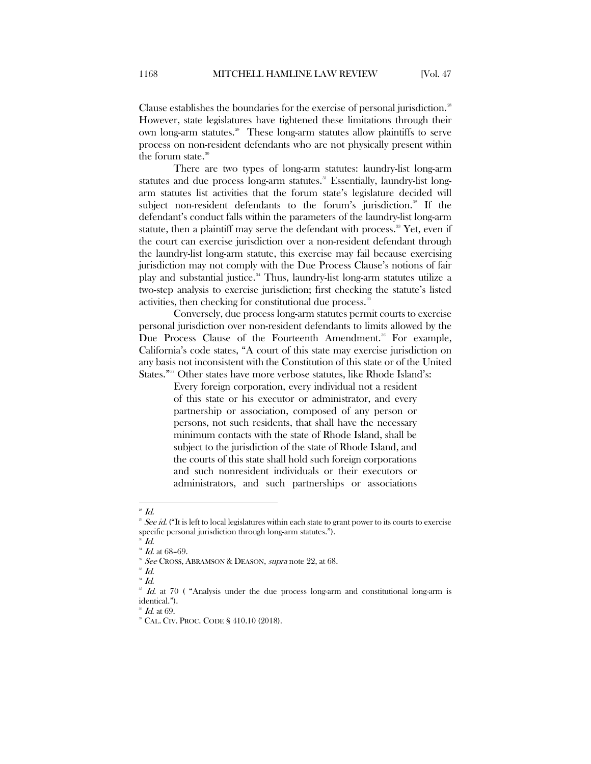Clause establishes the boundaries for the exercise of personal jurisdiction.[28] However, state legislatures have tightened these limitations through their own long-arm statutes.[29] These long-arm statutes allow plaintiffs to serve process on non-resident defendants who are not physically present within the forum state.[30]

There are two types of long-arm statutes: laundry-list long-arm statutes and due process long-arm statutes.[31] Essentially, laundry-list long-arm statutes list activities that the forum state's legislature decided will subject non-resident defendants to the forum's jurisdiction.[32] If the defendant's conduct falls within the parameters of the laundry-list long-arm statute, then a plaintiff may serve the defendant with process.[33] Yet, even if the court can exercise jurisdiction over a non-resident defendant through the laundry-list long-arm statute, this exercise may fail because exercising jurisdiction may not comply with the Due Process Clause's notions of fair play and substantial justice.[34] Thus, laundry-list long-arm statutes utilize a two-step analysis to exercise jurisdiction; first checking the statute's listed activities, then checking for constitutional due process.[35]

Conversely, due process long-arm statutes permit courts to exercise personal jurisdiction over non-resident defendants to limits allowed by the Due Process Clause of the Fourteenth Amendment.[36] For example, California's code states, "A court of this state may exercise jurisdiction on any basis not inconsistent with the Constitution of this state or of the United States."[37] Other states have more verbose statutes, like Rhode Island's:

> Every foreign corporation, every individual not a resident of this state or his executor or administrator, and every partnership or association, composed of any person or persons, not such residents, that shall have the necessary minimum contacts with the state of Rhode Island, shall be subject to the jurisdiction of the state of Rhode Island, and the courts of this state shall hold such foreign corporations and such nonresident individuals or their executors or administrators, and such partnerships or associations

---

[28] *Id.*
[29] *See id.* ("It is left to local legislatures within each state to grant power to its courts to exercise specific personal jurisdiction through long-arm statutes.").
[30] *Id.*
[31] *Id.* at 68–69.
[32] *See* CROSS, ABRAMSON & DEASON, *supra* note 22, at 68.
[33] *Id.*
[34] *Id.*
[35] *Id.* at 70 ( "Analysis under the due process long-arm and constitutional long-arm is identical.").
[36] *Id.* at 69.
[37] CAL. CIV. PROC. CODE § 410.10 (2018).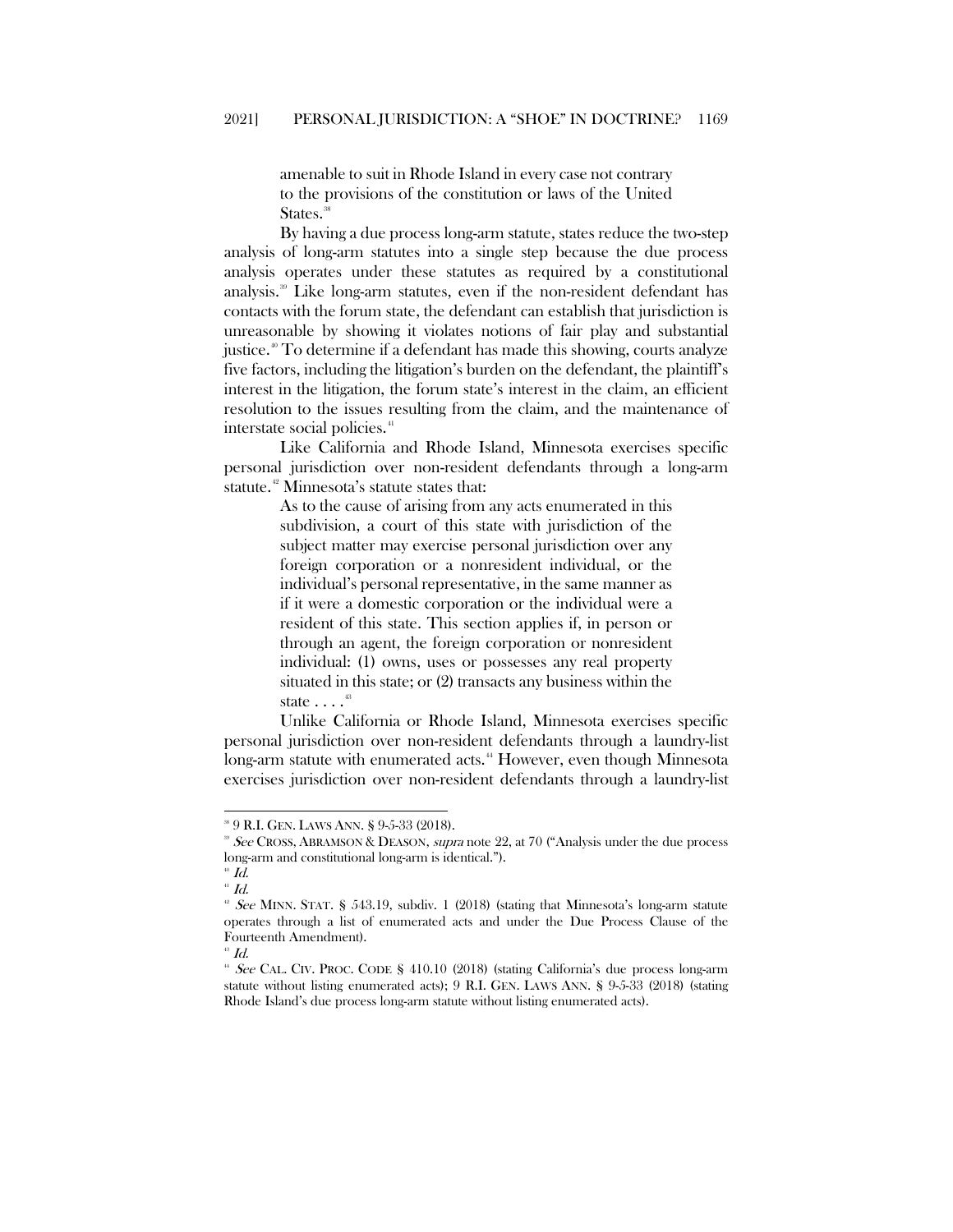> amenable to suit in Rhode Island in every case not contrary to the provisions of the constitution or laws of the United States.[38]

By having a due process long-arm statute, states reduce the two-step analysis of long-arm statutes into a single step because the due process analysis operates under these statutes as required by a constitutional analysis.[39] Like long-arm statutes, even if the non-resident defendant has contacts with the forum state, the defendant can establish that jurisdiction is unreasonable by showing it violates notions of fair play and substantial justice.[40] To determine if a defendant has made this showing, courts analyze five factors, including the litigation's burden on the defendant, the plaintiff's interest in the litigation, the forum state's interest in the claim, an efficient resolution to the issues resulting from the claim, and the maintenance of interstate social policies.[41]

Like California and Rhode Island, Minnesota exercises specific personal jurisdiction over non-resident defendants through a long-arm statute.[42] Minnesota's statute states that:

> As to the cause of arising from any acts enumerated in this subdivision, a court of this state with jurisdiction of the subject matter may exercise personal jurisdiction over any foreign corporation or a nonresident individual, or the individual's personal representative, in the same manner as if it were a domestic corporation or the individual were a resident of this state. This section applies if, in person or through an agent, the foreign corporation or nonresident individual: (1) owns, uses or possesses any real property situated in this state; or (2) transacts any business within the state . . . .[43]

Unlike California or Rhode Island, Minnesota exercises specific personal jurisdiction over non-resident defendants through a laundry-list long-arm statute with enumerated acts.[44] However, even though Minnesota exercises jurisdiction over non-resident defendants through a laundry-list

---

[38] 9 R.I. GEN. LAWS ANN. § 9-5-33 (2018).

[39] *See* CROSS, ABRAMSON & DEASON, *supra* note 22, at 70 ("Analysis under the due process long-arm and constitutional long-arm is identical.").

[40] *Id.*

[41] *Id.*

[42] *See* MINN. STAT. § 543.19, subdiv. 1 (2018) (stating that Minnesota's long-arm statute operates through a list of enumerated acts and under the Due Process Clause of the Fourteenth Amendment).

[43] *Id.*

[44] *See* CAL. CIV. PROC. CODE § 410.10 (2018) (stating California's due process long-arm statute without listing enumerated acts); 9 R.I. GEN. LAWS ANN. § 9-5-33 (2018) (stating Rhode Island's due process long-arm statute without listing enumerated acts).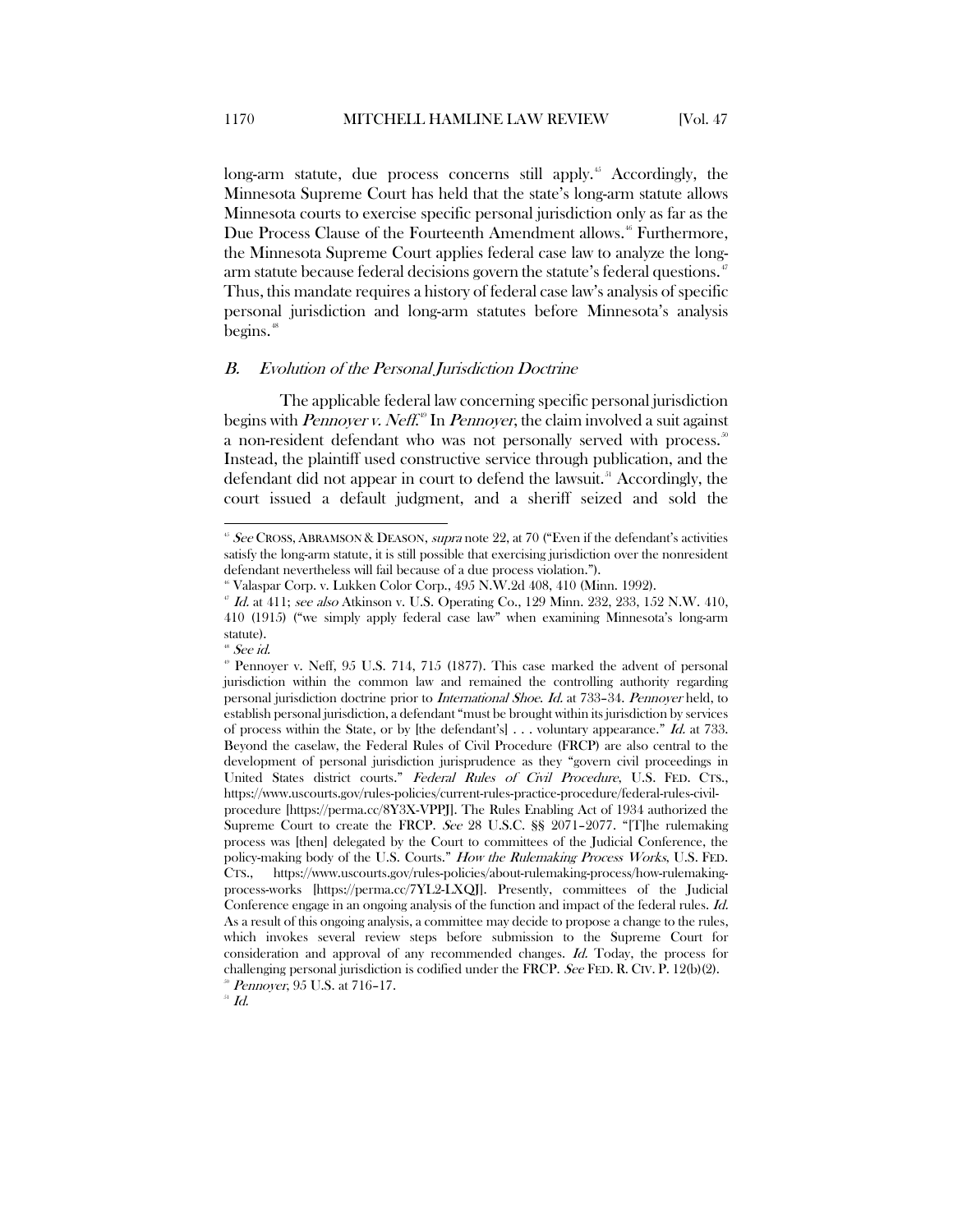long-arm statute, due process concerns still apply.[45] Accordingly, the Minnesota Supreme Court has held that the state's long-arm statute allows Minnesota courts to exercise specific personal jurisdiction only as far as the Due Process Clause of the Fourteenth Amendment allows.[46] Furthermore, the Minnesota Supreme Court applies federal case law to analyze the long-arm statute because federal decisions govern the statute's federal questions.[47] Thus, this mandate requires a history of federal case law's analysis of specific personal jurisdiction and long-arm statutes before Minnesota's analysis begins.[48]

### *B. Evolution of the Personal Jurisdiction Doctrine*

The applicable federal law concerning specific personal jurisdiction begins with *Pennoyer v. Neff*.[49] In *Pennoyer*, the claim involved a suit against a non-resident defendant who was not personally served with process.[50] Instead, the plaintiff used constructive service through publication, and the defendant did not appear in court to defend the lawsuit.[51] Accordingly, the court issued a default judgment, and a sheriff seized and sold the

---

[45] *See* CROSS, ABRAMSON & DEASON, *supra* note 22, at 70 ("Even if the defendant's activities satisfy the long-arm statute, it is still possible that exercising jurisdiction over the nonresident defendant nevertheless will fail because of a due process violation.").

[46] Valaspar Corp. v. Lukken Color Corp., 495 N.W.2d 408, 410 (Minn. 1992).

[47] *Id.* at 411; *see also* Atkinson v. U.S. Operating Co., 129 Minn. 232, 233, 152 N.W. 410, 410 (1915) ("we simply apply federal case law" when examining Minnesota's long-arm statute).

[48] *See id.*

[49] Pennoyer v. Neff, 95 U.S. 714, 715 (1877). This case marked the advent of personal jurisdiction within the common law and remained the controlling authority regarding personal jurisdiction doctrine prior to *International Shoe*. *Id.* at 733–34. *Pennoyer* held, to establish personal jurisdiction, a defendant "must be brought within its jurisdiction by services of process within the State, or by [the defendant's] . . . voluntary appearance." *Id.* at 733. Beyond the caselaw, the Federal Rules of Civil Procedure (FRCP) are also central to the development of personal jurisdiction jurisprudence as they "govern civil proceedings in United States district courts." *Federal Rules of Civil Procedure*, U.S. FED. CTS., https://www.uscourts.gov/rules-policies/current-rules-practice-procedure/federal-rules-civil-procedure [https://perma.cc/8Y3X-VPPJ]. The Rules Enabling Act of 1934 authorized the Supreme Court to create the FRCP. *See* 28 U.S.C. §§ 2071–2077. "[T]he rulemaking process was [then] delegated by the Court to committees of the Judicial Conference, the policy-making body of the U.S. Courts." *How the Rulemaking Process Works*, U.S. FED. CTS., https://www.uscourts.gov/rules-policies/about-rulemaking-process/how-rulemaking-process-works [https://perma.cc/7YL2-LXQJ]. Presently, committees of the Judicial Conference engage in an ongoing analysis of the function and impact of the federal rules. *Id.* As a result of this ongoing analysis, a committee may decide to propose a change to the rules, which invokes several review steps before submission to the Supreme Court for consideration and approval of any recommended changes. *Id.* Today, the process for challenging personal jurisdiction is codified under the FRCP. *See* FED. R. CIV. P. 12(b)(2).

[50] *Pennoyer*, 95 U.S. at 716–17.

[51] *Id.*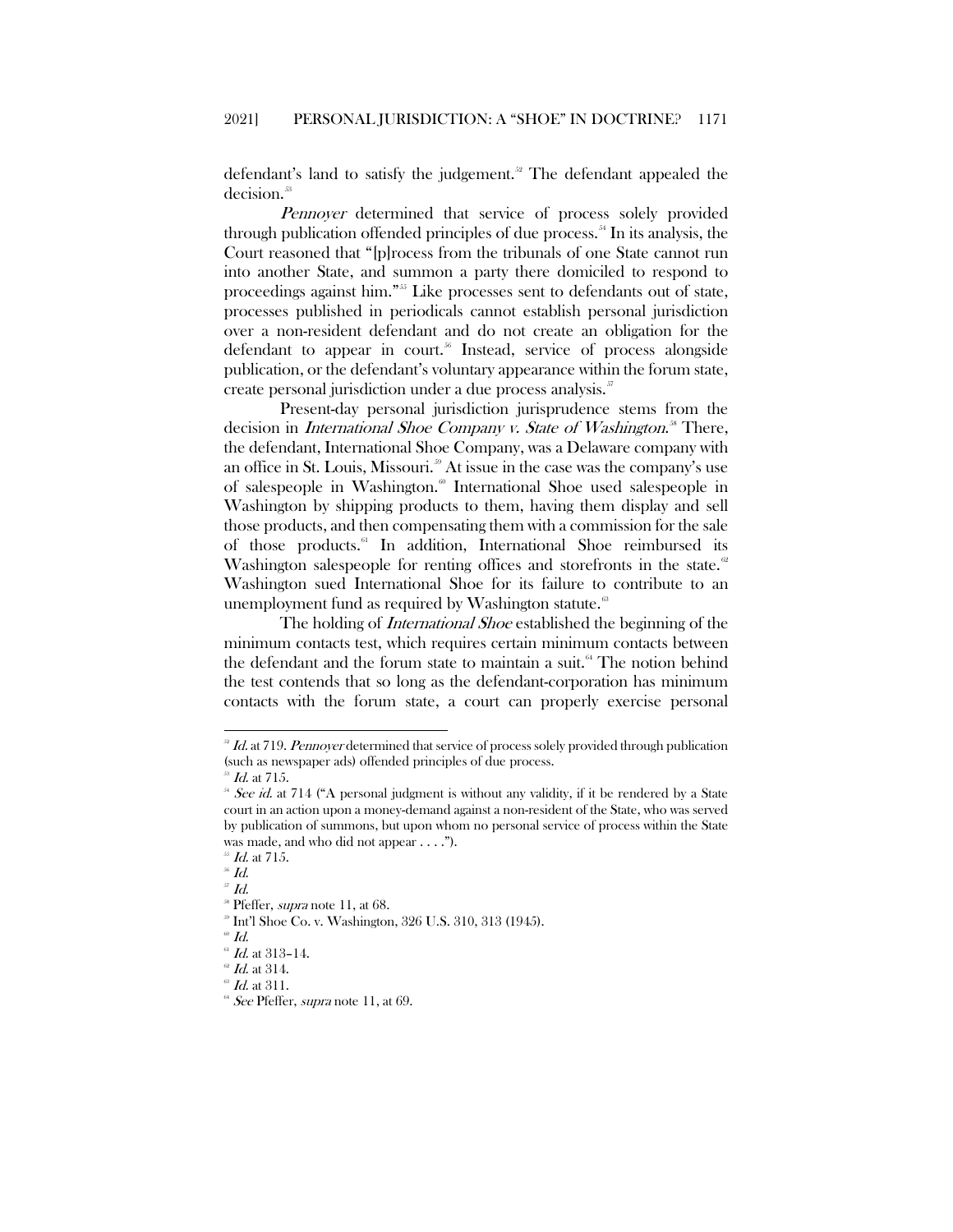defendant's land to satisfy the judgement.[52] The defendant appealed the decision.[53]

*Pennoyer* determined that service of process solely provided through publication offended principles of due process.[54] In its analysis, the Court reasoned that "[p]rocess from the tribunals of one State cannot run into another State, and summon a party there domiciled to respond to proceedings against him."[55] Like processes sent to defendants out of state, processes published in periodicals cannot establish personal jurisdiction over a non-resident defendant and do not create an obligation for the defendant to appear in court.[56] Instead, service of process alongside publication, or the defendant's voluntary appearance within the forum state, create personal jurisdiction under a due process analysis.[57]

Present-day personal jurisdiction jurisprudence stems from the decision in *International Shoe Company v. State of Washington*.[58] There, the defendant, International Shoe Company, was a Delaware company with an office in St. Louis, Missouri.[59] At issue in the case was the company's use of salespeople in Washington.[60] International Shoe used salespeople in Washington by shipping products to them, having them display and sell those products, and then compensating them with a commission for the sale of those products.[61] In addition, International Shoe reimbursed its Washington salespeople for renting offices and storefronts in the state.[62] Washington sued International Shoe for its failure to contribute to an unemployment fund as required by Washington statute.[63]

The holding of *International Shoe* established the beginning of the minimum contacts test, which requires certain minimum contacts between the defendant and the forum state to maintain a suit.[64] The notion behind the test contends that so long as the defendant-corporation has minimum contacts with the forum state, a court can properly exercise personal

---

[52] *Id.* at 719. *Pennoyer* determined that service of process solely provided through publication (such as newspaper ads) offended principles of due process.

[53] *Id.* at 715.

[54] *See id.* at 714 ("A personal judgment is without any validity, if it be rendered by a State court in an action upon a money-demand against a non-resident of the State, who was served by publication of summons, but upon whom no personal service of process within the State was made, and who did not appear . . . .").

[55] *Id.* at 715.

[56] *Id.*

[57] *Id.*

[58] Pfeffer, *supra* note 11, at 68.

[59] Int'l Shoe Co. v. Washington, 326 U.S. 310, 313 (1945).

[60] *Id.*

[61] *Id.* at 313–14.

[62] *Id.* at 314.

[63] *Id.* at 311.

[64] *See* Pfeffer, *supra* note 11, at 69.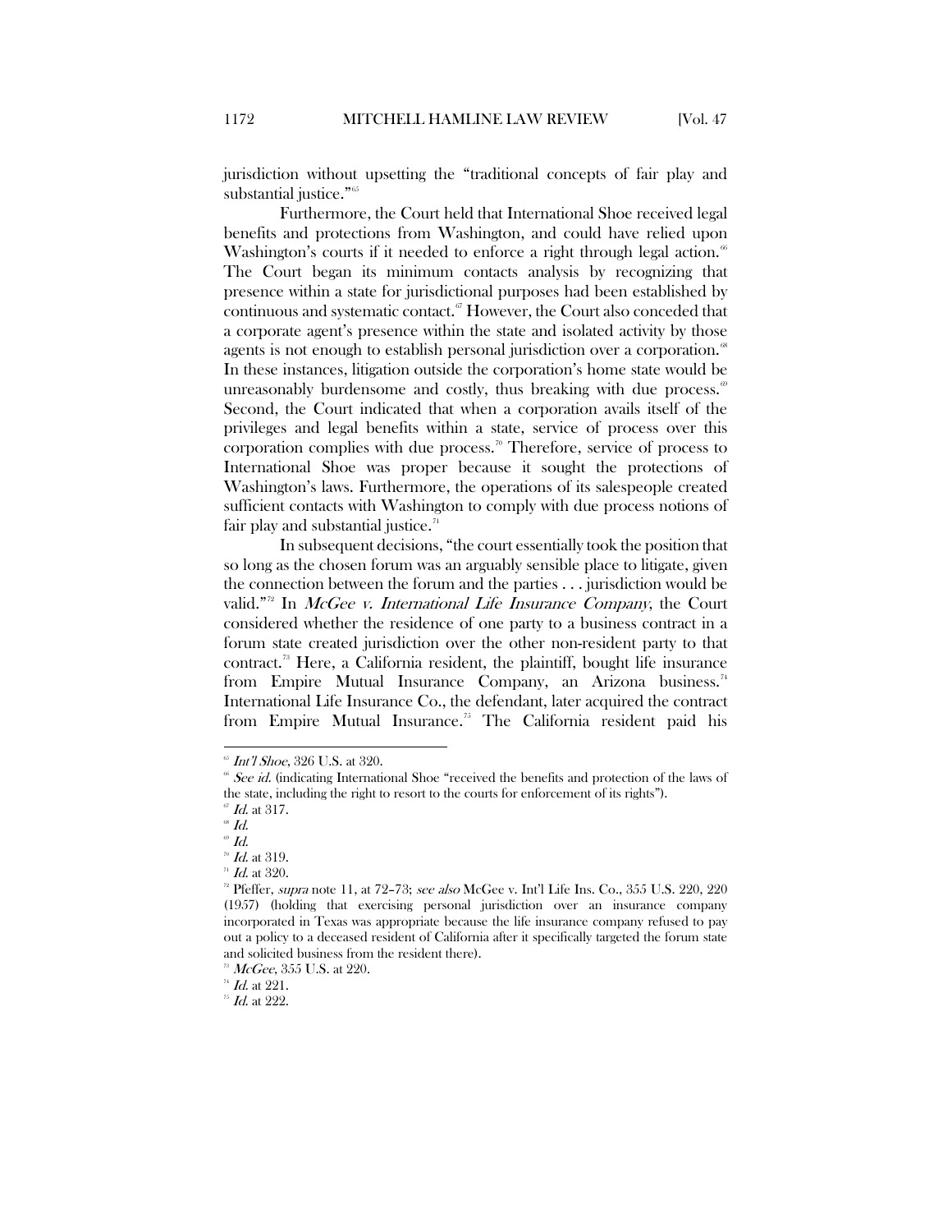jurisdiction without upsetting the "traditional concepts of fair play and substantial justice."[65]

Furthermore, the Court held that International Shoe received legal benefits and protections from Washington, and could have relied upon Washington's courts if it needed to enforce a right through legal action.[66] The Court began its minimum contacts analysis by recognizing that presence within a state for jurisdictional purposes had been established by continuous and systematic contact.[67] However, the Court also conceded that a corporate agent's presence within the state and isolated activity by those agents is not enough to establish personal jurisdiction over a corporation.[68] In these instances, litigation outside the corporation's home state would be unreasonably burdensome and costly, thus breaking with due process.[69] Second, the Court indicated that when a corporation avails itself of the privileges and legal benefits within a state, service of process over this corporation complies with due process.[70] Therefore, service of process to International Shoe was proper because it sought the protections of Washington's laws. Furthermore, the operations of its salespeople created sufficient contacts with Washington to comply with due process notions of fair play and substantial justice.[71]

In subsequent decisions, "the court essentially took the position that so long as the chosen forum was an arguably sensible place to litigate, given the connection between the forum and the parties . . . jurisdiction would be valid."[72] In *McGee v. International Life Insurance Company*, the Court considered whether the residence of one party to a business contract in a forum state created jurisdiction over the other non-resident party to that contract.[73] Here, a California resident, the plaintiff, bought life insurance from Empire Mutual Insurance Company, an Arizona business.[74] International Life Insurance Co., the defendant, later acquired the contract from Empire Mutual Insurance.[75] The California resident paid his

---

[65] *Int'l Shoe*, 326 U.S. at 320.

[66] *See id.* (indicating International Shoe "received the benefits and protection of the laws of the state, including the right to resort to the courts for enforcement of its rights").

[67] *Id.* at 317.

[68] *Id.*

[69] *Id.*

[70] *Id.* at 319.

[71] *Id.* at 320.

[72] Pfeffer, *supra* note 11, at 72–73; *see also* McGee v. Int'l Life Ins. Co., 355 U.S. 220, 220 (1957) (holding that exercising personal jurisdiction over an insurance company incorporated in Texas was appropriate because the life insurance company refused to pay out a policy to a deceased resident of California after it specifically targeted the forum state and solicited business from the resident there).

[73] *McGee*, 355 U.S. at 220.

[74] *Id.* at 221.

[75] *Id.* at 222.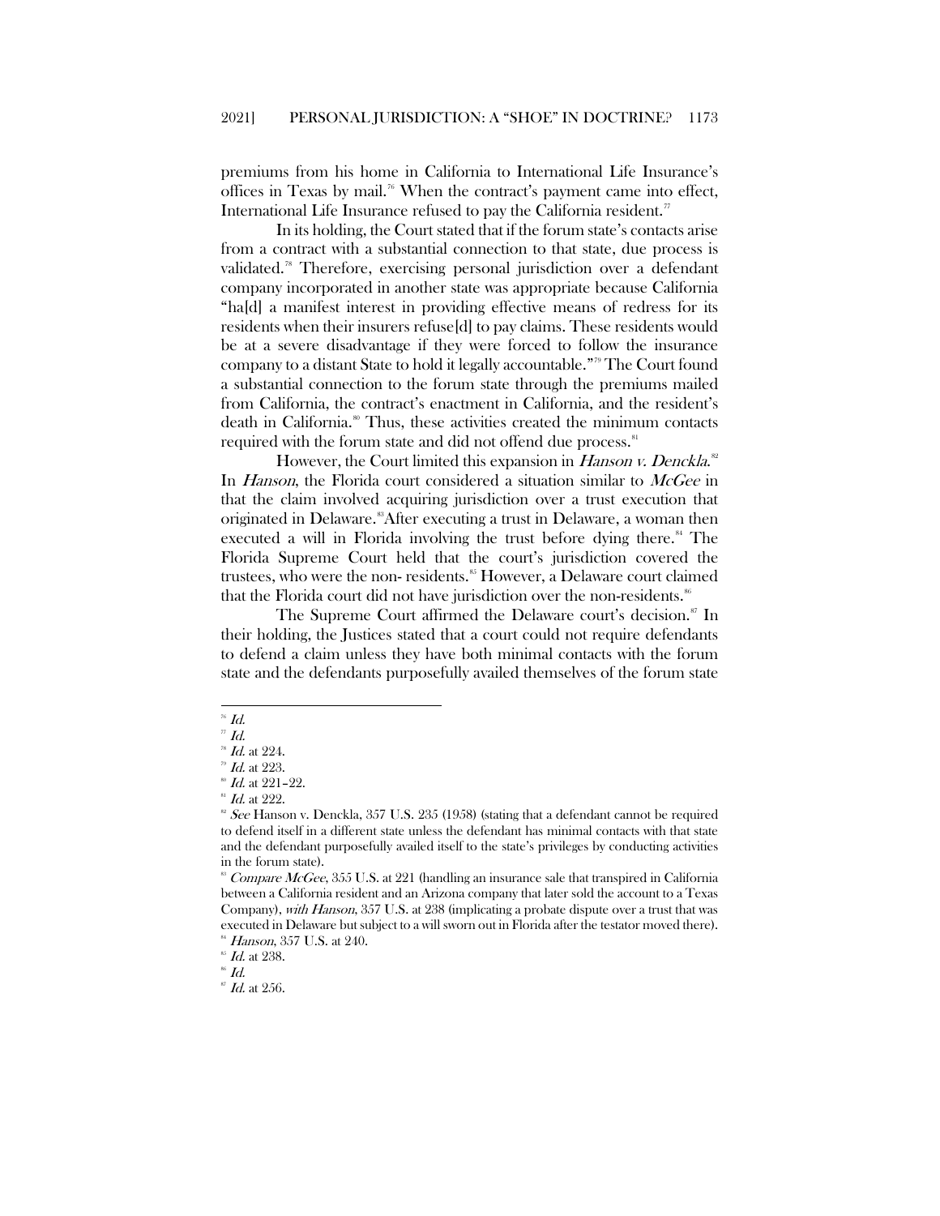premiums from his home in California to International Life Insurance's offices in Texas by mail.[76] When the contract's payment came into effect, International Life Insurance refused to pay the California resident.[77]

In its holding, the Court stated that if the forum state's contacts arise from a contract with a substantial connection to that state, due process is validated.[78] Therefore, exercising personal jurisdiction over a defendant company incorporated in another state was appropriate because California "ha[d] a manifest interest in providing effective means of redress for its residents when their insurers refuse[d] to pay claims. These residents would be at a severe disadvantage if they were forced to follow the insurance company to a distant State to hold it legally accountable."[79] The Court found a substantial connection to the forum state through the premiums mailed from California, the contract's enactment in California, and the resident's death in California.[80] Thus, these activities created the minimum contacts required with the forum state and did not offend due process.[81]

However, the Court limited this expansion in *Hanson v. Denckla*.[82] In *Hanson*, the Florida court considered a situation similar to *McGee* in that the claim involved acquiring jurisdiction over a trust execution that originated in Delaware.[83] After executing a trust in Delaware, a woman then executed a will in Florida involving the trust before dying there.[84] The Florida Supreme Court held that the court's jurisdiction covered the trustees, who were the non- residents.[85] However, a Delaware court claimed that the Florida court did not have jurisdiction over the non-residents.[86]

The Supreme Court affirmed the Delaware court's decision.[87] In their holding, the Justices stated that a court could not require defendants to defend a claim unless they have both minimal contacts with the forum state and the defendants purposefully availed themselves of the forum state

---

[76] *Id.*

[77] *Id.*

[78] *Id.* at 224.

[79] *Id.* at 223.

[80] *Id.* at 221–22.

[81] *Id.* at 222.

[82] *See* Hanson v. Denckla, 357 U.S. 235 (1958) (stating that a defendant cannot be required to defend itself in a different state unless the defendant has minimal contacts with that state and the defendant purposefully availed itself to the state's privileges by conducting activities in the forum state).

[83] *Compare McGee*, 355 U.S. at 221 (handling an insurance sale that transpired in California between a California resident and an Arizona company that later sold the account to a Texas Company), *with Hanson*, 357 U.S. at 238 (implicating a probate dispute over a trust that was executed in Delaware but subject to a will sworn out in Florida after the testator moved there).

[84] *Hanson*, 357 U.S. at 240.

[85] *Id.* at 238.

[86] *Id.*

[87] *Id.* at 256.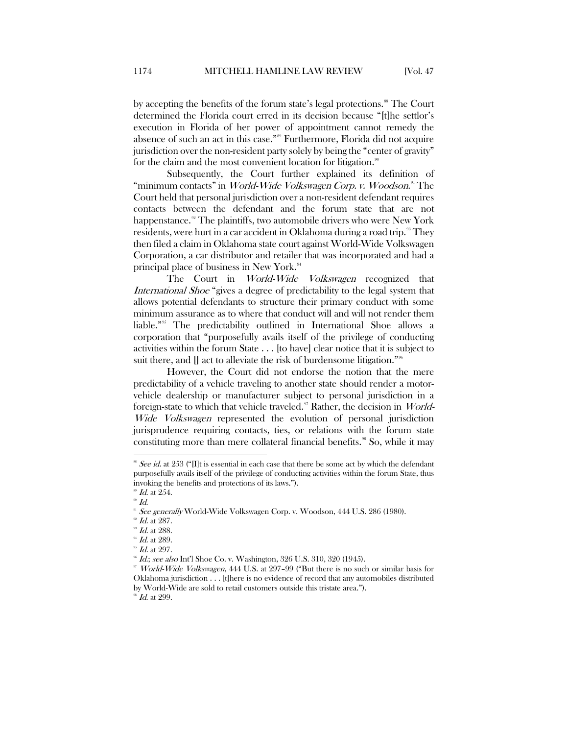by accepting the benefits of the forum state's legal protections.[88] The Court determined the Florida court erred in its decision because "[t]he settlor's execution in Florida of her power of appointment cannot remedy the absence of such an act in this case."[89] Furthermore, Florida did not acquire jurisdiction over the non-resident party solely by being the "center of gravity" for the claim and the most convenient location for litigation.[90]

Subsequently, the Court further explained its definition of "minimum contacts" in *World-Wide Volkswagen Corp. v. Woodson*.[91] The Court held that personal jurisdiction over a non-resident defendant requires contacts between the defendant and the forum state that are not happenstance.[92] The plaintiffs, two automobile drivers who were New York residents, were hurt in a car accident in Oklahoma during a road trip.[93] They then filed a claim in Oklahoma state court against World-Wide Volkswagen Corporation, a car distributor and retailer that was incorporated and had a principal place of business in New York.[94]

The Court in *World-Wide Volkswagen* recognized that *International Shoe* "gives a degree of predictability to the legal system that allows potential defendants to structure their primary conduct with some minimum assurance as to where that conduct will and will not render them liable."[95] The predictability outlined in International Shoe allows a corporation that "purposefully avails itself of the privilege of conducting activities within the forum State . . . [to have] clear notice that it is subject to suit there, and [] act to alleviate the risk of burdensome litigation."[96]

However, the Court did not endorse the notion that the mere predictability of a vehicle traveling to another state should render a motor-vehicle dealership or manufacturer subject to personal jurisdiction in a foreign-state to which that vehicle traveled.[97] Rather, the decision in *World-Wide Volkswagen* represented the evolution of personal jurisdiction jurisprudence requiring contacts, ties, or relations with the forum state constituting more than mere collateral financial benefits.[98] So, while it may

---

[88] *See id.* at 253 ("[I]t is essential in each case that there be some act by which the defendant purposefully avails itself of the privilege of conducting activities within the forum State, thus invoking the benefits and protections of its laws.").

[89] *Id.* at 254.

[90] *Id.*

[91] *See generally* World-Wide Volkswagen Corp. v. Woodson, 444 U.S. 286 (1980).

[92] *Id.* at 287.

[93] *Id.* at 288.

[94] *Id.* at 289.

[95] *Id.* at 297.

[96] *Id.*; *see also* Int'l Shoe Co. v. Washington, 326 U.S. 310, 320 (1945).

[97] *World-Wide Volkswagen*, 444 U.S. at 297–99 ("But there is no such or similar basis for Oklahoma jurisdiction . . . [t]here is no evidence of record that any automobiles distributed by World-Wide are sold to retail customers outside this tristate area.").

[98] *Id.* at 299.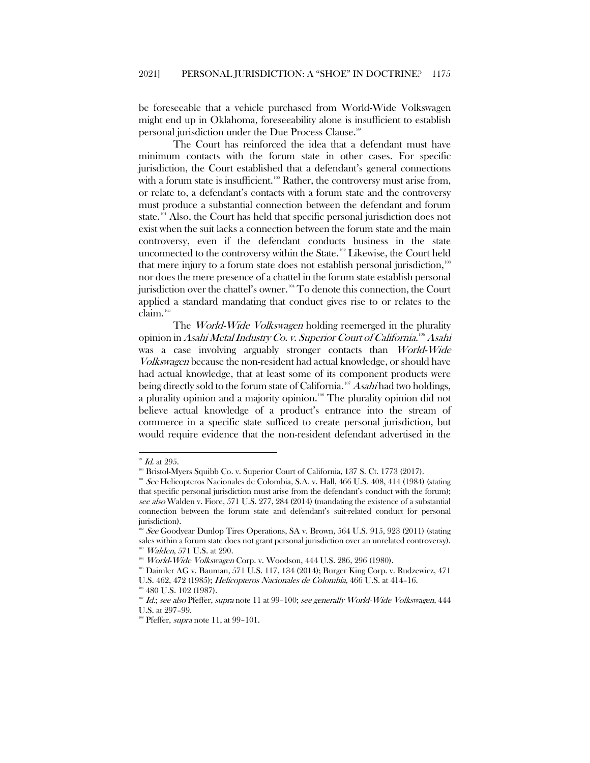be foreseeable that a vehicle purchased from World-Wide Volkswagen might end up in Oklahoma, foreseeability alone is insufficient to establish personal jurisdiction under the Due Process Clause.[99]

The Court has reinforced the idea that a defendant must have minimum contacts with the forum state in other cases. For specific jurisdiction, the Court established that a defendant's general connections with a forum state is insufficient.[100] Rather, the controversy must arise from, or relate to, a defendant's contacts with a forum state and the controversy must produce a substantial connection between the defendant and forum state.[101] Also, the Court has held that specific personal jurisdiction does not exist when the suit lacks a connection between the forum state and the main controversy, even if the defendant conducts business in the state unconnected to the controversy within the State.[102] Likewise, the Court held that mere injury to a forum state does not establish personal jurisdiction,[103] nor does the mere presence of a chattel in the forum state establish personal jurisdiction over the chattel's owner.[104] To denote this connection, the Court applied a standard mandating that conduct gives rise to or relates to the claim.[105]

The *World-Wide Volkswagen* holding reemerged in the plurality opinion in *Asahi Metal Industry Co. v. Superior Court of California*.[106] *Asahi* was a case involving arguably stronger contacts than *World-Wide Volkswagen* because the non-resident had actual knowledge, or should have had actual knowledge, that at least some of its component products were being directly sold to the forum state of California.[107] *Asahi* had two holdings, a plurality opinion and a majority opinion.[108] The plurality opinion did not believe actual knowledge of a product's entrance into the stream of commerce in a specific state sufficed to create personal jurisdiction, but would require evidence that the non-resident defendant advertised in the

---

[99] *Id.* at 295.

[100] Bristol-Myers Squibb Co. v. Superior Court of California, 137 S. Ct. 1773 (2017).

[101] *See* Helicopteros Nacionales de Colombia, S.A. v. Hall, 466 U.S. 408, 414 (1984) (stating that specific personal jurisdiction must arise from the defendant's conduct with the forum); *see also* Walden v. Fiore, 571 U.S. 277, 284 (2014) (mandating the existence of a substantial connection between the forum state and defendant's suit-related conduct for personal jurisdiction).

[102] *See* Goodyear Dunlop Tires Operations, SA v. Brown, 564 U.S. 915, 923 (2011) (stating sales within a forum state does not grant personal jurisdiction over an unrelated controversy).

[103] *Walden*, 571 U.S. at 290.

[104] *World-Wide Volkswagen* Corp. v. Woodson, 444 U.S. 286, 296 (1980).

[105] Daimler AG v. Bauman, 571 U.S. 117, 134 (2014); Burger King Corp. v. Rudzewicz, 471 U.S. 462, 472 (1985); *Helicopteros Nacionales de Colombia*, 466 U.S. at 414–16.

[106] 480 U.S. 102 (1987).

[107] *Id.*; *see also* Pfeffer, *supra* note 11 at 99–100; *see generally World-Wide Volkswagen*, 444 U.S. at 297–99.

[108] Pfeffer, *supra* note 11, at 99–101.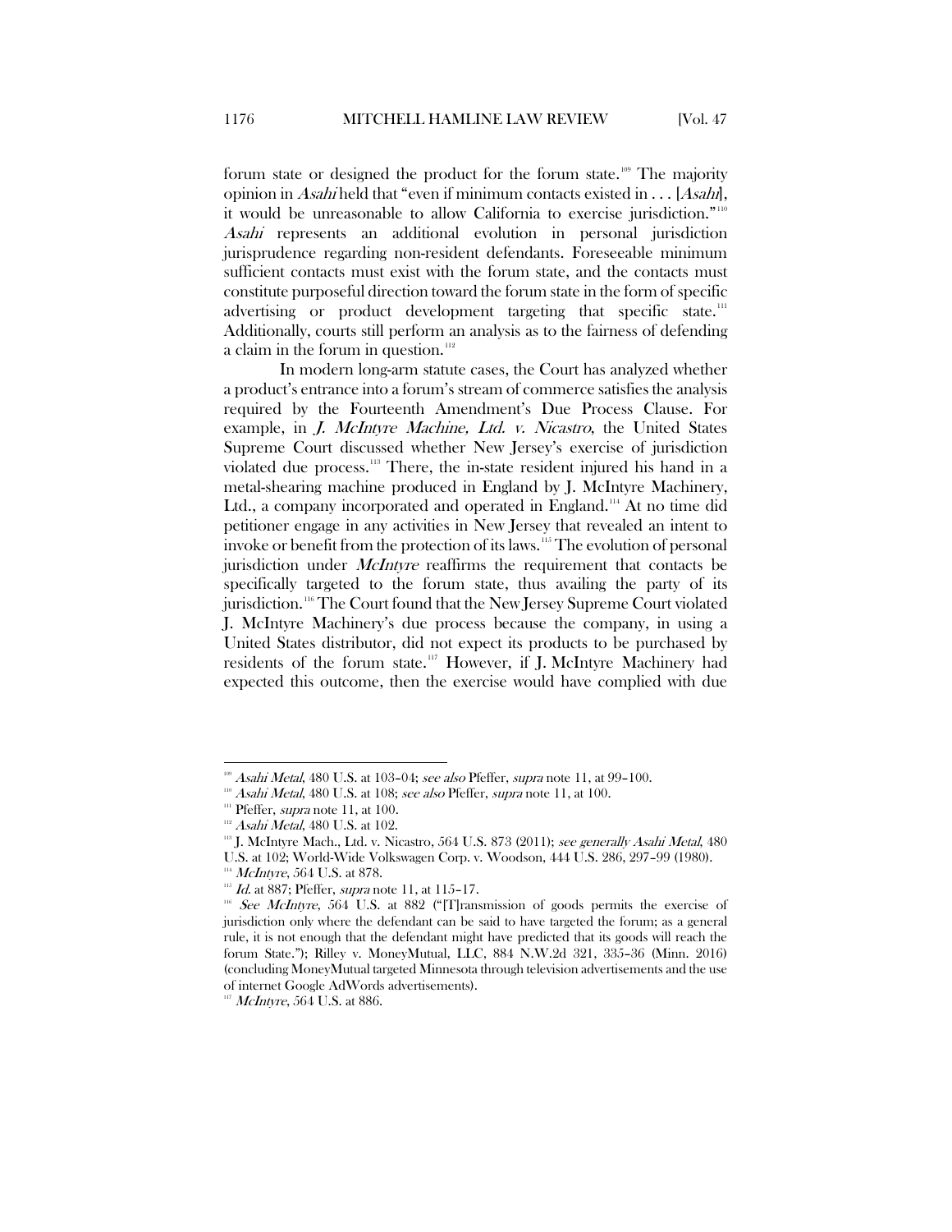forum state or designed the product for the forum state.[109] The majority opinion in *Asahi* held that "even if minimum contacts existed in . . . [*Asahi*], it would be unreasonable to allow California to exercise jurisdiction."[110] *Asahi* represents an additional evolution in personal jurisdiction jurisprudence regarding non-resident defendants. Foreseeable minimum sufficient contacts must exist with the forum state, and the contacts must constitute purposeful direction toward the forum state in the form of specific advertising or product development targeting that specific state.[111] Additionally, courts still perform an analysis as to the fairness of defending a claim in the forum in question.[112]

In modern long-arm statute cases, the Court has analyzed whether a product's entrance into a forum's stream of commerce satisfies the analysis required by the Fourteenth Amendment's Due Process Clause. For example, in *J. McIntyre Machine, Ltd. v. Nicastro*, the United States Supreme Court discussed whether New Jersey's exercise of jurisdiction violated due process.[113] There, the in-state resident injured his hand in a metal-shearing machine produced in England by J. McIntyre Machinery, Ltd., a company incorporated and operated in England.[114] At no time did petitioner engage in any activities in New Jersey that revealed an intent to invoke or benefit from the protection of its laws.[115] The evolution of personal jurisdiction under *McIntyre* reaffirms the requirement that contacts be specifically targeted to the forum state, thus availing the party of its jurisdiction.[116] The Court found that the New Jersey Supreme Court violated J. McIntyre Machinery's due process because the company, in using a United States distributor, did not expect its products to be purchased by residents of the forum state.[117] However, if J. McIntyre Machinery had expected this outcome, then the exercise would have complied with due

---

[109] *Asahi Metal*, 480 U.S. at 103–04; *see also* Pfeffer, *supra* note 11, at 99–100.

[110] *Asahi Metal*, 480 U.S. at 108; *see also* Pfeffer, *supra* note 11, at 100.

[111] Pfeffer, *supra* note 11, at 100.

[112] *Asahi Metal*, 480 U.S. at 102.

[113] J. McIntyre Mach., Ltd. v. Nicastro, 564 U.S. 873 (2011); *see generally Asahi Metal*, 480 U.S. at 102; World-Wide Volkswagen Corp. v. Woodson, 444 U.S. 286, 297–99 (1980).

[114] *McIntyre*, 564 U.S. at 878.

[115] *Id.* at 887; Pfeffer, *supra* note 11, at 115–17.

[116] *See McIntyre*, 564 U.S. at 882 ("[T]ransmission of goods permits the exercise of jurisdiction only where the defendant can be said to have targeted the forum; as a general rule, it is not enough that the defendant might have predicted that its goods will reach the forum State."); Rilley v. MoneyMutual, LLC, 884 N.W.2d 321, 335–36 (Minn. 2016) (concluding MoneyMutual targeted Minnesota through television advertisements and the use of internet Google AdWords advertisements).

[117] *McIntyre*, 564 U.S. at 886.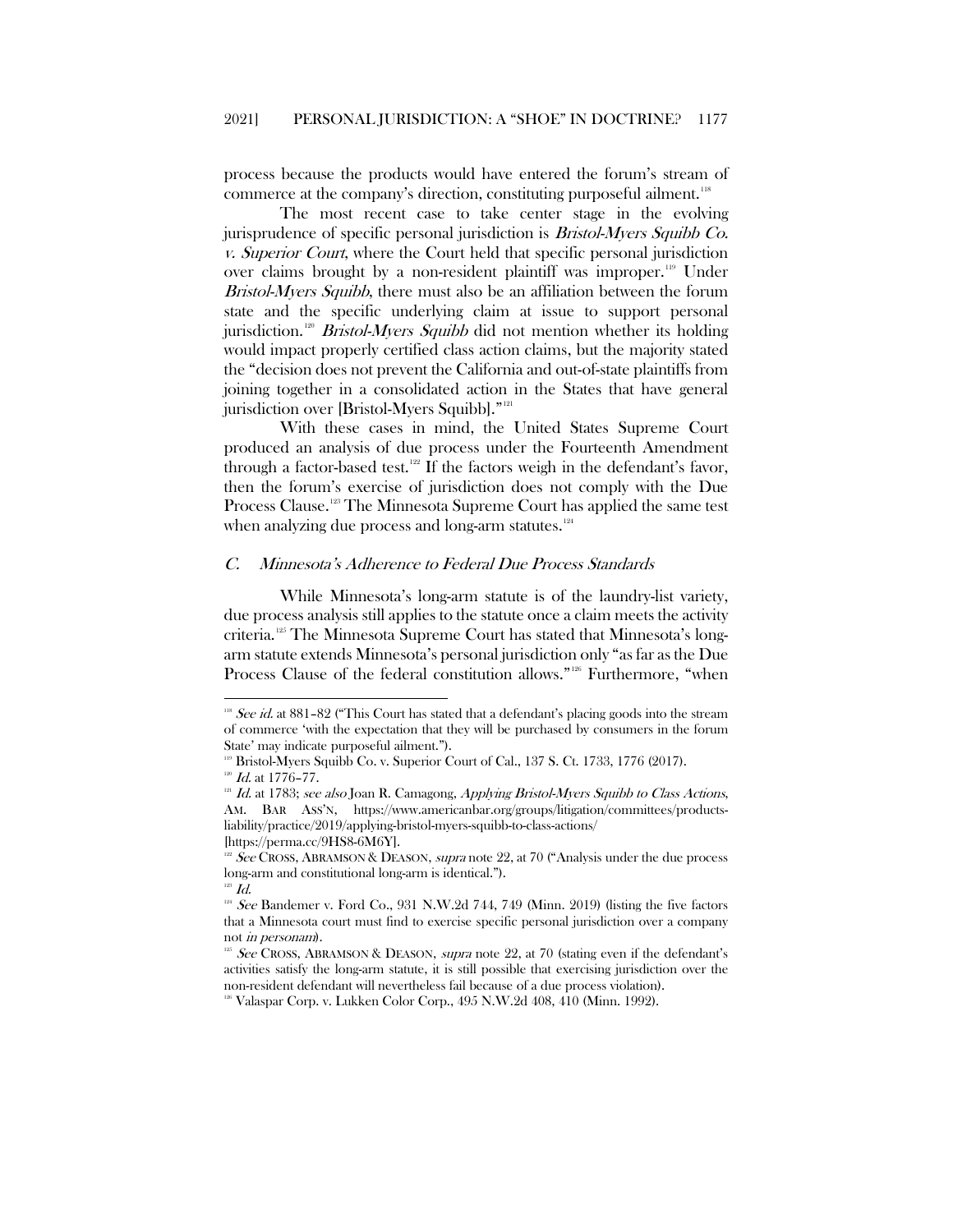process because the products would have entered the forum's stream of commerce at the company's direction, constituting purposeful ailment.[118]

The most recent case to take center stage in the evolving jurisprudence of specific personal jurisdiction is *Bristol-Myers Squibb Co. v. Superior Court*, where the Court held that specific personal jurisdiction over claims brought by a non-resident plaintiff was improper.[119] Under *Bristol-Myers Squibb*, there must also be an affiliation between the forum state and the specific underlying claim at issue to support personal jurisdiction.[120] *Bristol-Myers Squibb* did not mention whether its holding would impact properly certified class action claims, but the majority stated the "decision does not prevent the California and out-of-state plaintiffs from joining together in a consolidated action in the States that have general jurisdiction over [Bristol-Myers Squibb]."[121]

With these cases in mind, the United States Supreme Court produced an analysis of due process under the Fourteenth Amendment through a factor-based test.[122] If the factors weigh in the defendant's favor, then the forum's exercise of jurisdiction does not comply with the Due Process Clause.[123] The Minnesota Supreme Court has applied the same test when analyzing due process and long-arm statutes.[124]

### C. *Minnesota's Adherence to Federal Due Process Standards*

While Minnesota's long-arm statute is of the laundry-list variety, due process analysis still applies to the statute once a claim meets the activity criteria.[125] The Minnesota Supreme Court has stated that Minnesota's long-arm statute extends Minnesota's personal jurisdiction only "as far as the Due Process Clause of the federal constitution allows."[126] Furthermore, "when

---

[118] *See id.* at 881–82 ("This Court has stated that a defendant's placing goods into the stream of commerce 'with the expectation that they will be purchased by consumers in the forum State' may indicate purposeful ailment.").

[119] Bristol-Myers Squibb Co. v. Superior Court of Cal., 137 S. Ct. 1733, 1776 (2017).

[120] *Id.* at 1776–77.

[121] *Id.* at 1783; *see also* Joan R. Camagong, *Applying Bristol-Myers Squibb to Class Actions*, AM. BAR ASS'N, https://www.americanbar.org/groups/litigation/committees/products-liability/practice/2019/applying-bristol-myers-squibb-to-class-actions/ [https://perma.cc/9HS8-6M6Y].

[122] *See* CROSS, ABRAMSON & DEASON, *supra* note 22, at 70 ("Analysis under the due process long-arm and constitutional long-arm is identical.").

[123] *Id.*

[124] *See* Bandemer v. Ford Co., 931 N.W.2d 744, 749 (Minn. 2019) (listing the five factors that a Minnesota court must find to exercise specific personal jurisdiction over a company not *in personam*).

[125] *See* CROSS, ABRAMSON & DEASON, *supra* note 22, at 70 (stating even if the defendant's activities satisfy the long-arm statute, it is still possible that exercising jurisdiction over the non-resident defendant will nevertheless fail because of a due process violation).

[126] Valaspar Corp. v. Lukken Color Corp., 495 N.W.2d 408, 410 (Minn. 1992).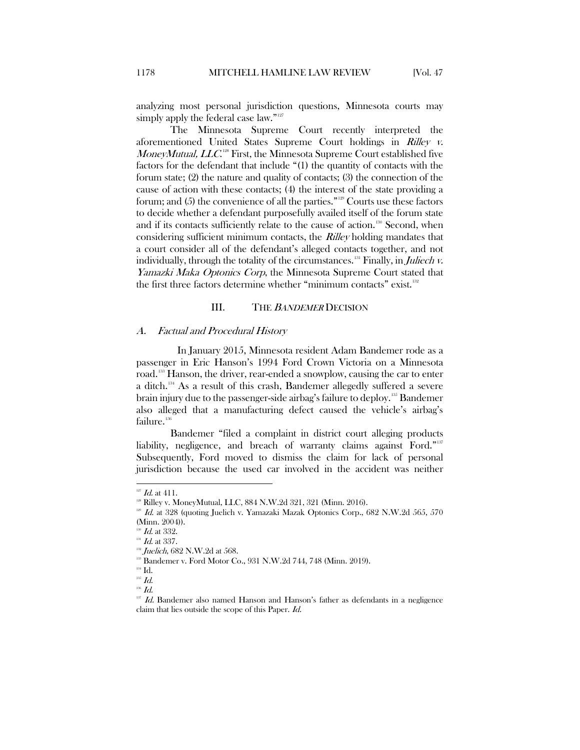analyzing most personal jurisdiction questions, Minnesota courts may simply apply the federal case law."[127]

The Minnesota Supreme Court recently interpreted the aforementioned United States Supreme Court holdings in *Rilley v. MoneyMutual, LLC*.[128] First, the Minnesota Supreme Court established five factors for the defendant that include "(1) the quantity of contacts with the forum state; (2) the nature and quality of contacts; (3) the connection of the cause of action with these contacts; (4) the interest of the state providing a forum; and (5) the convenience of all the parties."[129] Courts use these factors to decide whether a defendant purposefully availed itself of the forum state and if its contacts sufficiently relate to the cause of action.[130] Second, when considering sufficient minimum contacts, the *Rilley* holding mandates that a court consider all of the defendant's alleged contacts together, and not individually, through the totality of the circumstances.[131] Finally, in *Juliech v. Yamazki Maka Optonics Corp*, the Minnesota Supreme Court stated that the first three factors determine whether "minimum contacts" exist.[132]

## III. THE *BANDEMER* DECISION

### *A. Factual and Procedural History*

In January 2015, Minnesota resident Adam Bandemer rode as a passenger in Eric Hanson's 1994 Ford Crown Victoria on a Minnesota road.[133] Hanson, the driver, rear-ended a snowplow, causing the car to enter a ditch.[134] As a result of this crash, Bandemer allegedly suffered a severe brain injury due to the passenger-side airbag's failure to deploy.[135] Bandemer also alleged that a manufacturing defect caused the vehicle's airbag's failure.[136]

Bandemer "filed a complaint in district court alleging products liability, negligence, and breach of warranty claims against Ford."[137] Subsequently, Ford moved to dismiss the claim for lack of personal jurisdiction because the used car involved in the accident was neither

---

[127] *Id.* at 411.

[128] Rilley v. MoneyMutual, LLC, 884 N.W.2d 321, 321 (Minn. 2016).

[129] *Id.* at 328 (quoting Juelich v. Yamazaki Mazak Optonics Corp., 682 N.W.2d 565, 570 (Minn. 2004)).

[130] *Id.* at 332.

[131] *Id.* at 337.

[132] *Juelich*, 682 N.W.2d at 568.

[133] Bandemer v. Ford Motor Co., 931 N.W.2d 744, 748 (Minn. 2019).

[134] Id.

[135] *Id.*

[136] *Id.*

[137] *Id.* Bandemer also named Hanson and Hanson's father as defendants in a negligence claim that lies outside the scope of this Paper. *Id.*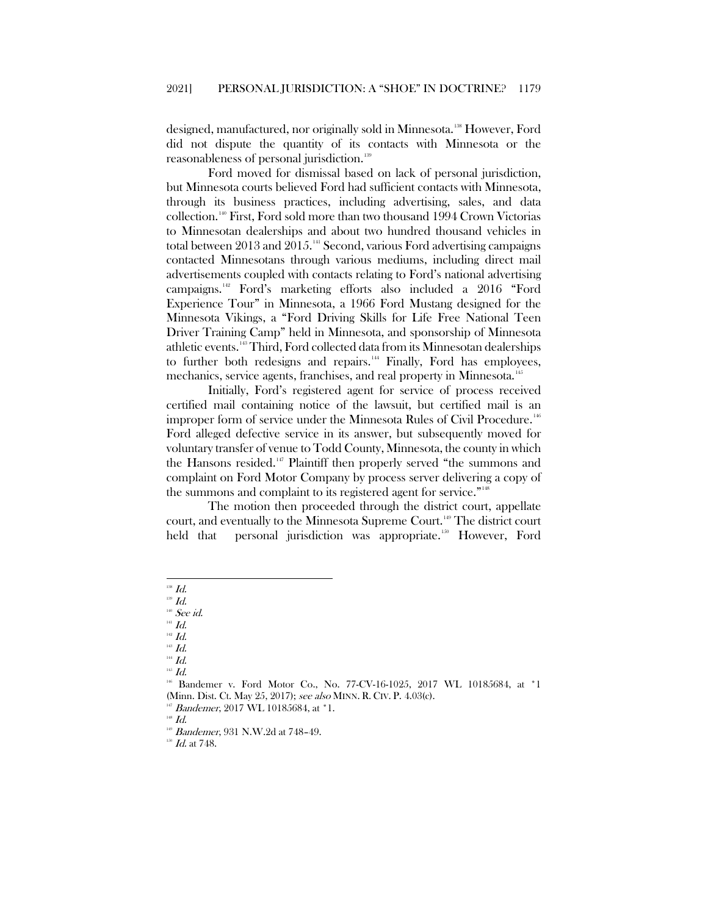designed, manufactured, nor originally sold in Minnesota.[138] However, Ford did not dispute the quantity of its contacts with Minnesota or the reasonableness of personal jurisdiction.[139]

Ford moved for dismissal based on lack of personal jurisdiction, but Minnesota courts believed Ford had sufficient contacts with Minnesota, through its business practices, including advertising, sales, and data collection.[140] First, Ford sold more than two thousand 1994 Crown Victorias to Minnesotan dealerships and about two hundred thousand vehicles in total between 2013 and 2015.[141] Second, various Ford advertising campaigns contacted Minnesotans through various mediums, including direct mail advertisements coupled with contacts relating to Ford's national advertising campaigns.[142] Ford's marketing efforts also included a 2016 "Ford Experience Tour" in Minnesota, a 1966 Ford Mustang designed for the Minnesota Vikings, a "Ford Driving Skills for Life Free National Teen Driver Training Camp" held in Minnesota, and sponsorship of Minnesota athletic events.[143] Third, Ford collected data from its Minnesotan dealerships to further both redesigns and repairs.[144] Finally, Ford has employees, mechanics, service agents, franchises, and real property in Minnesota.[145]

Initially, Ford's registered agent for service of process received certified mail containing notice of the lawsuit, but certified mail is an improper form of service under the Minnesota Rules of Civil Procedure.[146] Ford alleged defective service in its answer, but subsequently moved for voluntary transfer of venue to Todd County, Minnesota, the county in which the Hansons resided.[147] Plaintiff then properly served "the summons and complaint on Ford Motor Company by process server delivering a copy of the summons and complaint to its registered agent for service."[148]

The motion then proceeded through the district court, appellate court, and eventually to the Minnesota Supreme Court.[149] The district court held that personal jurisdiction was appropriate.[150] However, Ford

---

[138] *Id.*
[139] *Id.*
[140] *See id.*
[141] *Id.*
[142] *Id.*
[143] *Id.*
[144] *Id.*
[145] *Id.*
[146] Bandemer v. Ford Motor Co., No. 77-CV-16-1025, 2017 WL 10185684, at \*1 (Minn. Dist. Ct. May 25, 2017); *see also* MINN. R. CIV. P. 4.03(c).
[147] *Bandemer*, 2017 WL 10185684, at \*1.
[148] *Id.*
[149] *Bandemer*, 931 N.W.2d at 748–49.
[150] *Id.* at 748.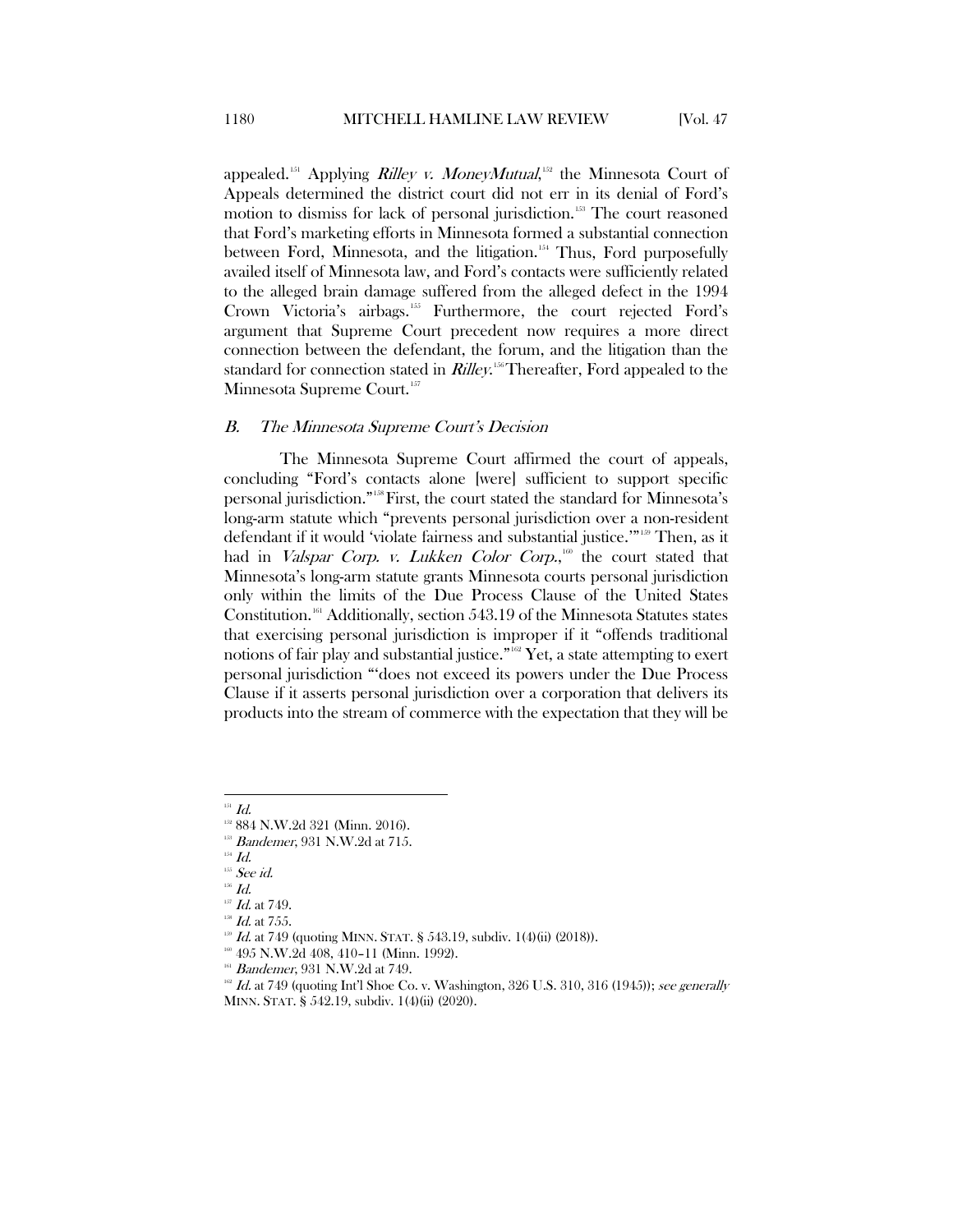appealed.[151] Applying *Rilley v. MoneyMutual*,[152] the Minnesota Court of Appeals determined the district court did not err in its denial of Ford's motion to dismiss for lack of personal jurisdiction.[153] The court reasoned that Ford's marketing efforts in Minnesota formed a substantial connection between Ford, Minnesota, and the litigation.[154] Thus, Ford purposefully availed itself of Minnesota law, and Ford's contacts were sufficiently related to the alleged brain damage suffered from the alleged defect in the 1994 Crown Victoria's airbags.[155] Furthermore, the court rejected Ford's argument that Supreme Court precedent now requires a more direct connection between the defendant, the forum, and the litigation than the standard for connection stated in *Rilley*.[156] Thereafter, Ford appealed to the Minnesota Supreme Court.[157]

## *B. The Minnesota Supreme Court's Decision*

The Minnesota Supreme Court affirmed the court of appeals, concluding "Ford's contacts alone [were] sufficient to support specific personal jurisdiction."[158] First, the court stated the standard for Minnesota's long-arm statute which "prevents personal jurisdiction over a non-resident defendant if it would 'violate fairness and substantial justice.'"[159] Then, as it had in *Valspar Corp. v. Lukken Color Corp.*,[160] the court stated that Minnesota's long-arm statute grants Minnesota courts personal jurisdiction only within the limits of the Due Process Clause of the United States Constitution.[161] Additionally, section 543.19 of the Minnesota Statutes states that exercising personal jurisdiction is improper if it "offends traditional notions of fair play and substantial justice."[162] Yet, a state attempting to exert personal jurisdiction "'does not exceed its powers under the Due Process Clause if it asserts personal jurisdiction over a corporation that delivers its products into the stream of commerce with the expectation that they will be

---

[151] *Id.*

[152] 884 N.W.2d 321 (Minn. 2016).

[153] *Bandemer*, 931 N.W.2d at 715.

[154] *Id.*

[155] *See id.*

[156] *Id.*

[157] *Id.* at 749.

[158] *Id.* at 755.

[159] *Id.* at 749 (quoting MINN. STAT. § 543.19, subdiv. 1(4)(ii) (2018)).

[160] 495 N.W.2d 408, 410–11 (Minn. 1992).

[161] *Bandemer*, 931 N.W.2d at 749.

[162] *Id.* at 749 (quoting Int'l Shoe Co. v. Washington, 326 U.S. 310, 316 (1945)); *see generally* MINN. STAT. § 542.19, subdiv. 1(4)(ii) (2020).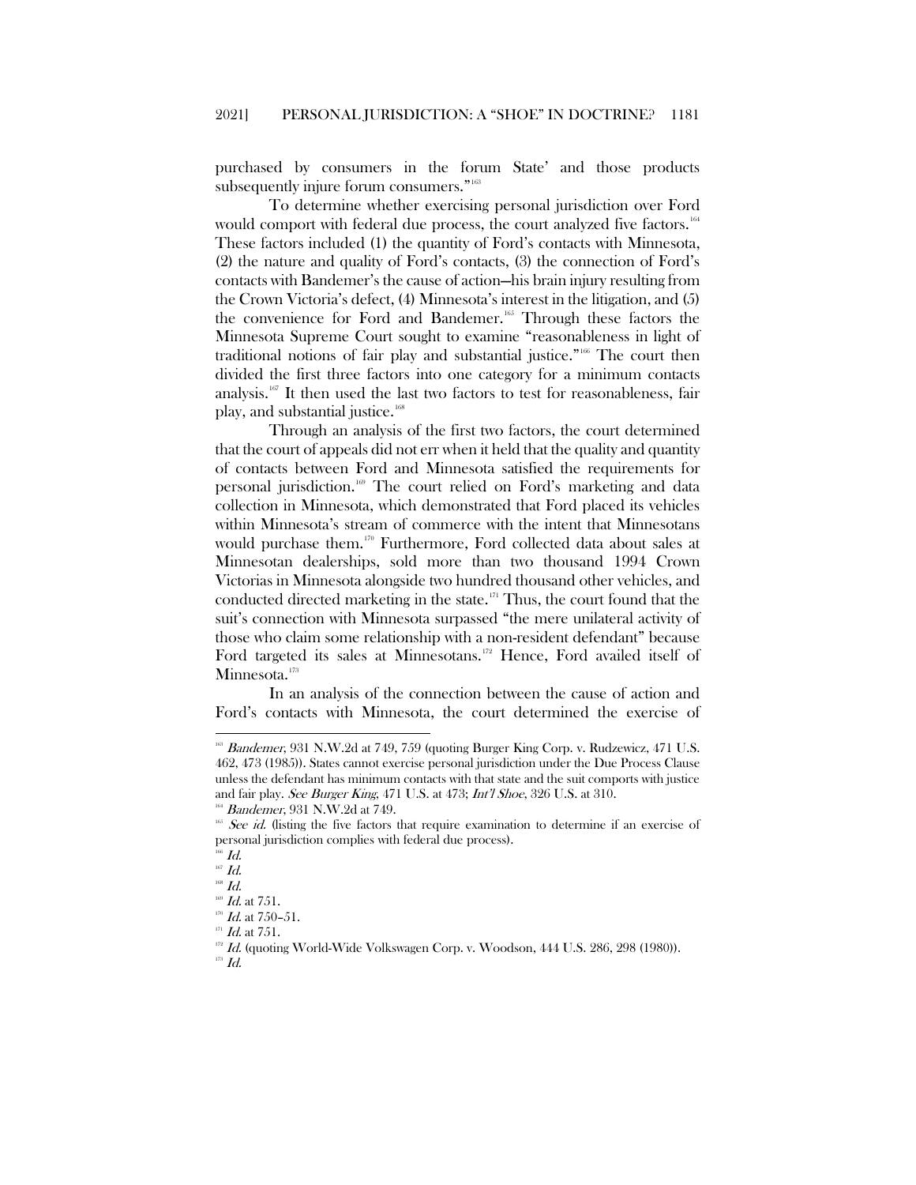purchased by consumers in the forum State' and those products subsequently injure forum consumers."[163]

To determine whether exercising personal jurisdiction over Ford would comport with federal due process, the court analyzed five factors.[164] These factors included (1) the quantity of Ford's contacts with Minnesota, (2) the nature and quality of Ford's contacts, (3) the connection of Ford's contacts with Bandemer's the cause of action—his brain injury resulting from the Crown Victoria's defect, (4) Minnesota's interest in the litigation, and (5) the convenience for Ford and Bandemer.[165] Through these factors the Minnesota Supreme Court sought to examine "reasonableness in light of traditional notions of fair play and substantial justice."[166] The court then divided the first three factors into one category for a minimum contacts analysis.[167] It then used the last two factors to test for reasonableness, fair play, and substantial justice.[168]

Through an analysis of the first two factors, the court determined that the court of appeals did not err when it held that the quality and quantity of contacts between Ford and Minnesota satisfied the requirements for personal jurisdiction.[169] The court relied on Ford's marketing and data collection in Minnesota, which demonstrated that Ford placed its vehicles within Minnesota's stream of commerce with the intent that Minnesotans would purchase them.[170] Furthermore, Ford collected data about sales at Minnesotan dealerships, sold more than two thousand 1994 Crown Victorias in Minnesota alongside two hundred thousand other vehicles, and conducted directed marketing in the state.[171] Thus, the court found that the suit's connection with Minnesota surpassed "the mere unilateral activity of those who claim some relationship with a non-resident defendant" because Ford targeted its sales at Minnesotans.[172] Hence, Ford availed itself of Minnesota.[173]

In an analysis of the connection between the cause of action and Ford's contacts with Minnesota, the court determined the exercise of

---

[163] *Bandemer*, 931 N.W.2d at 749, 759 (quoting Burger King Corp. v. Rudzewicz, 471 U.S. 462, 473 (1985)). States cannot exercise personal jurisdiction under the Due Process Clause unless the defendant has minimum contacts with that state and the suit comports with justice and fair play. *See Burger King*, 471 U.S. at 473; *Int'l Shoe*, 326 U.S. at 310.

[164] *Bandemer*, 931 N.W.2d at 749.

[165] *See id.* (listing the five factors that require examination to determine if an exercise of personal jurisdiction complies with federal due process).

[166] *Id.*

[167] *Id.*

[168] *Id.*

[169] *Id.* at 751.

[170] *Id.* at 750–51.

[171] *Id.* at 751.

[172] *Id.* (quoting World-Wide Volkswagen Corp. v. Woodson, 444 U.S. 286, 298 (1980)).

[173] *Id.*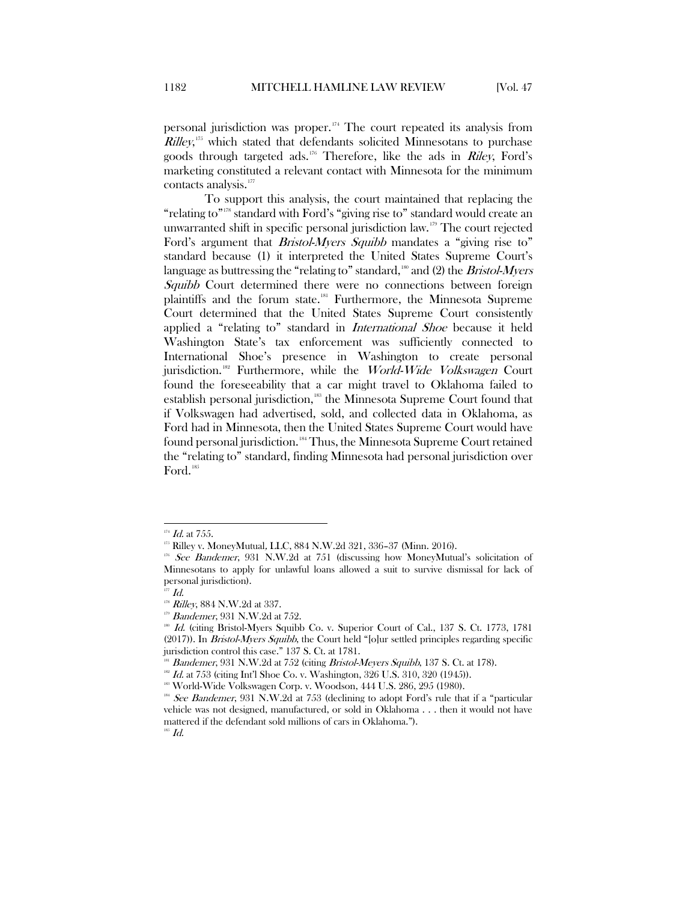personal jurisdiction was proper.[174] The court repeated its analysis from *Rilley*,[175] which stated that defendants solicited Minnesotans to purchase goods through targeted ads.[176] Therefore, like the ads in *Riley*, Ford's marketing constituted a relevant contact with Minnesota for the minimum contacts analysis.[177]

To support this analysis, the court maintained that replacing the "relating to"[178] standard with Ford's "giving rise to" standard would create an unwarranted shift in specific personal jurisdiction law.[179] The court rejected Ford's argument that *Bristol-Myers Squibb* mandates a "giving rise to" standard because (1) it interpreted the United States Supreme Court's language as buttressing the "relating to" standard,[180] and (2) the *Bristol-Myers Squibb* Court determined there were no connections between foreign plaintiffs and the forum state.[181] Furthermore, the Minnesota Supreme Court determined that the United States Supreme Court consistently applied a "relating to" standard in *International Shoe* because it held Washington State's tax enforcement was sufficiently connected to International Shoe's presence in Washington to create personal jurisdiction.[182] Furthermore, while the *World-Wide Volkswagen* Court found the foreseeability that a car might travel to Oklahoma failed to establish personal jurisdiction,[183] the Minnesota Supreme Court found that if Volkswagen had advertised, sold, and collected data in Oklahoma, as Ford had in Minnesota, then the United States Supreme Court would have found personal jurisdiction.[184] Thus, the Minnesota Supreme Court retained the "relating to" standard, finding Minnesota had personal jurisdiction over Ford.[185]

---

[174] *Id.* at 755.

[175] Rilley v. MoneyMutual, LLC, 884 N.W.2d 321, 336–37 (Minn. 2016).

[176] *See Bandemer*, 931 N.W.2d at 751 (discussing how MoneyMutual's solicitation of Minnesotans to apply for unlawful loans allowed a suit to survive dismissal for lack of personal jurisdiction).

[177] *Id.*

[178] *Rilley*, 884 N.W.2d at 337.

[179] *Bandemer*, 931 N.W.2d at 752.

[180] *Id.* (citing Bristol-Myers Squibb Co. v. Superior Court of Cal., 137 S. Ct. 1773, 1781 (2017)). In *Bristol-Myers Squibb*, the Court held "[o]ur settled principles regarding specific jurisdiction control this case." 137 S. Ct. at 1781.

[181] *Bandemer*, 931 N.W.2d at 752 (citing *Bristol-Meyers Squibb*, 137 S. Ct. at 178).

[182] *Id.* at 753 (citing Int'l Shoe Co. v. Washington, 326 U.S. 310, 320 (1945)).

[183] World-Wide Volkswagen Corp. v. Woodson, 444 U.S. 286, 295 (1980).

[184] *See Bandemer*, 931 N.W.2d at 753 (declining to adopt Ford's rule that if a "particular vehicle was not designed, manufactured, or sold in Oklahoma . . . then it would not have mattered if the defendant sold millions of cars in Oklahoma.").

[185] *Id.*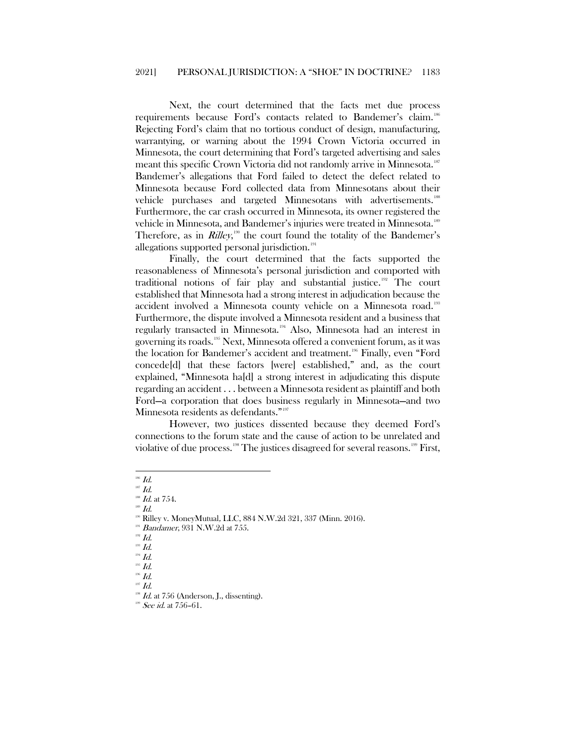Next, the court determined that the facts met due process requirements because Ford's contacts related to Bandemer's claim.[186] Rejecting Ford's claim that no tortious conduct of design, manufacturing, warrantying, or warning about the 1994 Crown Victoria occurred in Minnesota, the court determining that Ford's targeted advertising and sales meant this specific Crown Victoria did not randomly arrive in Minnesota.[187] Bandemer's allegations that Ford failed to detect the defect related to Minnesota because Ford collected data from Minnesotans about their vehicle purchases and targeted Minnesotans with advertisements.[188] Furthermore, the car crash occurred in Minnesota, its owner registered the vehicle in Minnesota, and Bandemer's injuries were treated in Minnesota.[189] Therefore, as in *Rilley*,[190] the court found the totality of the Bandemer's allegations supported personal jurisdiction.[191]

Finally, the court determined that the facts supported the reasonableness of Minnesota's personal jurisdiction and comported with traditional notions of fair play and substantial justice.[192] The court established that Minnesota had a strong interest in adjudication because the accident involved a Minnesota county vehicle on a Minnesota road.[193] Furthermore, the dispute involved a Minnesota resident and a business that regularly transacted in Minnesota.[194] Also, Minnesota had an interest in governing its roads.[195] Next, Minnesota offered a convenient forum, as it was the location for Bandemer's accident and treatment.[196] Finally, even "Ford concede[d] that these factors [were] established," and, as the court explained, "Minnesota ha[d] a strong interest in adjudicating this dispute regarding an accident . . . between a Minnesota resident as plaintiff and both Ford—a corporation that does business regularly in Minnesota—and two Minnesota residents as defendants."[197]

However, two justices dissented because they deemed Ford's connections to the forum state and the cause of action to be unrelated and violative of due process.[198] The justices disagreed for several reasons.[199] First,

---

[186] *Id.*
[187] *Id.*
[188] *Id.* at 754.
[189] *Id.*
[190] Rilley v. MoneyMutual, LLC, 884 N.W.2d 321, 337 (Minn. 2016).
[191] *Bandamer*, 931 N.W.2d at 755.
[192] *Id.*
[193] *Id.*
[194] *Id.*
[195] *Id.*
[196] *Id.*
[197] *Id.*
[198] *Id.* at 756 (Anderson, J., dissenting).
[199] *See id.* at 756–61.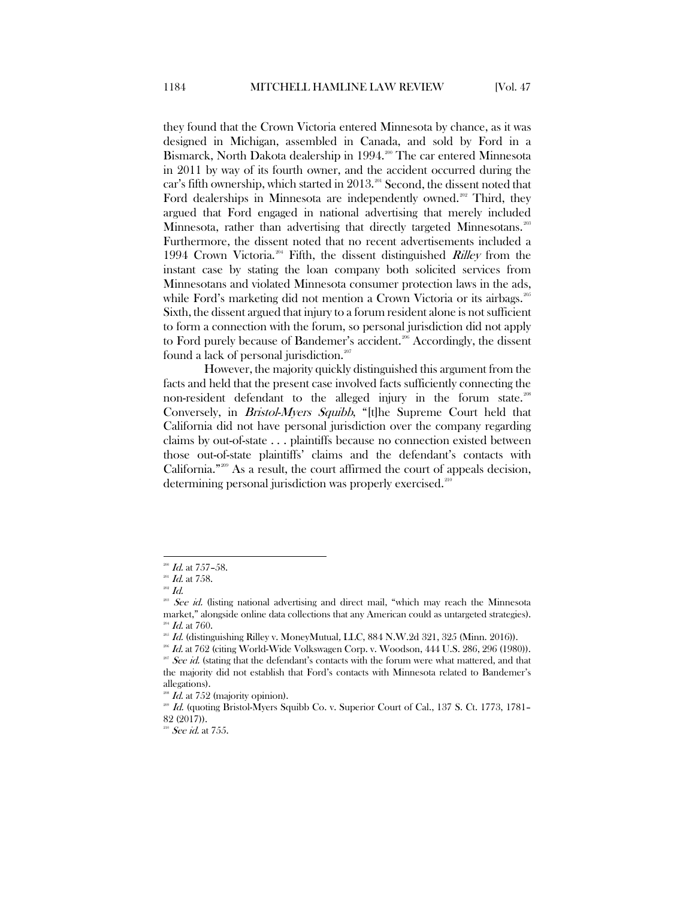they found that the Crown Victoria entered Minnesota by chance, as it was designed in Michigan, assembled in Canada, and sold by Ford in a Bismarck, North Dakota dealership in 1994.[200] The car entered Minnesota in 2011 by way of its fourth owner, and the accident occurred during the car's fifth ownership, which started in 2013.[201] Second, the dissent noted that Ford dealerships in Minnesota are independently owned.[202] Third, they argued that Ford engaged in national advertising that merely included Minnesota, rather than advertising that directly targeted Minnesotans.[203] Furthermore, the dissent noted that no recent advertisements included a 1994 Crown Victoria.[204] Fifth, the dissent distinguished *Rilley* from the instant case by stating the loan company both solicited services from Minnesotans and violated Minnesota consumer protection laws in the ads, while Ford's marketing did not mention a Crown Victoria or its airbags.[205] Sixth, the dissent argued that injury to a forum resident alone is not sufficient to form a connection with the forum, so personal jurisdiction did not apply to Ford purely because of Bandemer's accident.[206] Accordingly, the dissent found a lack of personal jurisdiction.[207]

However, the majority quickly distinguished this argument from the facts and held that the present case involved facts sufficiently connecting the non-resident defendant to the alleged injury in the forum state.[208] Conversely, in *Bristol-Myers Squibb*, "[t]he Supreme Court held that California did not have personal jurisdiction over the company regarding claims by out-of-state . . . plaintiffs because no connection existed between those out-of-state plaintiffs' claims and the defendant's contacts with California."[209] As a result, the court affirmed the court of appeals decision, determining personal jurisdiction was properly exercised.[210]

---

[200] *Id.* at 757–58.

[201] *Id.* at 758.

[202] *Id.*

[203] *See id.* (listing national advertising and direct mail, "which may reach the Minnesota market," alongside online data collections that any American could as untargeted strategies).

[204] *Id.* at 760.

[205] *Id.* (distinguishing Rilley v. MoneyMutual, LLC, 884 N.W.2d 321, 325 (Minn. 2016)).

[206] *Id.* at 762 (citing World-Wide Volkswagen Corp. v. Woodson, 444 U.S. 286, 296 (1980)).

[207] *See id.* (stating that the defendant's contacts with the forum were what mattered, and that the majority did not establish that Ford's contacts with Minnesota related to Bandemer's allegations).

[208] *Id.* at 752 (majority opinion).

[209] *Id.* (quoting Bristol-Myers Squibb Co. v. Superior Court of Cal., 137 S. Ct. 1773, 1781–82 (2017)).

[210] *See id.* at 755.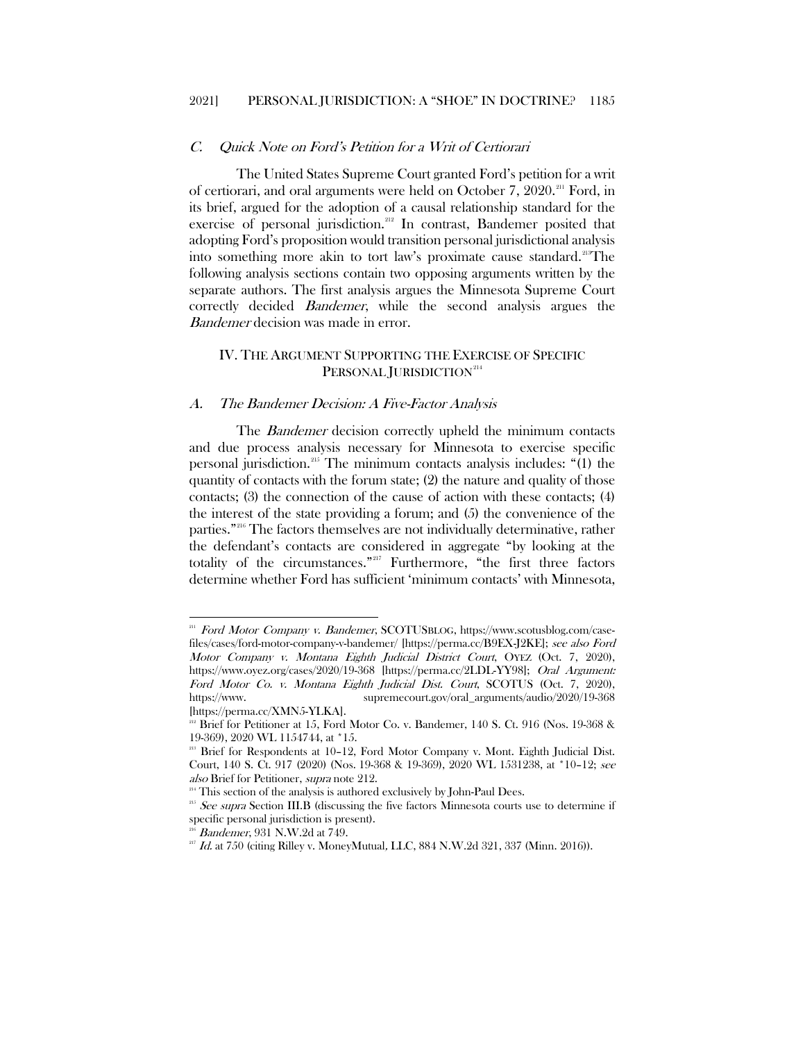### *C. Quick Note on Ford's Petition for a Writ of Certiorari*

The United States Supreme Court granted Ford's petition for a writ of certiorari, and oral arguments were held on October 7, 2020.[211] Ford, in its brief, argued for the adoption of a causal relationship standard for the exercise of personal jurisdiction.[212] In contrast, Bandemer posited that adopting Ford's proposition would transition personal jurisdictional analysis into something more akin to tort law's proximate cause standard.[213]The following analysis sections contain two opposing arguments written by the separate authors. The first analysis argues the Minnesota Supreme Court correctly decided *Bandemer*, while the second analysis argues the *Bandemer* decision was made in error.

## IV. THE ARGUMENT SUPPORTING THE EXERCISE OF SPECIFIC PERSONAL JURISDICTION[214]

### *A. The Bandemer Decision: A Five-Factor Analysis*

The *Bandemer* decision correctly upheld the minimum contacts and due process analysis necessary for Minnesota to exercise specific personal jurisdiction.[215] The minimum contacts analysis includes: "(1) the quantity of contacts with the forum state; (2) the nature and quality of those contacts; (3) the connection of the cause of action with these contacts; (4) the interest of the state providing a forum; and (5) the convenience of the parties."[216] The factors themselves are not individually determinative, rather the defendant's contacts are considered in aggregate "by looking at the totality of the circumstances."[217] Furthermore, "the first three factors determine whether Ford has sufficient 'minimum contacts' with Minnesota,

---

[211] *Ford Motor Company v. Bandemer*, SCOTUSBLOG, https://www.scotusblog.com/case-files/cases/ford-motor-company-v-bandemer/ [https://perma.cc/B9EX-J2KE]; *see also Ford Motor Company v. Montana Eighth Judicial District Court*, OYEZ (Oct. 7, 2020), https://www.oyez.org/cases/2020/19-368 [https://perma.cc/2LDL-YY98]; *Oral Argument: Ford Motor Co. v. Montana Eighth Judicial Dist. Court*, SCOTUS (Oct. 7, 2020), https://www. supremecourt.gov/oral_arguments/audio/2020/19-368 [https://perma.cc/XMN5-YLKA].

[212] Brief for Petitioner at 15, Ford Motor Co. v. Bandemer, 140 S. Ct. 916 (Nos. 19-368 & 19-369), 2020 WL 1154744, at *15.

[213] Brief for Respondents at 10–12, Ford Motor Company v. Mont. Eighth Judicial Dist. Court, 140 S. Ct. 917 (2020) (Nos. 19-368 & 19-369), 2020 WL 1531238, at *10–12; *see also* Brief for Petitioner, *supra* note 212.

[214] This section of the analysis is authored exclusively by John-Paul Dees.

[215] *See supra* Section III.B (discussing the five factors Minnesota courts use to determine if specific personal jurisdiction is present).

[216] *Bandemer*, 931 N.W.2d at 749.

[217] *Id.* at 750 (citing Rilley v. MoneyMutual, LLC, 884 N.W.2d 321, 337 (Minn. 2016)).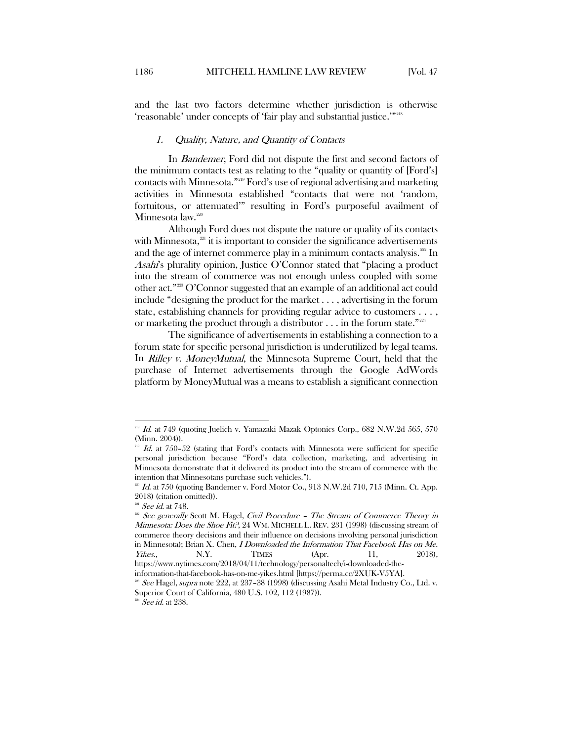and the last two factors determine whether jurisdiction is otherwise 'reasonable' under concepts of 'fair play and substantial justice.'"[218]

### 1. *Quality, Nature, and Quantity of Contacts*

In *Bandemer*, Ford did not dispute the first and second factors of the minimum contacts test as relating to the "quality or quantity of [Ford's] contacts with Minnesota."[219] Ford's use of regional advertising and marketing activities in Minnesota established "contacts that were not 'random, fortuitous, or attenuated'" resulting in Ford's purposeful availment of Minnesota law.[220]

Although Ford does not dispute the nature or quality of its contacts with Minnesota,[221] it is important to consider the significance advertisements and the age of internet commerce play in a minimum contacts analysis.[222] In *Asahi*'s plurality opinion, Justice O'Connor stated that "placing a product into the stream of commerce was not enough unless coupled with some other act."[223] O'Connor suggested that an example of an additional act could include "designing the product for the market . . . , advertising in the forum state, establishing channels for providing regular advice to customers . . . , or marketing the product through a distributor . . . in the forum state."[224]

The significance of advertisements in establishing a connection to a forum state for specific personal jurisdiction is underutilized by legal teams. In *Rilley v. MoneyMutual*, the Minnesota Supreme Court, held that the purchase of Internet advertisements through the Google AdWords platform by MoneyMutual was a means to establish a significant connection

---

[218] *Id.* at 749 (quoting Juelich v. Yamazaki Mazak Optonics Corp., 682 N.W.2d 565, 570 (Minn. 2004)).

[219] *Id.* at 750–52 (stating that Ford's contacts with Minnesota were sufficient for specific personal jurisdiction because "Ford's data collection, marketing, and advertising in Minnesota demonstrate that it delivered its product into the stream of commerce with the intention that Minnesotans purchase such vehicles.").

[220] *Id.* at 750 (quoting Bandemer v. Ford Motor Co., 913 N.W.2d 710, 715 (Minn. Ct. App. 2018) (citation omitted)).

[221] *See id.* at 748.

[222] *See generally* Scott M. Hagel, *Civil Procedure – The Stream of Commerce Theory in Minnesota: Does the Shoe Fit?*, 24 WM. MITCHELL L. REV. 231 (1998) (discussing stream of commerce theory decisions and their influence on decisions involving personal jurisdiction in Minnesota); Brian X. Chen, *I Downloaded the Information That Facebook Has on Me. Yikes.*, N.Y. TIMES (Apr. 11, 2018), https://www.nytimes.com/2018/04/11/technology/personaltech/i-downloaded-the-information-that-facebook-has-on-me-yikes.html [https://perma.cc/2XUK-V5YA].

[223] *See* Hagel, *supra* note 222, at 237–38 (1998) (discussing Asahi Metal Industry Co., Ltd. v. Superior Court of California, 480 U.S. 102, 112 (1987)).

[224] *See id.* at 238.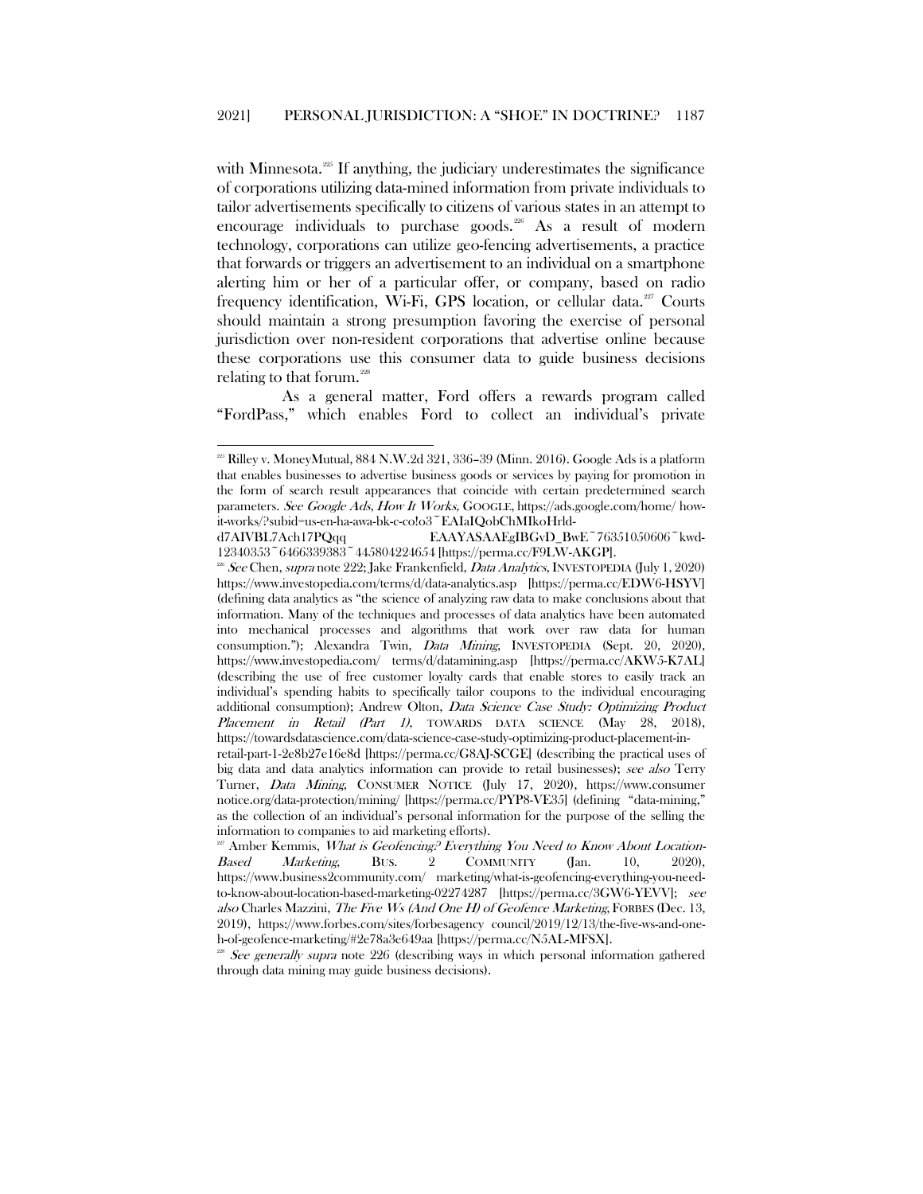with Minnesota.[225] If anything, the judiciary underestimates the significance of corporations utilizing data-mined information from private individuals to tailor advertisements specifically to citizens of various states in an attempt to encourage individuals to purchase goods.[226] As a result of modern technology, corporations can utilize geo-fencing advertisements, a practice that forwards or triggers an advertisement to an individual on a smartphone alerting him or her of a particular offer, or company, based on radio frequency identification, Wi-Fi, GPS location, or cellular data.[227] Courts should maintain a strong presumption favoring the exercise of personal jurisdiction over non-resident corporations that advertise online because these corporations use this consumer data to guide business decisions relating to that forum.[228]

As a general matter, Ford offers a rewards program called "FordPass," which enables Ford to collect an individual's private

---

[225] Rilley v. MoneyMutual, 884 N.W.2d 321, 336–39 (Minn. 2016). Google Ads is a platform that enables businesses to advertise business goods or services by paying for promotion in the form of search result appearances that coincide with certain predetermined search parameters. *See Google Ads*, *How It Works,* GOOGLE, https://ads.google.com/home/ how-it-works/?subid=us-en-ha-awa-bk-c-co!o3~EAIaIQobChMIkoHrld-d7AIVBL7Ach17PQqq EAAYASAAEgIBGvD_BwE~76351050606~kwd-12340353~6466339383~445804224654 [https://perma.cc/F9LW-AKGP].

[226] *See* Chen, *supra* note 222; Jake Frankenfield, *Data Analytics*, INVESTOPEDIA (July 1, 2020) https://www.investopedia.com/terms/d/data-analytics.asp [https://perma.cc/EDW6-HSYV] (defining data analytics as "the science of analyzing raw data to make conclusions about that information. Many of the techniques and processes of data analytics have been automated into mechanical processes and algorithms that work over raw data for human consumption."); Alexandra Twin, *Data Mining*, INVESTOPEDIA (Sept. 20, 2020), https://www.investopedia.com/ terms/d/datamining.asp [https://perma.cc/AKW5-K7AL] (describing the use of free customer loyalty cards that enable stores to easily track an individual's spending habits to specifically tailor coupons to the individual encouraging additional consumption); Andrew Olton, *Data Science Case Study: Optimizing Product Placement in Retail (Part 1)*, TOWARDS DATA SCIENCE (May 28, 2018), https://towardsdatascience.com/data-science-case-study-optimizing-product-placement-in-retail-part-1-2e8b27e16e8d [https://perma.cc/G8AJ-SCGE] (describing the practical uses of big data and data analytics information can provide to retail businesses); *see also* Terry Turner, *Data Mining*, CONSUMER NOTICE (July 17, 2020), https://www.consumer notice.org/data-protection/mining/ [https://perma.cc/PYP8-VE35] (defining "data-mining," as the collection of an individual's personal information for the purpose of the selling the information to companies to aid marketing efforts).

[227] Amber Kemmis, *What is Geofencing? Everything You Need to Know About Location-Based Marketing*, BUS. 2 COMMUNITY (Jan. 10, 2020), https://www.business2community.com/ marketing/what-is-geofencing-everything-you-need-to-know-about-location-based-marketing-02274287 [https://perma.cc/3GW6-YEVV]; *see also* Charles Mazzini, *The Five Ws (And One H) of Geofence Marketing*, FORBES (Dec. 13, 2019), https://www.forbes.com/sites/forbesagency council/2019/12/13/the-five-ws-and-one-h-of-geofence-marketing/#2e78a3e649aa [https://perma.cc/N5AL-MFSX].

[228] *See generally supra* note 226 (describing ways in which personal information gathered through data mining may guide business decisions).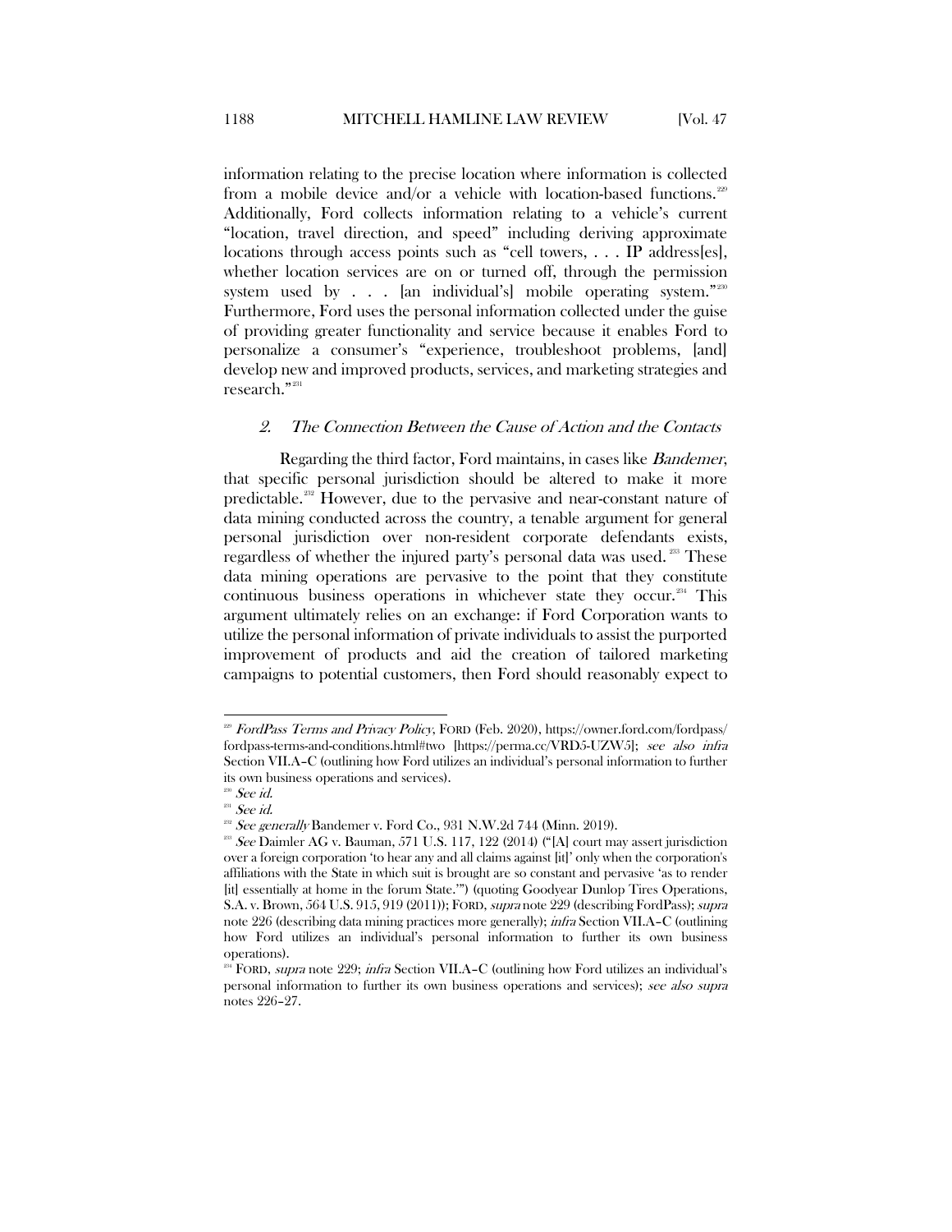information relating to the precise location where information is collected from a mobile device and/or a vehicle with location-based functions.[229] Additionally, Ford collects information relating to a vehicle's current "location, travel direction, and speed" including deriving approximate locations through access points such as "cell towers, . . . IP address[es], whether location services are on or turned off, through the permission system used by . . . [an individual's] mobile operating system."[230] Furthermore, Ford uses the personal information collected under the guise of providing greater functionality and service because it enables Ford to personalize a consumer's "experience, troubleshoot problems, [and] develop new and improved products, services, and marketing strategies and research."[231]

### 2. *The Connection Between the Cause of Action and the Contacts*

Regarding the third factor, Ford maintains, in cases like *Bandemer*, that specific personal jurisdiction should be altered to make it more predictable.[232] However, due to the pervasive and near-constant nature of data mining conducted across the country, a tenable argument for general personal jurisdiction over non-resident corporate defendants exists, regardless of whether the injured party's personal data was used.[233] These data mining operations are pervasive to the point that they constitute continuous business operations in whichever state they occur.[234] This argument ultimately relies on an exchange: if Ford Corporation wants to utilize the personal information of private individuals to assist the purported improvement of products and aid the creation of tailored marketing campaigns to potential customers, then Ford should reasonably expect to

---

[229] *FordPass Terms and Privacy Policy*, FORD (Feb. 2020), https://owner.ford.com/fordpass/fordpass-terms-and-conditions.html#two [https://perma.cc/VRD5-UZW5]; *see also infra* Section VII.A–C (outlining how Ford utilizes an individual's personal information to further its own business operations and services).

[230] *See id.*

[231] *See id.*

[232] *See generally* Bandemer v. Ford Co., 931 N.W.2d 744 (Minn. 2019).

[233] *See* Daimler AG v. Bauman, 571 U.S. 117, 122 (2014) ("[A] court may assert jurisdiction over a foreign corporation 'to hear any and all claims against [it]' only when the corporation's affiliations with the State in which suit is brought are so constant and pervasive 'as to render [it] essentially at home in the forum State.'") (quoting Goodyear Dunlop Tires Operations, S.A. v. Brown, 564 U.S. 915, 919 (2011)); FORD, *supra* note 229 (describing FordPass); *supra* note 226 (describing data mining practices more generally); *infra* Section VII.A–C (outlining how Ford utilizes an individual's personal information to further its own business operations).

[234] FORD, *supra* note 229; *infra* Section VII.A–C (outlining how Ford utilizes an individual's personal information to further its own business operations and services); *see also supra* notes 226–27.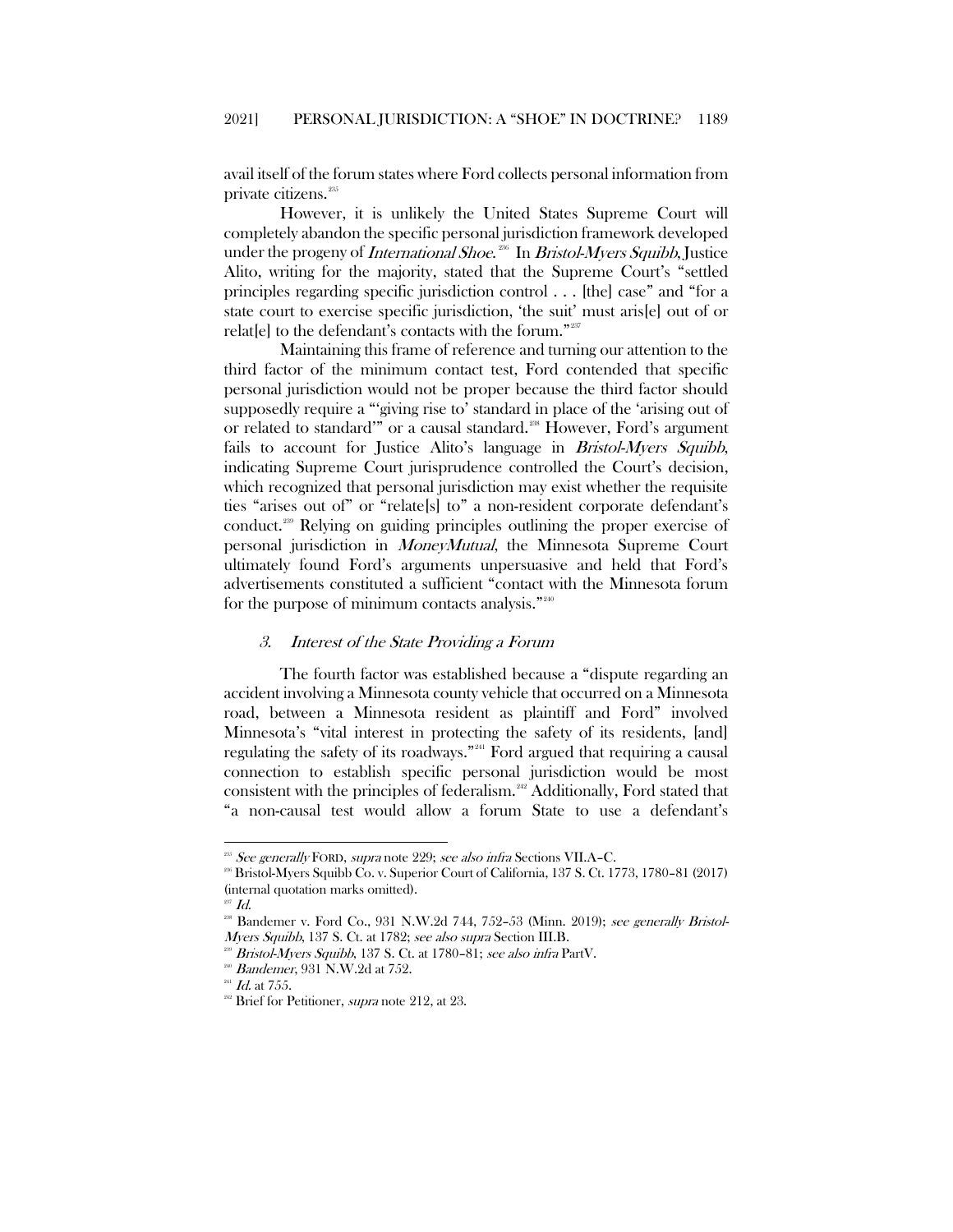avail itself of the forum states where Ford collects personal information from private citizens.[235]

However, it is unlikely the United States Supreme Court will completely abandon the specific personal jurisdiction framework developed under the progeny of *International Shoe*.[236] In *Bristol-Myers Squibb*, Justice Alito, writing for the majority, stated that the Supreme Court's "settled principles regarding specific jurisdiction control . . . [the] case" and "for a state court to exercise specific jurisdiction, 'the suit' must aris[e] out of or relat[e] to the defendant's contacts with the forum."[237]

Maintaining this frame of reference and turning our attention to the third factor of the minimum contact test, Ford contended that specific personal jurisdiction would not be proper because the third factor should supposedly require a "'giving rise to' standard in place of the 'arising out of or related to standard'" or a causal standard.[238] However, Ford's argument fails to account for Justice Alito's language in *Bristol-Myers Squibb*, indicating Supreme Court jurisprudence controlled the Court's decision, which recognized that personal jurisdiction may exist whether the requisite ties "arises out of" or "relate[s] to" a non-resident corporate defendant's conduct.[239] Relying on guiding principles outlining the proper exercise of personal jurisdiction in *MoneyMutual*, the Minnesota Supreme Court ultimately found Ford's arguments unpersuasive and held that Ford's advertisements constituted a sufficient "contact with the Minnesota forum for the purpose of minimum contacts analysis."[240]

### 3. *Interest of the State Providing a Forum*

The fourth factor was established because a "dispute regarding an accident involving a Minnesota county vehicle that occurred on a Minnesota road, between a Minnesota resident as plaintiff and Ford" involved Minnesota's "vital interest in protecting the safety of its residents, [and] regulating the safety of its roadways."[241] Ford argued that requiring a causal connection to establish specific personal jurisdiction would be most consistent with the principles of federalism.[242] Additionally, Ford stated that "a non-causal test would allow a forum State to use a defendant's

---

[235] *See generally* FORD, *supra* note 229; *see also infra* Sections VII.A–C.

[236] Bristol-Myers Squibb Co. v. Superior Court of California, 137 S. Ct. 1773, 1780–81 (2017) (internal quotation marks omitted).

[237] *Id.*

[238] Bandemer v. Ford Co., 931 N.W.2d 744, 752–53 (Minn. 2019); *see generally Bristol-Myers Squibb*, 137 S. Ct. at 1782; *see also supra* Section III.B.

[239] *Bristol-Myers Squibb*, 137 S. Ct. at 1780–81; *see also infra* PartV.

[240] *Bandemer*, 931 N.W.2d at 752.

[241] *Id.* at 755.

[242] Brief for Petitioner, *supra* note 212, at 23.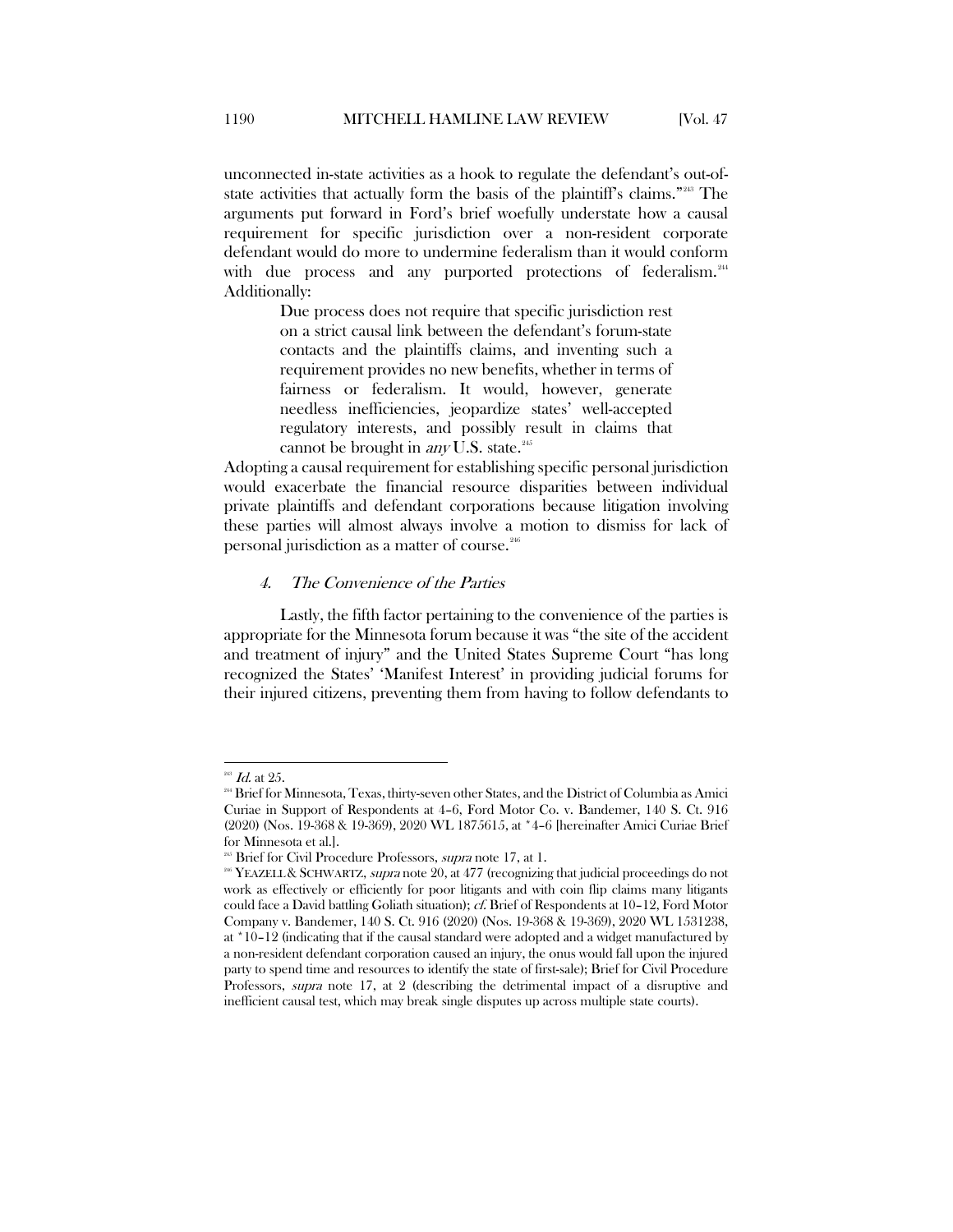unconnected in-state activities as a hook to regulate the defendant's out-of-state activities that actually form the basis of the plaintiff's claims."[243] The arguments put forward in Ford's brief woefully understate how a causal requirement for specific jurisdiction over a non-resident corporate defendant would do more to undermine federalism than it would conform with due process and any purported protections of federalism.[244] Additionally:

> Due process does not require that specific jurisdiction rest on a strict causal link between the defendant's forum-state contacts and the plaintiffs claims, and inventing such a requirement provides no new benefits, whether in terms of fairness or federalism. It would, however, generate needless inefficiencies, jeopardize states' well-accepted regulatory interests, and possibly result in claims that cannot be brought in *any* U.S. state.[245]

Adopting a causal requirement for establishing specific personal jurisdiction would exacerbate the financial resource disparities between individual private plaintiffs and defendant corporations because litigation involving these parties will almost always involve a motion to dismiss for lack of personal jurisdiction as a matter of course.[246]

### *4. The Convenience of the Parties*

Lastly, the fifth factor pertaining to the convenience of the parties is appropriate for the Minnesota forum because it was "the site of the accident and treatment of injury" and the United States Supreme Court "has long recognized the States' 'Manifest Interest' in providing judicial forums for their injured citizens, preventing them from having to follow defendants to

---

[243] *Id.* at 25.

[244] Brief for Minnesota, Texas, thirty-seven other States, and the District of Columbia as Amici Curiae in Support of Respondents at 4–6, Ford Motor Co. v. Bandemer, 140 S. Ct. 916 (2020) (Nos. 19-368 & 19-369), 2020 WL 1875615, at *4–6 [hereinafter Amici Curiae Brief for Minnesota et al.].

[245] Brief for Civil Procedure Professors, *supra* note 17, at 1.

[246] YEAZELL & SCHWARTZ, *supra* note 20, at 477 (recognizing that judicial proceedings do not work as effectively or efficiently for poor litigants and with coin flip claims many litigants could face a David battling Goliath situation); *cf.* Brief of Respondents at 10–12, Ford Motor Company v. Bandemer, 140 S. Ct. 916 (2020) (Nos. 19-368 & 19-369), 2020 WL 1531238, at *10–12 (indicating that if the causal standard were adopted and a widget manufactured by a non-resident defendant corporation caused an injury, the onus would fall upon the injured party to spend time and resources to identify the state of first-sale); Brief for Civil Procedure Professors, *supra* note 17, at 2 (describing the detrimental impact of a disruptive and inefficient causal test, which may break single disputes up across multiple state courts).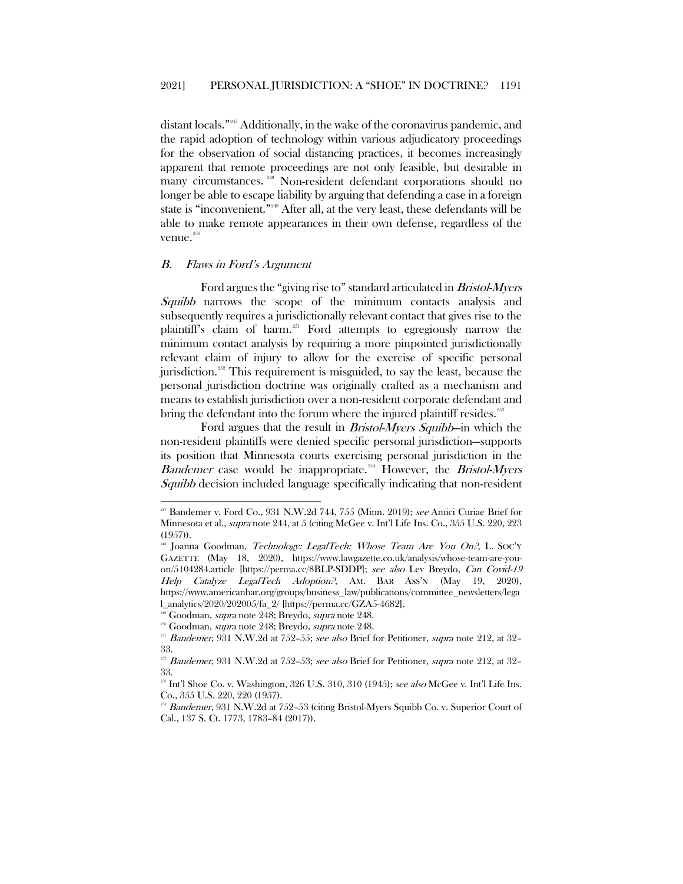distant locals."[247] Additionally, in the wake of the coronavirus pandemic, and the rapid adoption of technology within various adjudicatory proceedings for the observation of social distancing practices, it becomes increasingly apparent that remote proceedings are not only feasible, but desirable in many circumstances.[248] Non-resident defendant corporations should no longer be able to escape liability by arguing that defending a case in a foreign state is "inconvenient."[249] After all, at the very least, these defendants will be able to make remote appearances in their own defense, regardless of the venue.[250]

### *B. Flaws in Ford's Argument*

Ford argues the "giving rise to" standard articulated in *Bristol-Myers Squibb* narrows the scope of the minimum contacts analysis and subsequently requires a jurisdictionally relevant contact that gives rise to the plaintiff's claim of harm.[251] Ford attempts to egregiously narrow the minimum contact analysis by requiring a more pinpointed jurisdictionally relevant claim of injury to allow for the exercise of specific personal jurisdiction.[252] This requirement is misguided, to say the least, because the personal jurisdiction doctrine was originally crafted as a mechanism and means to establish jurisdiction over a non-resident corporate defendant and bring the defendant into the forum where the injured plaintiff resides.[253]

Ford argues that the result in *Bristol-Myers Squibb*—in which the non-resident plaintiffs were denied specific personal jurisdiction—supports its position that Minnesota courts exercising personal jurisdiction in the *Bandemer* case would be inappropriate.[254] However, the *Bristol-Myers Squibb* decision included language specifically indicating that non-resident

---

[247] Bandemer v. Ford Co., 931 N.W.2d 744, 755 (Minn. 2019); *see* Amici Curiae Brief for Minnesota et al., *supra* note 244, at 5 (citing McGee v. Int'l Life Ins. Co., 355 U.S. 220, 223 (1957)).

[248] Joanna Goodman, *Technology: LegalTech: Whose Team Are You On?*, L. SOC'Y GAZETTE (May 18, 2020), https://www.lawgazette.co.uk/analysis/whose-team-are-you-on/5104284.article [https://perma.cc/8BLP-SDDP]; *see also* Lev Breydo, *Can Covid-19 Help Catalyze LegalTech Adoption?*, AM. BAR ASS'N (May 19, 2020), https://www.americanbar.org/groups/business_law/publications/committee_newsletters/legal_analytics/2020/202005/fa_2/ [https://perma.cc/GZA5-4682].

[249] Goodman, *supra* note 248; Breydo, *supra* note 248.

[250] Goodman, *supra* note 248; Breydo, *supra* note 248.

[251] *Bandemer*, 931 N.W.2d at 752–55; *see also* Brief for Petitioner, *supra* note 212, at 32–33.

[252] *Bandemer*, 931 N.W.2d at 752–53; *see also* Brief for Petitioner, *supra* note 212, at 32–33.

[253] Int'l Shoe Co. v. Washington, 326 U.S. 310, 310 (1945); *see also* McGee v. Int'l Life Ins. Co., 355 U.S. 220, 220 (1957).

[254] *Bandemer*, 931 N.W.2d at 752–53 (citing Bristol-Myers Squibb Co. v. Superior Court of Cal., 137 S. Ct. 1773, 1783–84 (2017)).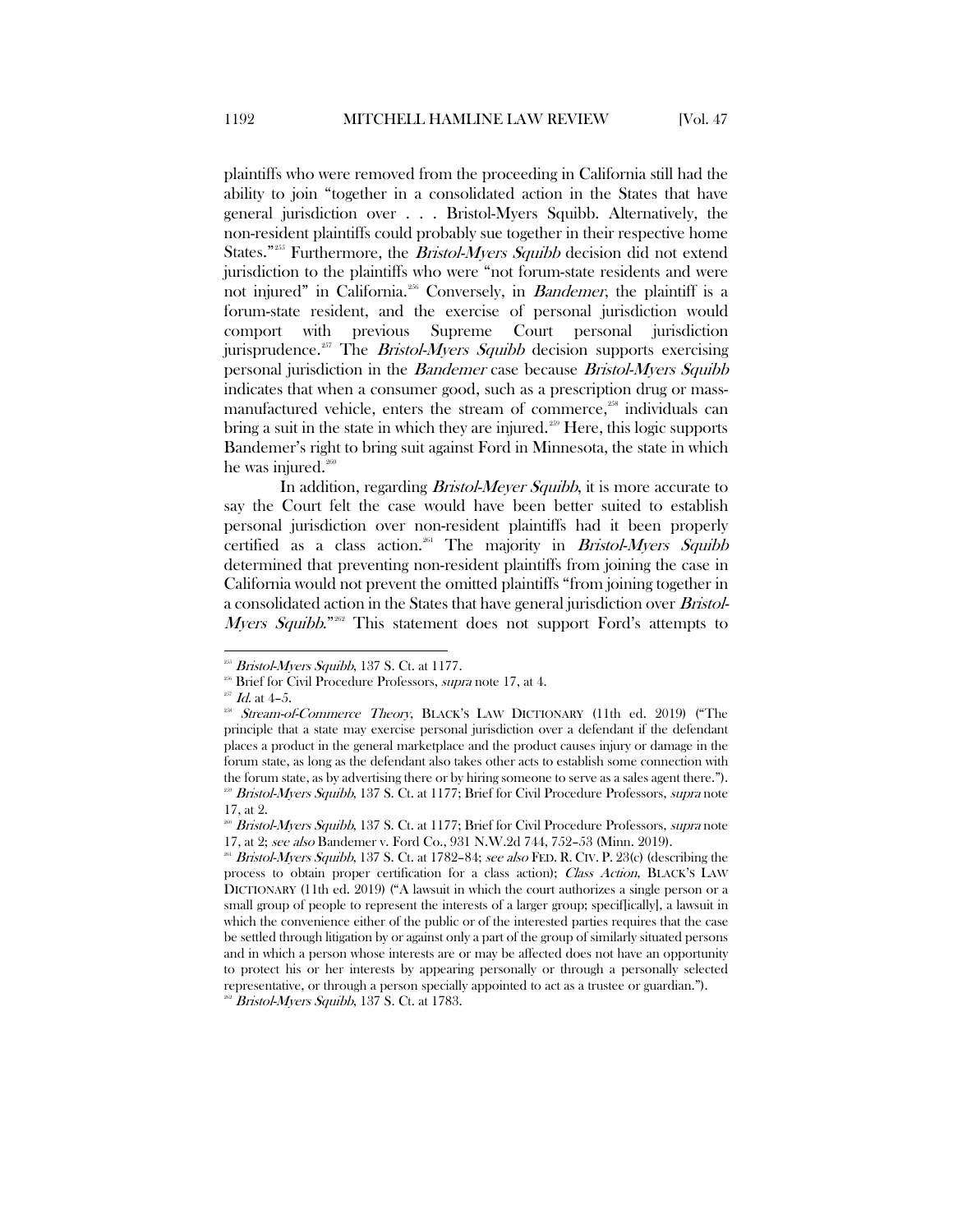plaintiffs who were removed from the proceeding in California still had the ability to join "together in a consolidated action in the States that have general jurisdiction over . . . Bristol-Myers Squibb. Alternatively, the non-resident plaintiffs could probably sue together in their respective home States."[255] Furthermore, the *Bristol-Myers Squibb* decision did not extend jurisdiction to the plaintiffs who were "not forum-state residents and were not injured" in California.[256] Conversely, in *Bandemer*, the plaintiff is a forum-state resident, and the exercise of personal jurisdiction would comport with previous Supreme Court personal jurisdiction jurisprudence.[257] The *Bristol-Myers Squibb* decision supports exercising personal jurisdiction in the *Bandemer* case because *Bristol-Myers Squibb* indicates that when a consumer good, such as a prescription drug or mass-manufactured vehicle, enters the stream of commerce,[258] individuals can bring a suit in the state in which they are injured.[259] Here, this logic supports Bandemer's right to bring suit against Ford in Minnesota, the state in which he was injured.[260]

In addition, regarding *Bristol-Meyer Squibb*, it is more accurate to say the Court felt the case would have been better suited to establish personal jurisdiction over non-resident plaintiffs had it been properly certified as a class action.[261] The majority in *Bristol-Myers Squibb* determined that preventing non-resident plaintiffs from joining the case in California would not prevent the omitted plaintiffs "from joining together in a consolidated action in the States that have general jurisdiction over *Bristol-Myers Squibb*."[262] This statement does not support Ford's attempts to

---

[255] *Bristol-Myers Squibb*, 137 S. Ct. at 1177.

[256] Brief for Civil Procedure Professors, *supra* note 17, at 4.

[257] *Id.* at 4–5.

[258] *Stream-of-Commerce Theory*, BLACK'S LAW DICTIONARY (11th ed. 2019) ("The principle that a state may exercise personal jurisdiction over a defendant if the defendant places a product in the general marketplace and the product causes injury or damage in the forum state, as long as the defendant also takes other acts to establish some connection with the forum state, as by advertising there or by hiring someone to serve as a sales agent there.").

[259] *Bristol-Myers Squibb*, 137 S. Ct. at 1177; Brief for Civil Procedure Professors, *supra* note 17, at 2.

[260] *Bristol-Myers Squibb*, 137 S. Ct. at 1177; Brief for Civil Procedure Professors, *supra* note 17, at 2; *see also* Bandemer v. Ford Co., 931 N.W.2d 744, 752–53 (Minn. 2019).

[261] *Bristol-Myers Squibb*, 137 S. Ct. at 1782–84; *see also* FED. R. CIV. P. 23(c) (describing the process to obtain proper certification for a class action); *Class Action*, BLACK'S LAW DICTIONARY (11th ed. 2019) ("A lawsuit in which the court authorizes a single person or a small group of people to represent the interests of a larger group; specif[ically], a lawsuit in which the convenience either of the public or of the interested parties requires that the case be settled through litigation by or against only a part of the group of similarly situated persons and in which a person whose interests are or may be affected does not have an opportunity to protect his or her interests by appearing personally or through a personally selected representative, or through a person specially appointed to act as a trustee or guardian.").

[262] *Bristol-Myers Squibb*, 137 S. Ct. at 1783.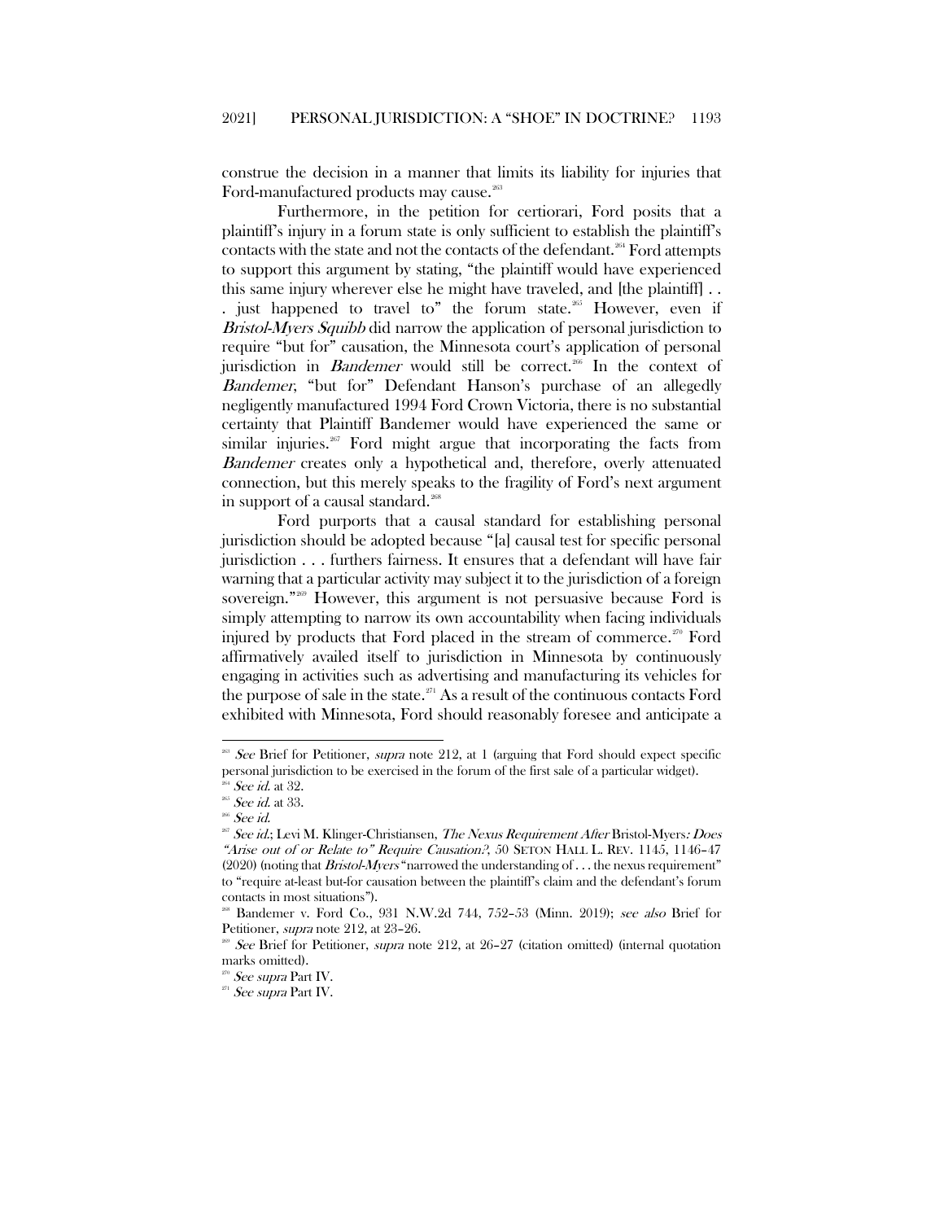construe the decision in a manner that limits its liability for injuries that Ford-manufactured products may cause.[263]

Furthermore, in the petition for certiorari, Ford posits that a plaintiff's injury in a forum state is only sufficient to establish the plaintiff's contacts with the state and not the contacts of the defendant.[264] Ford attempts to support this argument by stating, "the plaintiff would have experienced this same injury wherever else he might have traveled, and [the plaintiff] . . . just happened to travel to" the forum state.[265] However, even if *Bristol-Myers Squibb* did narrow the application of personal jurisdiction to require "but for" causation, the Minnesota court's application of personal jurisdiction in *Bandemer* would still be correct.[266] In the context of *Bandemer*, "but for" Defendant Hanson's purchase of an allegedly negligently manufactured 1994 Ford Crown Victoria, there is no substantial certainty that Plaintiff Bandemer would have experienced the same or similar injuries.[267] Ford might argue that incorporating the facts from *Bandemer* creates only a hypothetical and, therefore, overly attenuated connection, but this merely speaks to the fragility of Ford's next argument in support of a causal standard.[268]

Ford purports that a causal standard for establishing personal jurisdiction should be adopted because "[a] causal test for specific personal jurisdiction . . . furthers fairness. It ensures that a defendant will have fair warning that a particular activity may subject it to the jurisdiction of a foreign sovereign."[269] However, this argument is not persuasive because Ford is simply attempting to narrow its own accountability when facing individuals injured by products that Ford placed in the stream of commerce.[270] Ford affirmatively availed itself to jurisdiction in Minnesota by continuously engaging in activities such as advertising and manufacturing its vehicles for the purpose of sale in the state.[271] As a result of the continuous contacts Ford exhibited with Minnesota, Ford should reasonably foresee and anticipate a

---

[263] *See* Brief for Petitioner, *supra* note 212, at 1 (arguing that Ford should expect specific personal jurisdiction to be exercised in the forum of the first sale of a particular widget).

[264] *See id.* at 32.

[265] *See id.* at 33.

[266] *See id.*

[267] *See id.*; Levi M. Klinger-Christiansen, *The Nexus Requirement After* Bristol-Myers*: Does "Arise out of or Relate to" Require Causation?*, 50 SETON HALL L. REV. 1145, 1146–47 (2020) (noting that *Bristol-Myers* "narrowed the understanding of . . . the nexus requirement" to "require at-least but-for causation between the plaintiff's claim and the defendant's forum contacts in most situations").

[268] Bandemer v. Ford Co., 931 N.W.2d 744, 752–53 (Minn. 2019); *see also* Brief for Petitioner, *supra* note 212, at 23–26.

[269] *See* Brief for Petitioner, *supra* note 212, at 26–27 (citation omitted) (internal quotation marks omitted).

[270] *See supra* Part IV.

[271] *See supra* Part IV.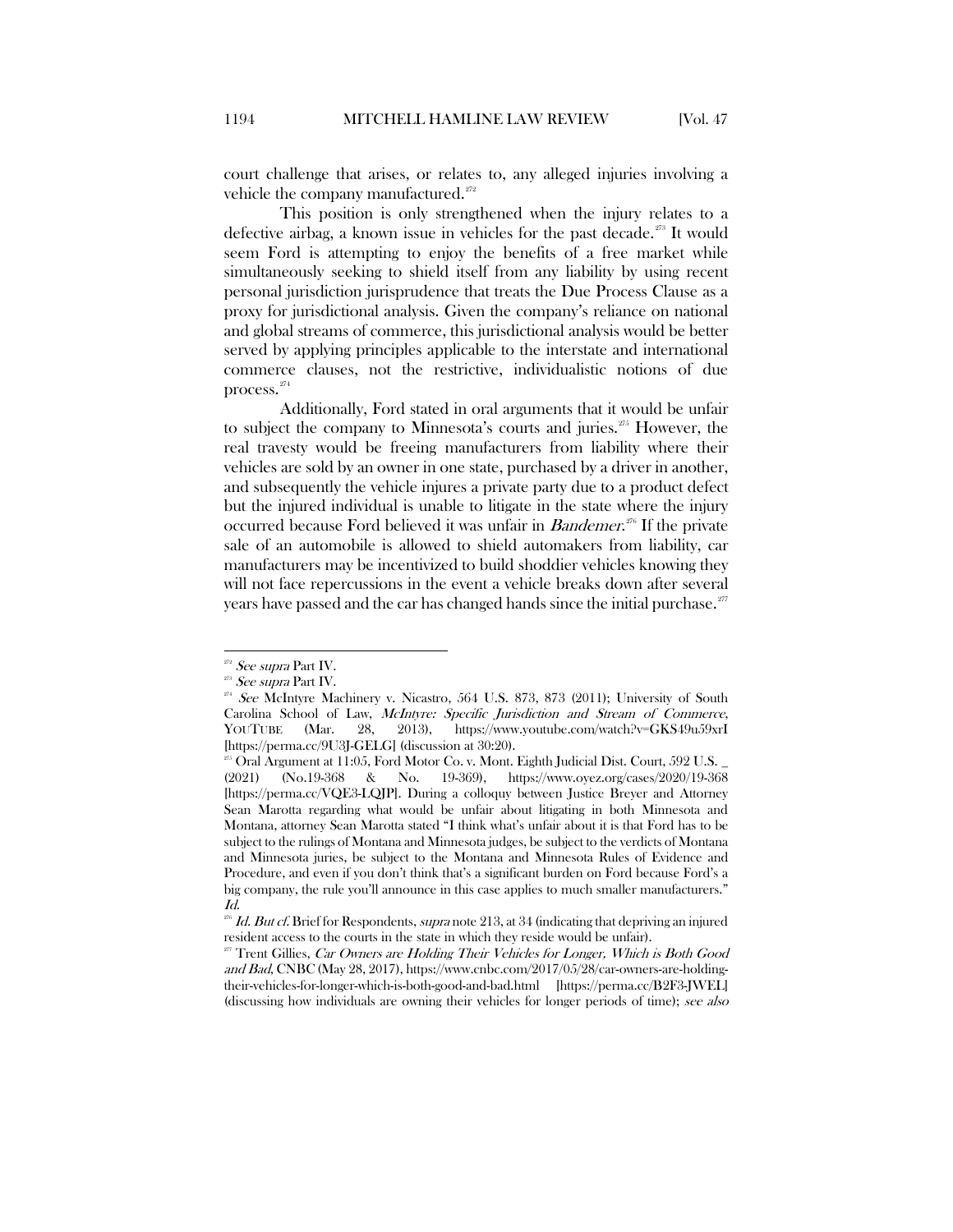court challenge that arises, or relates to, any alleged injuries involving a vehicle the company manufactured.[272]

This position is only strengthened when the injury relates to a defective airbag, a known issue in vehicles for the past decade.[273] It would seem Ford is attempting to enjoy the benefits of a free market while simultaneously seeking to shield itself from any liability by using recent personal jurisdiction jurisprudence that treats the Due Process Clause as a proxy for jurisdictional analysis. Given the company's reliance on national and global streams of commerce, this jurisdictional analysis would be better served by applying principles applicable to the interstate and international commerce clauses, not the restrictive, individualistic notions of due process.[274]

Additionally, Ford stated in oral arguments that it would be unfair to subject the company to Minnesota's courts and juries.[275] However, the real travesty would be freeing manufacturers from liability where their vehicles are sold by an owner in one state, purchased by a driver in another, and subsequently the vehicle injures a private party due to a product defect but the injured individual is unable to litigate in the state where the injury occurred because Ford believed it was unfair in *Bandemer*.[276] If the private sale of an automobile is allowed to shield automakers from liability, car manufacturers may be incentivized to build shoddier vehicles knowing they will not face repercussions in the event a vehicle breaks down after several years have passed and the car has changed hands since the initial purchase.[277]

---

[272] *See supra* Part IV.

[273] *See supra* Part IV.

[274] *See* McIntyre Machinery v. Nicastro, 564 U.S. 873, 873 (2011); University of South Carolina School of Law, *McIntyre: Specific Jurisdiction and Stream of Commerce*, YOUTUBE (Mar. 28, 2013), https://www.youtube.com/watch?v=GKS49u59xrI [https://perma.cc/9U3J-GELG] (discussion at 30:20).

[275] Oral Argument at 11:05, Ford Motor Co. v. Mont. Eighth Judicial Dist. Court, 592 U.S. _ (2021) (No.19-368 & No. 19-369), https://www.oyez.org/cases/2020/19-368 [https://perma.cc/VQE3-LQJP]. During a colloquy between Justice Breyer and Attorney Sean Marotta regarding what would be unfair about litigating in both Minnesota and Montana, attorney Sean Marotta stated "I think what's unfair about it is that Ford has to be subject to the rulings of Montana and Minnesota judges, be subject to the verdicts of Montana and Minnesota juries, be subject to the Montana and Minnesota Rules of Evidence and Procedure, and even if you don't think that's a significant burden on Ford because Ford's a big company, the rule you'll announce in this case applies to much smaller manufacturers." *Id.*

[276] *Id. But cf.* Brief for Respondents, *supra* note 213, at 34 (indicating that depriving an injured resident access to the courts in the state in which they reside would be unfair).

[277] Trent Gillies, *Car Owners are Holding Their Vehicles for Longer, Which is Both Good and Bad*, CNBC (May 28, 2017), https://www.cnbc.com/2017/05/28/car-owners-are-holding-their-vehicles-for-longer-which-is-both-good-and-bad.html [https://perma.cc/B2F3-JWEL] (discussing how individuals are owning their vehicles for longer periods of time); *see also*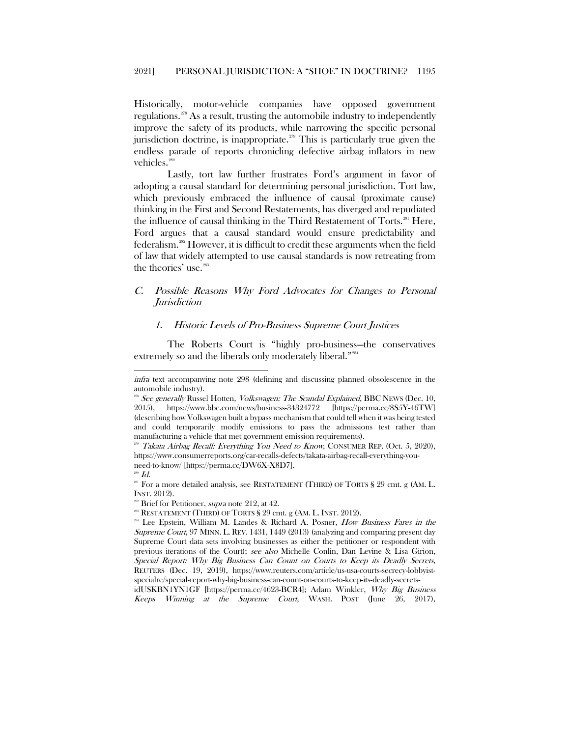Historically, motor-vehicle companies have opposed government regulations.[278] As a result, trusting the automobile industry to independently improve the safety of its products, while narrowing the specific personal jurisdiction doctrine, is inappropriate.[279] This is particularly true given the endless parade of reports chronicling defective airbag inflators in new vehicles.[280]

Lastly, tort law further frustrates Ford's argument in favor of adopting a causal standard for determining personal jurisdiction. Tort law, which previously embraced the influence of causal (proximate cause) thinking in the First and Second Restatements, has diverged and repudiated the influence of causal thinking in the Third Restatement of Torts.[281] Here, Ford argues that a causal standard would ensure predictability and federalism.[282] However, it is difficult to credit these arguments when the field of law that widely attempted to use causal standards is now retreating from the theories' use.[283]

### *C. Possible Reasons Why Ford Advocates for Changes to Personal Jurisdiction*

#### *1. Historic Levels of Pro-Business Supreme Court Justices*

The Roberts Court is "highly pro-business—the conservatives extremely so and the liberals only moderately liberal."[284]

---

*infra* text accompanying note 298 (defining and discussing planned obsolescence in the automobile industry).

[278] *See generally* Russel Hotten, *Volkswagen: The Scandal Explained*, BBC NEWS (Dec. 10, 2015), https://www.bbc.com/news/business-34324772 [https://perma.cc/8S5Y-46TW] (describing how Volkswagen built a bypass mechanism that could tell when it was being tested and could temporarily modify emissions to pass the admissions test rather than manufacturing a vehicle that met government emission requirements).

[279] *Takata Airbag Recall: Everything You Need to Know*, CONSUMER REP. (Oct. 5, 2020), https://www.consumerreports.org/car-recalls-defects/takata-airbag-recall-everything-you-need-to-know/ [https://perma.cc/DW6X-X8D7].

[280] *Id.*

[281] For a more detailed analysis, see RESTATEMENT (THIRD) OF TORTS § 29 cmt. g (AM. L. INST. 2012).

[282] Brief for Petitioner, *supra* note 212, at 42.

[283] RESTATEMENT (THIRD) OF TORTS § 29 cmt. g (AM. L. INST. 2012).

[284] Lee Epstein, William M. Landes & Richard A. Posner, *How Business Fares in the Supreme Court*, 97 MINN. L. REV. 1431, 1449 (2013) (analyzing and comparing present day Supreme Court data sets involving businesses as either the petitioner or respondent with previous iterations of the Court); *see also* Michelle Conlin, Dan Levine & Lisa Girion, *Special Report: Why Big Business Can Count on Courts to Keep its Deadly Secrets*, REUTERS (Dec. 19, 2019), https://www.reuters.com/article/us-usa-courts-secrecy-lobbyist-specialre/special-report-why-big-business-can-count-on-courts-to-keep-its-deadly-secrets-idUSKBN1YN1GF [https://perma.cc/4623-BCR4]; Adam Winkler, *Why Big Business Keeps Winning at the Supreme Court*, WASH. POST (June 26, 2017),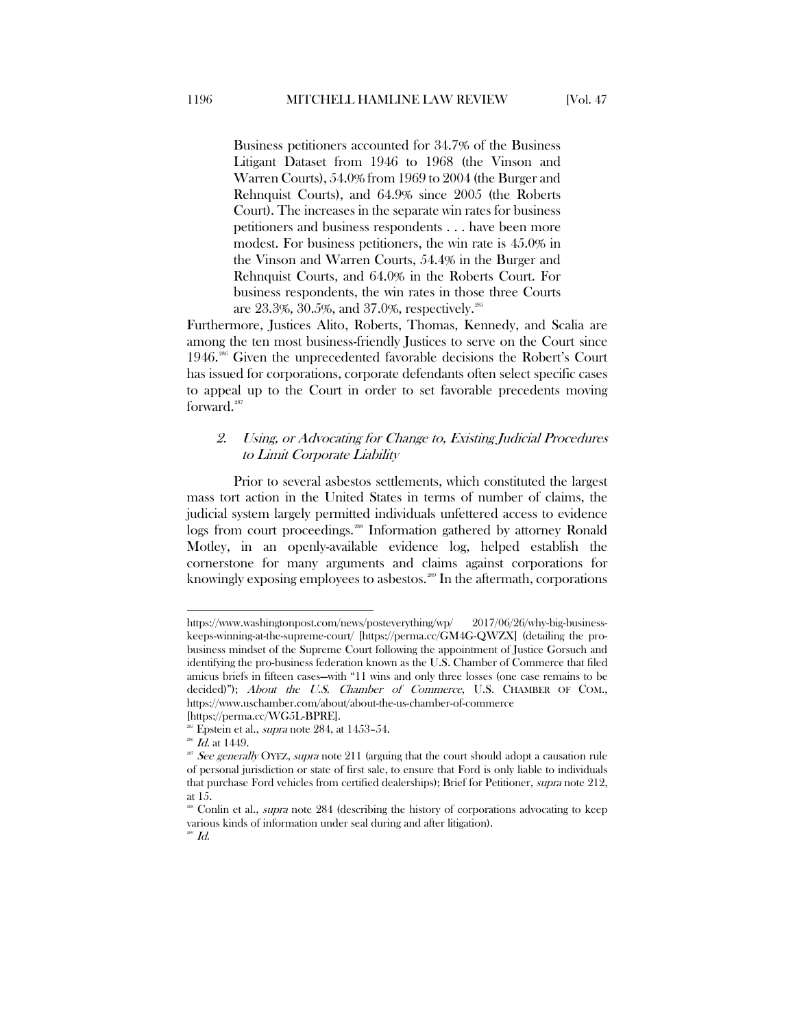> Business petitioners accounted for 34.7% of the Business Litigant Dataset from 1946 to 1968 (the Vinson and Warren Courts), 54.0% from 1969 to 2004 (the Burger and Rehnquist Courts), and 64.9% since 2005 (the Roberts Court). The increases in the separate win rates for business petitioners and business respondents . . . have been more modest. For business petitioners, the win rate is 45.0% in the Vinson and Warren Courts, 54.4% in the Burger and Rehnquist Courts, and 64.0% in the Roberts Court. For business respondents, the win rates in those three Courts are 23.3%, 30.5%, and 37.0%, respectively.[285]

Furthermore, Justices Alito, Roberts, Thomas, Kennedy, and Scalia are among the ten most business-friendly Justices to serve on the Court since 1946.[286] Given the unprecedented favorable decisions the Robert's Court has issued for corporations, corporate defendants often select specific cases to appeal up to the Court in order to set favorable precedents moving forward.[287]

### *2. Using, or Advocating for Change to, Existing Judicial Procedures to Limit Corporate Liability*

Prior to several asbestos settlements, which constituted the largest mass tort action in the United States in terms of number of claims, the judicial system largely permitted individuals unfettered access to evidence logs from court proceedings.[288] Information gathered by attorney Ronald Motley, in an openly-available evidence log, helped establish the cornerstone for many arguments and claims against corporations for knowingly exposing employees to asbestos.[289] In the aftermath, corporations

---

https://www.washingtonpost.com/news/posteverything/wp/ 2017/06/26/why-big-business-keeps-winning-at-the-supreme-court/ [https://perma.cc/GM4G-QWZX] (detailing the pro-business mindset of the Supreme Court following the appointment of Justice Gorsuch and identifying the pro-business federation known as the U.S. Chamber of Commerce that filed amicus briefs in fifteen cases—with "11 wins and only three losses (one case remains to be decided)"); *About the U.S. Chamber of Commerce*, U.S. CHAMBER OF COM., https://www.uschamber.com/about/about-the-us-chamber-of-commerce [https://perma.cc/WG5L-BPRE].

[285] Epstein et al., *supra* note 284, at 1453–54.

[286] *Id.* at 1449.

[287] *See generally* OYEZ, *supra* note 211 (arguing that the court should adopt a causation rule of personal jurisdiction or state of first sale, to ensure that Ford is only liable to individuals that purchase Ford vehicles from certified dealerships); Brief for Petitioner, *supra* note 212, at 15.

[288] Conlin et al., *supra* note 284 (describing the history of corporations advocating to keep various kinds of information under seal during and after litigation).

[289] *Id.*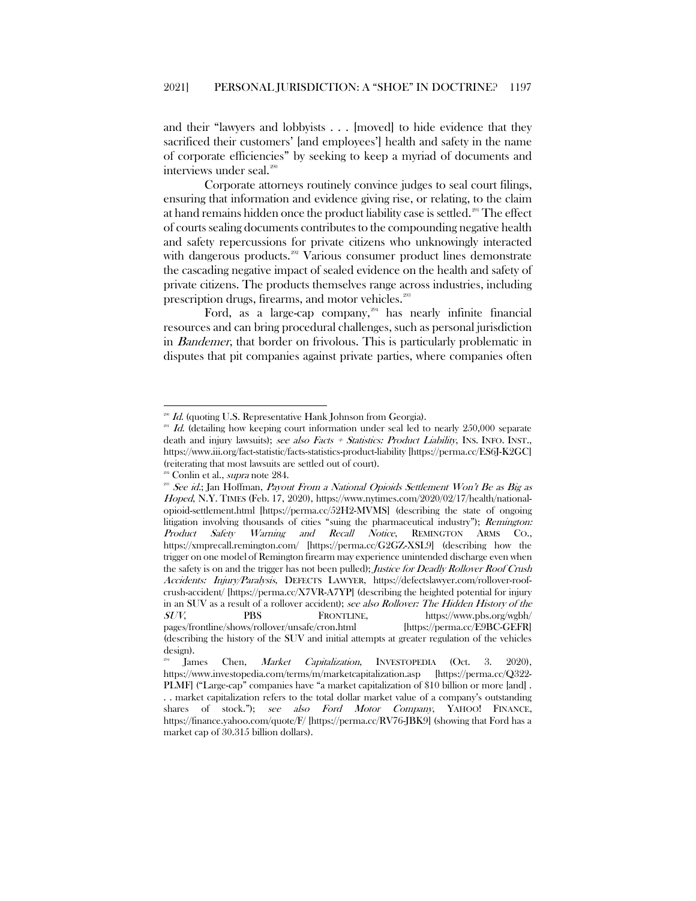and their "lawyers and lobbyists . . . [moved] to hide evidence that they sacrificed their customers' [and employees'] health and safety in the name of corporate efficiencies" by seeking to keep a myriad of documents and interviews under seal.[290]

Corporate attorneys routinely convince judges to seal court filings, ensuring that information and evidence giving rise, or relating, to the claim at hand remains hidden once the product liability case is settled.[291] The effect of courts sealing documents contributes to the compounding negative health and safety repercussions for private citizens who unknowingly interacted with dangerous products.[292] Various consumer product lines demonstrate the cascading negative impact of sealed evidence on the health and safety of private citizens. The products themselves range across industries, including prescription drugs, firearms, and motor vehicles.[293]

Ford, as a large-cap company,[294] has nearly infinite financial resources and can bring procedural challenges, such as personal jurisdiction in *Bandemer*, that border on frivolous. This is particularly problematic in disputes that pit companies against private parties, where companies often

---

[290] *Id.* (quoting U.S. Representative Hank Johnson from Georgia).

[291] *Id.* (detailing how keeping court information under seal led to nearly 250,000 separate death and injury lawsuits); *see also Facts + Statistics: Product Liability*, INS. INFO. INST., https://www.iii.org/fact-statistic/facts-statistics-product-liability [https://perma.cc/ES6J-K2GC] (reiterating that most lawsuits are settled out of court).

[292] Conlin et al., *supra* note 284.

[293] *See id.*; Jan Hoffman, *Payout From a National Opioids Settlement Won't Be as Big as Hoped*, N.Y. TIMES (Feb. 17, 2020), https://www.nytimes.com/2020/02/17/health/national-opioid-settlement.html [https://perma.cc/52H2-MVMS] (describing the state of ongoing litigation involving thousands of cities "suing the pharmaceutical industry"); *Remington: Product Safety Warning and Recall Notice*, REMINGTON ARMS CO., https://xmprecall.remington.com/ [https://perma.cc/G2GZ-XSL9] (describing how the trigger on one model of Remington firearm may experience unintended discharge even when the safety is on and the trigger has not been pulled); *Justice for Deadly Rollover Roof Crush Accidents: Injury/Paralysis*, DEFECTS LAWYER, https://defectslawyer.com/rollover-roof-crush-accident/ [https://perma.cc/X7VR-A7YP] (describing the heighted potential for injury in an SUV as a result of a rollover accident); *see also Rollover: The Hidden History of the SUV*, PBS FRONTLINE, https://www.pbs.org/wgbh/pages/frontline/shows/rollover/unsafe/cron.html [https://perma.cc/E9BC-GEFR] (describing the history of the SUV and initial attempts at greater regulation of the vehicles design).

[294] James Chen, *Market Capitalization*, INVESTOPEDIA (Oct. 3. 2020), https://www.investopedia.com/terms/m/marketcapitalization.asp [https://perma.cc/Q322-PLMF] ("Large-cap" companies have "a market capitalization of $10 billion or more [and] . . . market capitalization refers to the total dollar market value of a company's outstanding shares of stock."); *see also Ford Motor Company*, YAHOO! FINANCE, https://finance.yahoo.com/quote/F/ [https://perma.cc/RV76-JBK9] (showing that Ford has a market cap of 30.315 billion dollars).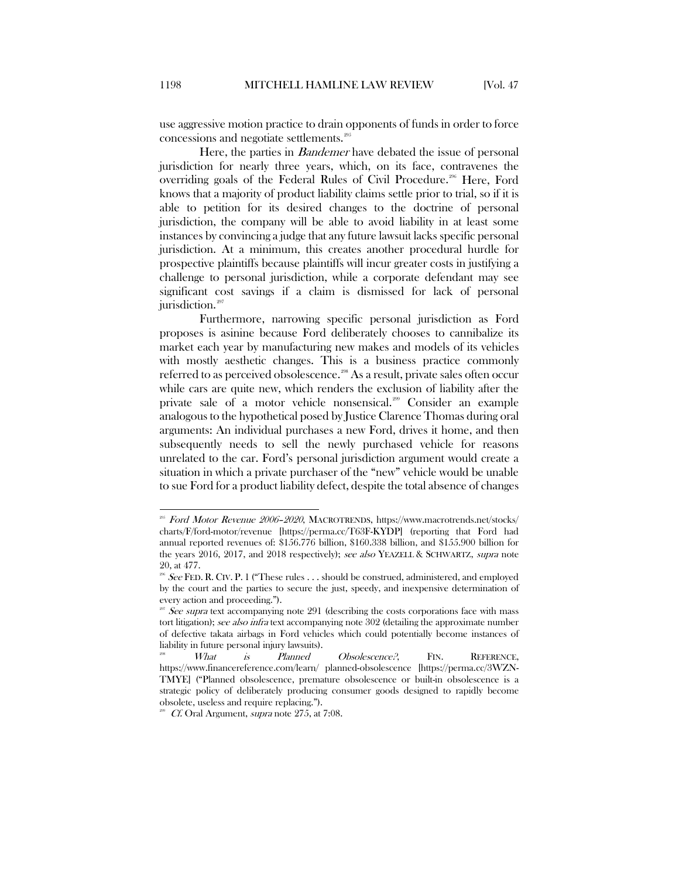use aggressive motion practice to drain opponents of funds in order to force concessions and negotiate settlements.[295]

Here, the parties in *Bandemer* have debated the issue of personal jurisdiction for nearly three years, which, on its face, contravenes the overriding goals of the Federal Rules of Civil Procedure.[296] Here, Ford knows that a majority of product liability claims settle prior to trial, so if it is able to petition for its desired changes to the doctrine of personal jurisdiction, the company will be able to avoid liability in at least some instances by convincing a judge that any future lawsuit lacks specific personal jurisdiction. At a minimum, this creates another procedural hurdle for prospective plaintiffs because plaintiffs will incur greater costs in justifying a challenge to personal jurisdiction, while a corporate defendant may see significant cost savings if a claim is dismissed for lack of personal jurisdiction.[297]

Furthermore, narrowing specific personal jurisdiction as Ford proposes is asinine because Ford deliberately chooses to cannibalize its market each year by manufacturing new makes and models of its vehicles with mostly aesthetic changes. This is a business practice commonly referred to as perceived obsolescence.[298] As a result, private sales often occur while cars are quite new, which renders the exclusion of liability after the private sale of a motor vehicle nonsensical.[299] Consider an example analogous to the hypothetical posed by Justice Clarence Thomas during oral arguments: An individual purchases a new Ford, drives it home, and then subsequently needs to sell the newly purchased vehicle for reasons unrelated to the car. Ford's personal jurisdiction argument would create a situation in which a private purchaser of the "new" vehicle would be unable to sue Ford for a product liability defect, despite the total absence of changes

---

[295] *Ford Motor Revenue 2006–2020*, MACROTRENDS, https://www.macrotrends.net/stocks/charts/F/ford-motor/revenue [https://perma.cc/T63F-KYDP] (reporting that Ford had annual reported revenues of: $156.776 billion, $160.338 billion, and $155.900 billion for the years 2016, 2017, and 2018 respectively); *see also* YEAZELL & SCHWARTZ, *supra* note 20, at 477.

[296] *See* FED. R. CIV. P. 1 ("These rules . . . should be construed, administered, and employed by the court and the parties to secure the just, speedy, and inexpensive determination of every action and proceeding.").

[297] *See supra* text accompanying note 291 (describing the costs corporations face with mass tort litigation); *see also infra* text accompanying note 302 (detailing the approximate number of defective takata airbags in Ford vehicles which could potentially become instances of liability in future personal injury lawsuits).

[298] *What is Planned Obsolescence?*, FIN. REFERENCE, https://www.financereference.com/learn/ planned-obsolescence [https://perma.cc/3WZN-TMYE] ("Planned obsolescence, premature obsolescence or built-in obsolescence is a strategic policy of deliberately producing consumer goods designed to rapidly become obsolete, useless and require replacing.").

[299] *Cf.* Oral Argument, *supra* note 275, at 7:08.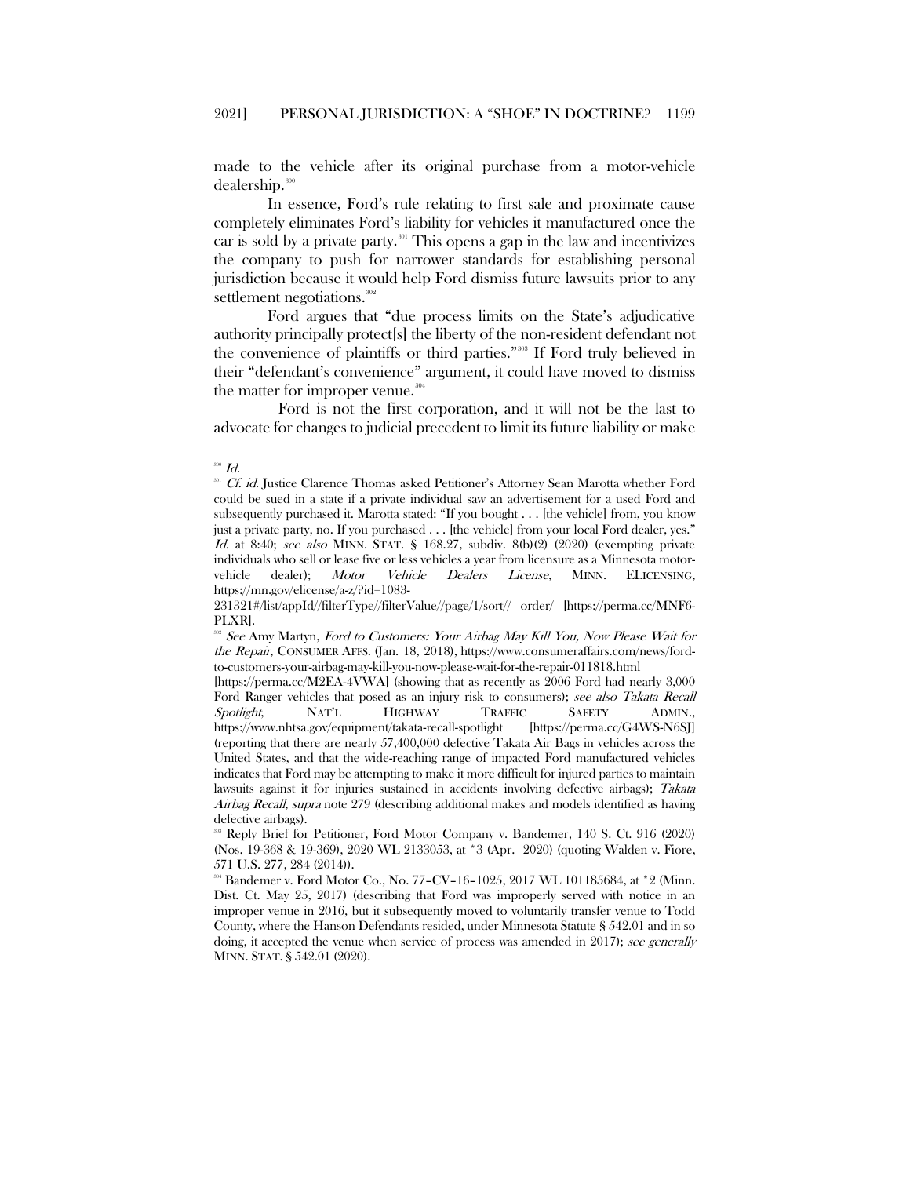made to the vehicle after its original purchase from a motor-vehicle dealership.[300]

In essence, Ford's rule relating to first sale and proximate cause completely eliminates Ford's liability for vehicles it manufactured once the car is sold by a private party.[301] This opens a gap in the law and incentivizes the company to push for narrower standards for establishing personal jurisdiction because it would help Ford dismiss future lawsuits prior to any settlement negotiations.[302]

Ford argues that "due process limits on the State's adjudicative authority principally protect[s] the liberty of the non-resident defendant not the convenience of plaintiffs or third parties."[303] If Ford truly believed in their "defendant's convenience" argument, it could have moved to dismiss the matter for improper venue.[304]

Ford is not the first corporation, and it will not be the last to advocate for changes to judicial precedent to limit its future liability or make

---

[300] *Id.*

[301] *Cf. id.* Justice Clarence Thomas asked Petitioner's Attorney Sean Marotta whether Ford could be sued in a state if a private individual saw an advertisement for a used Ford and subsequently purchased it. Marotta stated: "If you bought . . . [the vehicle] from, you know just a private party, no. If you purchased . . . [the vehicle] from your local Ford dealer, yes." *Id.* at 8:40; *see also* MINN. STAT. § 168.27, subdiv. 8(b)(2) (2020) (exempting private individuals who sell or lease five or less vehicles a year from licensure as a Minnesota motor-vehicle dealer); *Motor Vehicle Dealers License*, MINN. ELICENSING, https://mn.gov/elicense/a-z/?id=1083-231321#/list/appId//filterType//filterValue//page/1/sort// order/ [https://perma.cc/MNF6-PLXR].

[302] *See* Amy Martyn, *Ford to Customers: Your Airbag May Kill You, Now Please Wait for the Repair*, CONSUMER AFFS. (Jan. 18, 2018), https://www.consumeraffairs.com/news/ford-to-customers-your-airbag-may-kill-you-now-please-wait-for-the-repair-011818.html [https://perma.cc/M2EA-4VWA] (showing that as recently as 2006 Ford had nearly 3,000 Ford Ranger vehicles that posed as an injury risk to consumers); *see also Takata Recall Spotlight*, NAT'L HIGHWAY TRAFFIC SAFETY ADMIN., https://www.nhtsa.gov/equipment/takata-recall-spotlight [https://perma.cc/G4WS-N6SJ] (reporting that there are nearly 57,400,000 defective Takata Air Bags in vehicles across the United States, and that the wide-reaching range of impacted Ford manufactured vehicles indicates that Ford may be attempting to make it more difficult for injured parties to maintain lawsuits against it for injuries sustained in accidents involving defective airbags); *Takata Airbag Recall*, *supra* note 279 (describing additional makes and models identified as having defective airbags).

[303] Reply Brief for Petitioner, Ford Motor Company v. Bandemer, 140 S. Ct. 916 (2020) (Nos. 19-368 & 19-369), 2020 WL 2133053, at *3 (Apr. 2020) (quoting Walden v. Fiore, 571 U.S. 277, 284 (2014)).

[304] Bandemer v. Ford Motor Co., No. 77–CV–16–1025, 2017 WL 101185684, at *2 (Minn. Dist. Ct. May 25, 2017) (describing that Ford was improperly served with notice in an improper venue in 2016, but it subsequently moved to voluntarily transfer venue to Todd County, where the Hanson Defendants resided, under Minnesota Statute § 542.01 and in so doing, it accepted the venue when service of process was amended in 2017); *see generally* MINN. STAT. § 542.01 (2020).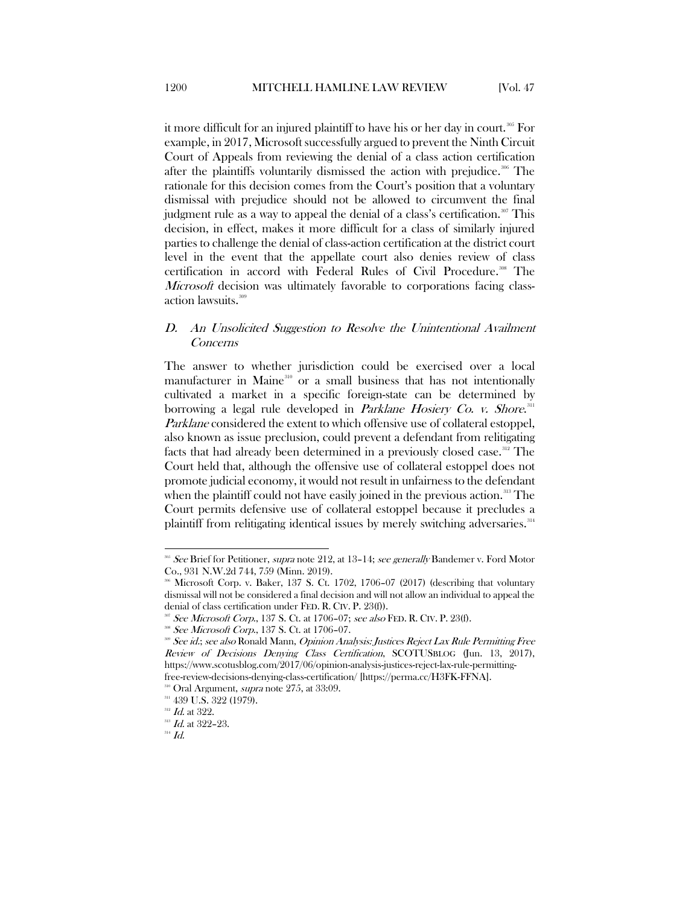it more difficult for an injured plaintiff to have his or her day in court.[305] For example, in 2017, Microsoft successfully argued to prevent the Ninth Circuit Court of Appeals from reviewing the denial of a class action certification after the plaintiffs voluntarily dismissed the action with prejudice.[306] The rationale for this decision comes from the Court's position that a voluntary dismissal with prejudice should not be allowed to circumvent the final judgment rule as a way to appeal the denial of a class's certification.[307] This decision, in effect, makes it more difficult for a class of similarly injured parties to challenge the denial of class-action certification at the district court level in the event that the appellate court also denies review of class certification in accord with Federal Rules of Civil Procedure.[308] The *Microsoft* decision was ultimately favorable to corporations facing class-action lawsuits.[309]

### *D. An Unsolicited Suggestion to Resolve the Unintentional Availment Concerns*

The answer to whether jurisdiction could be exercised over a local manufacturer in Maine[310] or a small business that has not intentionally cultivated a market in a specific foreign-state can be determined by borrowing a legal rule developed in *Parklane Hosiery Co. v. Shore*.[311] *Parklane* considered the extent to which offensive use of collateral estoppel, also known as issue preclusion, could prevent a defendant from relitigating facts that had already been determined in a previously closed case.[312] The Court held that, although the offensive use of collateral estoppel does not promote judicial economy, it would not result in unfairness to the defendant when the plaintiff could not have easily joined in the previous action.[313] The Court permits defensive use of collateral estoppel because it precludes a plaintiff from relitigating identical issues by merely switching adversaries.[314]

---

[305] *See* Brief for Petitioner, *supra* note 212, at 13–14; *see generally* Bandemer v. Ford Motor Co., 931 N.W.2d 744, 759 (Minn. 2019).

[306] Microsoft Corp. v. Baker, 137 S. Ct. 1702, 1706–07 (2017) (describing that voluntary dismissal will not be considered a final decision and will not allow an individual to appeal the denial of class certification under FED. R. CIV. P. 23(f)).

[307] *See Microsoft Corp.*, 137 S. Ct. at 1706–07; *see also* FED. R. CIV. P. 23(f).

[308] *See Microsoft Corp.*, 137 S. Ct. at 1706–07.

[309] *See id.*; *see also* Ronald Mann, *Opinion Analysis: Justices Reject Lax Rule Permitting Free Review of Decisions Denying Class Certification*, SCOTUSBLOG (Jun. 13, 2017), https://www.scotusblog.com/2017/06/opinion-analysis-justices-reject-lax-rule-permitting-free-review-decisions-denying-class-certification/ [https://perma.cc/H3FK-FFNA].

[310] Oral Argument, *supra* note 275, at 33:09.

[311] 439 U.S. 322 (1979).

[312] *Id.* at 322.

[313] *Id.* at 322–23.

[314] *Id.*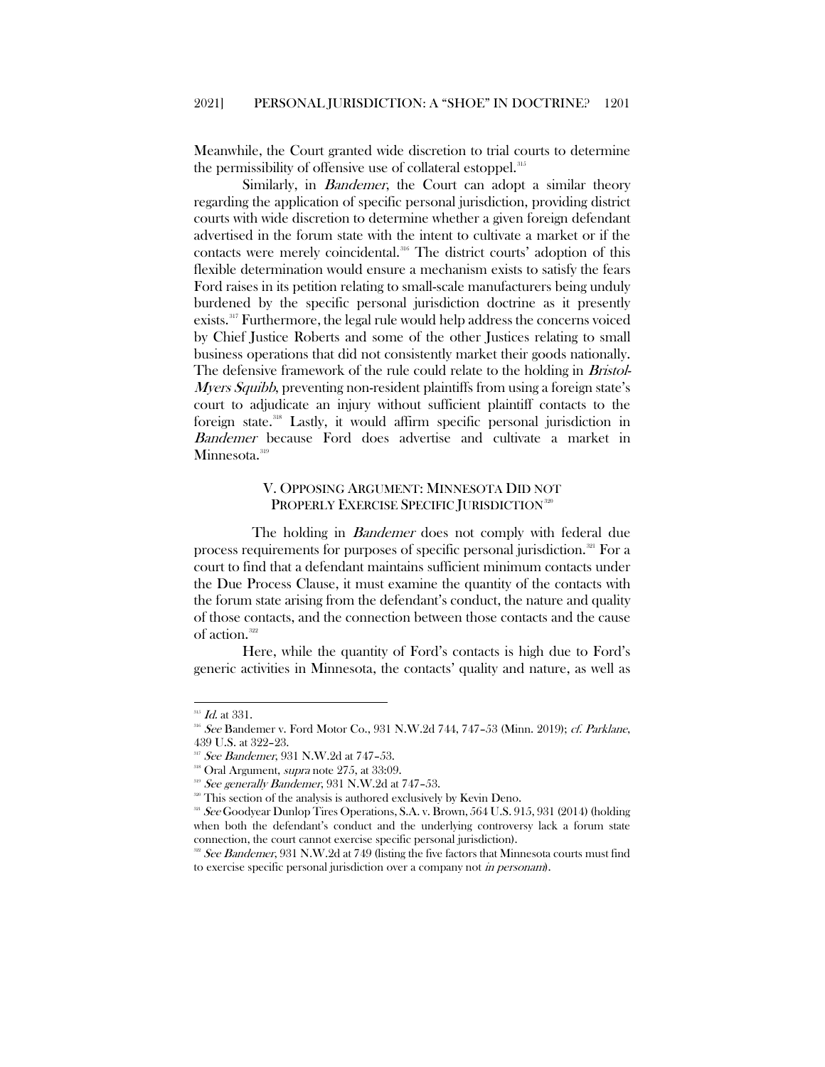Meanwhile, the Court granted wide discretion to trial courts to determine the permissibility of offensive use of collateral estoppel.[315]

Similarly, in *Bandemer*, the Court can adopt a similar theory regarding the application of specific personal jurisdiction, providing district courts with wide discretion to determine whether a given foreign defendant advertised in the forum state with the intent to cultivate a market or if the contacts were merely coincidental.[316] The district courts' adoption of this flexible determination would ensure a mechanism exists to satisfy the fears Ford raises in its petition relating to small-scale manufacturers being unduly burdened by the specific personal jurisdiction doctrine as it presently exists.[317] Furthermore, the legal rule would help address the concerns voiced by Chief Justice Roberts and some of the other Justices relating to small business operations that did not consistently market their goods nationally. The defensive framework of the rule could relate to the holding in *Bristol-Myers Squibb*, preventing non-resident plaintiffs from using a foreign state's court to adjudicate an injury without sufficient plaintiff contacts to the foreign state.[318] Lastly, it would affirm specific personal jurisdiction in *Bandemer* because Ford does advertise and cultivate a market in Minnesota.[319]

## V. OPPOSING ARGUMENT: MINNESOTA DID NOT PROPERLY EXERCISE SPECIFIC JURISDICTION[320]

The holding in *Bandemer* does not comply with federal due process requirements for purposes of specific personal jurisdiction.[321] For a court to find that a defendant maintains sufficient minimum contacts under the Due Process Clause, it must examine the quantity of the contacts with the forum state arising from the defendant's conduct, the nature and quality of those contacts, and the connection between those contacts and the cause of action.[322]

Here, while the quantity of Ford's contacts is high due to Ford's generic activities in Minnesota, the contacts' quality and nature, as well as

---

[315] *Id.* at 331.

[316] *See* Bandemer v. Ford Motor Co., 931 N.W.2d 744, 747–53 (Minn. 2019); *cf. Parklane*, 439 U.S. at 322–23.

[317] *See Bandemer*, 931 N.W.2d at 747–53.

[318] Oral Argument, *supra* note 275, at 33:09.

[319] *See generally Bandemer*, 931 N.W.2d at 747–53.

[320] This section of the analysis is authored exclusively by Kevin Deno.

[321] *See* Goodyear Dunlop Tires Operations, S.A. v. Brown, 564 U.S. 915, 931 (2014) (holding when both the defendant's conduct and the underlying controversy lack a forum state connection, the court cannot exercise specific personal jurisdiction).

[322] *See Bandemer*, 931 N.W.2d at 749 (listing the five factors that Minnesota courts must find to exercise specific personal jurisdiction over a company not *in personam*).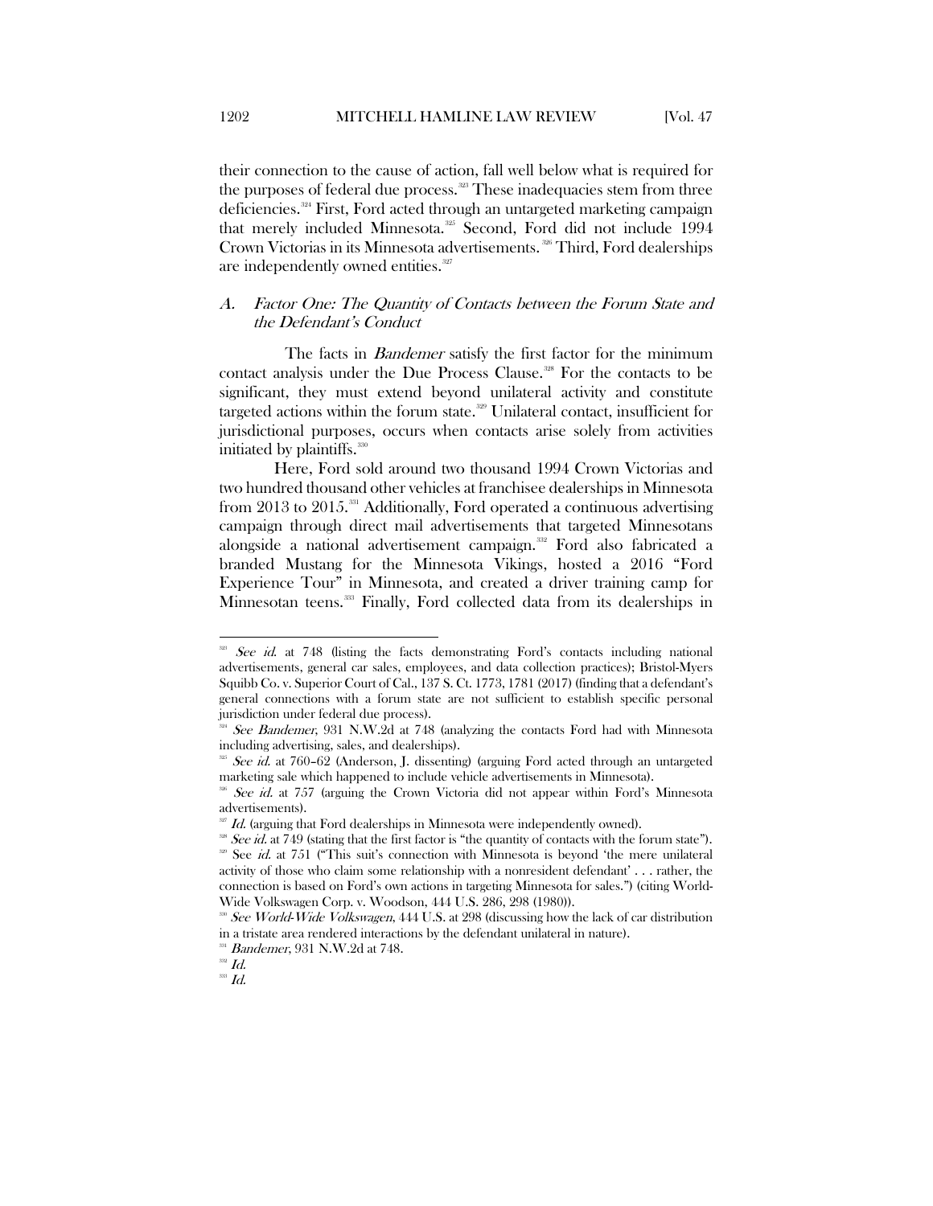their connection to the cause of action, fall well below what is required for the purposes of federal due process.[323] These inadequacies stem from three deficiencies.[324] First, Ford acted through an untargeted marketing campaign that merely included Minnesota.[325] Second, Ford did not include 1994 Crown Victorias in its Minnesota advertisements.[326] Third, Ford dealerships are independently owned entities.[327]

### A. *Factor One: The Quantity of Contacts between the Forum State and the Defendant's Conduct*

The facts in *Bandemer* satisfy the first factor for the minimum contact analysis under the Due Process Clause.[328] For the contacts to be significant, they must extend beyond unilateral activity and constitute targeted actions within the forum state.[329] Unilateral contact, insufficient for jurisdictional purposes, occurs when contacts arise solely from activities initiated by plaintiffs.[330]

Here, Ford sold around two thousand 1994 Crown Victorias and two hundred thousand other vehicles at franchisee dealerships in Minnesota from 2013 to 2015.[331] Additionally, Ford operated a continuous advertising campaign through direct mail advertisements that targeted Minnesotans alongside a national advertisement campaign.[332] Ford also fabricated a branded Mustang for the Minnesota Vikings, hosted a 2016 "Ford Experience Tour" in Minnesota, and created a driver training camp for Minnesotan teens.[333] Finally, Ford collected data from its dealerships in

---

[323] *See id.* at 748 (listing the facts demonstrating Ford's contacts including national advertisements, general car sales, employees, and data collection practices); Bristol-Myers Squibb Co. v. Superior Court of Cal., 137 S. Ct. 1773, 1781 (2017) (finding that a defendant's general connections with a forum state are not sufficient to establish specific personal jurisdiction under federal due process).

[324] *See Bandemer*, 931 N.W.2d at 748 (analyzing the contacts Ford had with Minnesota including advertising, sales, and dealerships).

[325] *See id.* at 760–62 (Anderson, J. dissenting) (arguing Ford acted through an untargeted marketing sale which happened to include vehicle advertisements in Minnesota).

[326] *See id.* at 757 (arguing the Crown Victoria did not appear within Ford's Minnesota advertisements).

[327] *Id.* (arguing that Ford dealerships in Minnesota were independently owned).

[328] *See id.* at 749 (stating that the first factor is "the quantity of contacts with the forum state").

[329] See *id.* at 751 ("This suit's connection with Minnesota is beyond 'the mere unilateral activity of those who claim some relationship with a nonresident defendant' . . . rather, the connection is based on Ford's own actions in targeting Minnesota for sales.") (citing World-Wide Volkswagen Corp. v. Woodson, 444 U.S. 286, 298 (1980)).

[330] *See World-Wide Volkswagen*, 444 U.S. at 298 (discussing how the lack of car distribution in a tristate area rendered interactions by the defendant unilateral in nature).

[331] *Bandemer*, 931 N.W.2d at 748.

[332] *Id.*

[333] *Id.*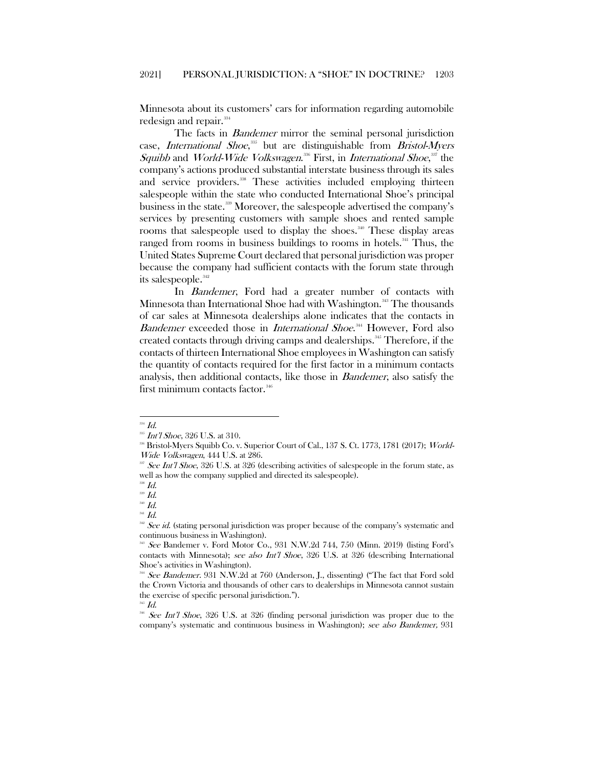Minnesota about its customers' cars for information regarding automobile redesign and repair.[334]

The facts in *Bandemer* mirror the seminal personal jurisdiction case, *International Shoe*,[335] but are distinguishable from *Bristol-Myers Squibb* and *World-Wide Volkswagen*.[336] First, in *International Shoe*,[337] the company's actions produced substantial interstate business through its sales and service providers.[338] These activities included employing thirteen salespeople within the state who conducted International Shoe's principal business in the state.[339] Moreover, the salespeople advertised the company's services by presenting customers with sample shoes and rented sample rooms that salespeople used to display the shoes.[340] These display areas ranged from rooms in business buildings to rooms in hotels.[341] Thus, the United States Supreme Court declared that personal jurisdiction was proper because the company had sufficient contacts with the forum state through its salespeople.[342]

In *Bandemer*, Ford had a greater number of contacts with Minnesota than International Shoe had with Washington.[343] The thousands of car sales at Minnesota dealerships alone indicates that the contacts in *Bandemer* exceeded those in *International Shoe*.[344] However, Ford also created contacts through driving camps and dealerships.[345] Therefore, if the contacts of thirteen International Shoe employees in Washington can satisfy the quantity of contacts required for the first factor in a minimum contacts analysis, then additional contacts, like those in *Bandemer*, also satisfy the first minimum contacts factor.[346]

---

[334] *Id.*

[335] *Int'l Shoe*, 326 U.S. at 310.

[336] Bristol-Myers Squibb Co. v. Superior Court of Cal., 137 S. Ct. 1773, 1781 (2017); *World-Wide Volkswagen*, 444 U.S. at 286.

[337] *See Int'l Shoe*, 326 U.S. at 326 (describing activities of salespeople in the forum state, as well as how the company supplied and directed its salespeople).

[338] *Id.*

[339] *Id.*

[340] *Id.*

[341] *Id.*

[342] *See id.* (stating personal jurisdiction was proper because of the company's systematic and continuous business in Washington).

[343] *See* Bandemer v. Ford Motor Co., 931 N.W.2d 744, 750 (Minn. 2019) (listing Ford's contacts with Minnesota); *see also Int'l Shoe*, 326 U.S. at 326 (describing International Shoe's activities in Washington).

[344] *See Bandemer*. 931 N.W.2d at 760 (Anderson, J., dissenting) ("The fact that Ford sold the Crown Victoria and thousands of other cars to dealerships in Minnesota cannot sustain the exercise of specific personal jurisdiction.").

[345] *Id.*

[346] *See Int'l Shoe*, 326 U.S. at 326 (finding personal jurisdiction was proper due to the company's systematic and continuous business in Washington); *see also Bandemer*, 931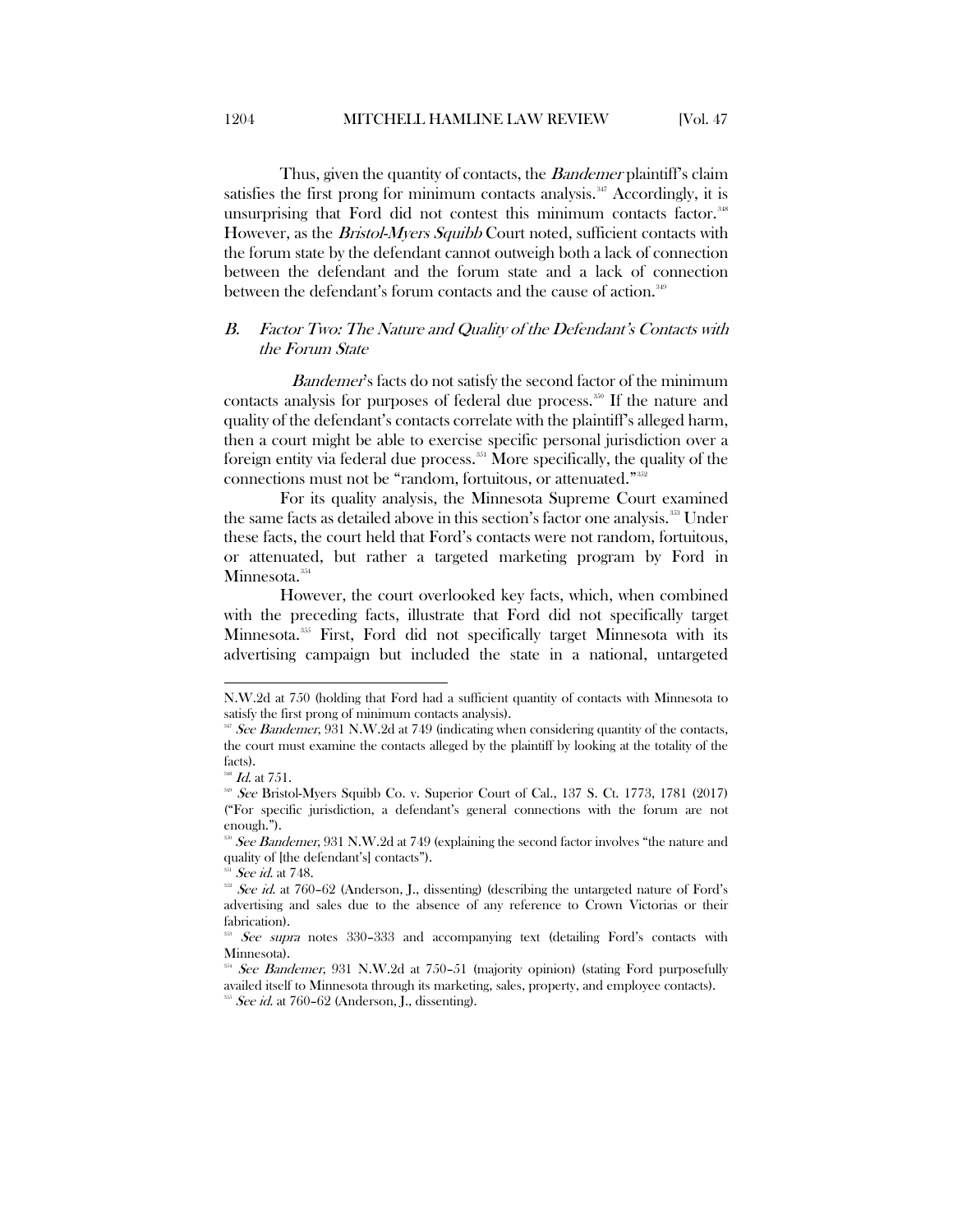Thus, given the quantity of contacts, the *Bandemer* plaintiff's claim satisfies the first prong for minimum contacts analysis.[347] Accordingly, it is unsurprising that Ford did not contest this minimum contacts factor.[348] However, as the *Bristol-Myers Squibb* Court noted, sufficient contacts with the forum state by the defendant cannot outweigh both a lack of connection between the defendant and the forum state and a lack of connection between the defendant's forum contacts and the cause of action.[349]

## *B. Factor Two: The Nature and Quality of the Defendant's Contacts with the Forum State*

*Bandemer*'s facts do not satisfy the second factor of the minimum contacts analysis for purposes of federal due process.[350] If the nature and quality of the defendant's contacts correlate with the plaintiff's alleged harm, then a court might be able to exercise specific personal jurisdiction over a foreign entity via federal due process.[351] More specifically, the quality of the connections must not be "random, fortuitous, or attenuated."[352]

For its quality analysis, the Minnesota Supreme Court examined the same facts as detailed above in this section's factor one analysis.[353] Under these facts, the court held that Ford's contacts were not random, fortuitous, or attenuated, but rather a targeted marketing program by Ford in Minnesota.[354]

However, the court overlooked key facts, which, when combined with the preceding facts, illustrate that Ford did not specifically target Minnesota.[355] First, Ford did not specifically target Minnesota with its advertising campaign but included the state in a national, untargeted

---

N.W.2d at 750 (holding that Ford had a sufficient quantity of contacts with Minnesota to satisfy the first prong of minimum contacts analysis).

[347] *See Bandemer*, 931 N.W.2d at 749 (indicating when considering quantity of the contacts, the court must examine the contacts alleged by the plaintiff by looking at the totality of the facts).

[348] *Id.* at 751.

[349] *See* Bristol-Myers Squibb Co. v. Superior Court of Cal., 137 S. Ct. 1773, 1781 (2017) ("For specific jurisdiction, a defendant's general connections with the forum are not enough.").

[350] *See Bandemer*, 931 N.W.2d at 749 (explaining the second factor involves "the nature and quality of [the defendant's] contacts").

[351] *See id.* at 748.

[352] *See id.* at 760–62 (Anderson, J., dissenting) (describing the untargeted nature of Ford's advertising and sales due to the absence of any reference to Crown Victorias or their fabrication).

[353] *See supra* notes 330–333 and accompanying text (detailing Ford's contacts with Minnesota).

[354] *See Bandemer*, 931 N.W.2d at 750–51 (majority opinion) (stating Ford purposefully availed itself to Minnesota through its marketing, sales, property, and employee contacts).

[355] *See id.* at 760–62 (Anderson, J., dissenting).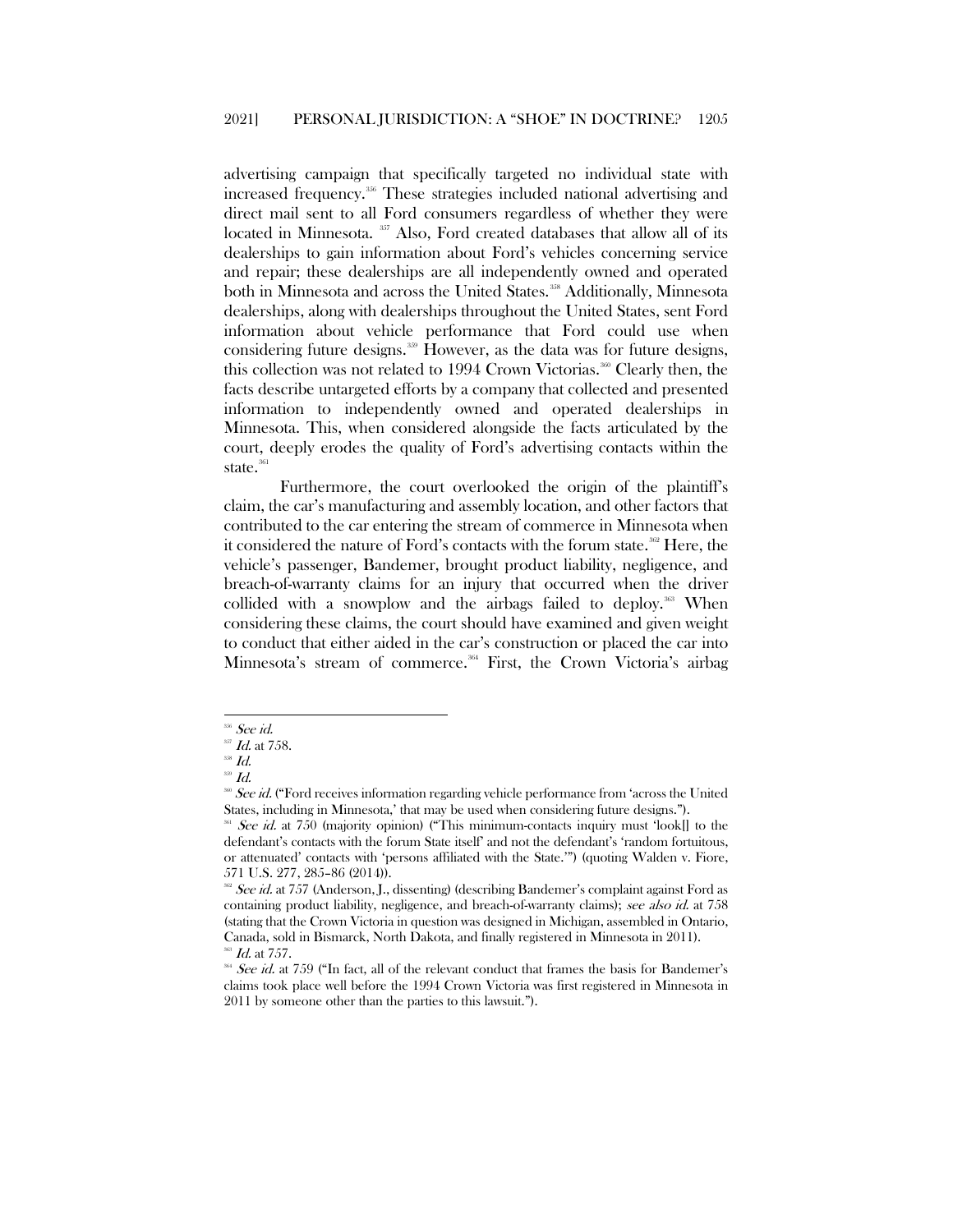advertising campaign that specifically targeted no individual state with increased frequency.[356] These strategies included national advertising and direct mail sent to all Ford consumers regardless of whether they were located in Minnesota.[357] Also, Ford created databases that allow all of its dealerships to gain information about Ford's vehicles concerning service and repair; these dealerships are all independently owned and operated both in Minnesota and across the United States.[358] Additionally, Minnesota dealerships, along with dealerships throughout the United States, sent Ford information about vehicle performance that Ford could use when considering future designs.[359] However, as the data was for future designs, this collection was not related to 1994 Crown Victorias.[360] Clearly then, the facts describe untargeted efforts by a company that collected and presented information to independently owned and operated dealerships in Minnesota. This, when considered alongside the facts articulated by the court, deeply erodes the quality of Ford's advertising contacts within the state.[361]

Furthermore, the court overlooked the origin of the plaintiff's claim, the car's manufacturing and assembly location, and other factors that contributed to the car entering the stream of commerce in Minnesota when it considered the nature of Ford's contacts with the forum state.[362] Here, the vehicle's passenger, Bandemer, brought product liability, negligence, and breach-of-warranty claims for an injury that occurred when the driver collided with a snowplow and the airbags failed to deploy.[363] When considering these claims, the court should have examined and given weight to conduct that either aided in the car's construction or placed the car into Minnesota's stream of commerce.[364] First, the Crown Victoria's airbag

---

[356] *See id.*

[357] *Id.* at 758.

[358] *Id.*

[359] *Id.*

[360] *See id.* ("Ford receives information regarding vehicle performance from 'across the United States, including in Minnesota,' that may be used when considering future designs.").

[361] *See id.* at 750 (majority opinion) ("This minimum-contacts inquiry must 'look[] to the defendant's contacts with the forum State itself' and not the defendant's 'random fortuitous, or attenuated' contacts with 'persons affiliated with the State.'") (quoting Walden v. Fiore, 571 U.S. 277, 285–86 (2014)).

[362] *See id.* at 757 (Anderson, J., dissenting) (describing Bandemer's complaint against Ford as containing product liability, negligence, and breach-of-warranty claims); *see also id.* at 758 (stating that the Crown Victoria in question was designed in Michigan, assembled in Ontario, Canada, sold in Bismarck, North Dakota, and finally registered in Minnesota in 2011).

[363] *Id.* at 757.

[364] *See id.* at 759 ("In fact, all of the relevant conduct that frames the basis for Bandemer's claims took place well before the 1994 Crown Victoria was first registered in Minnesota in 2011 by someone other than the parties to this lawsuit.").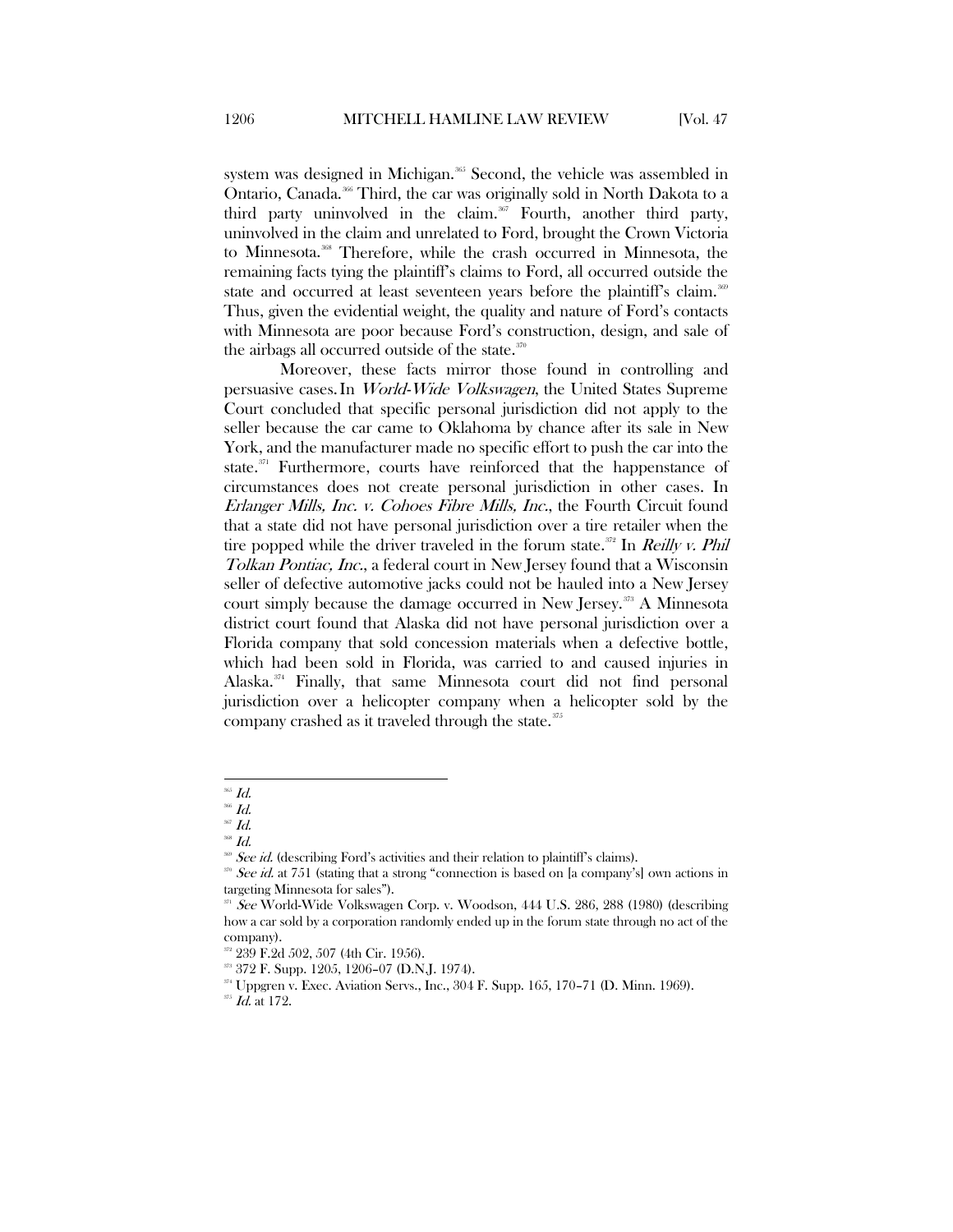system was designed in Michigan.[365] Second, the vehicle was assembled in Ontario, Canada.[366] Third, the car was originally sold in North Dakota to a third party uninvolved in the claim.[367] Fourth, another third party, uninvolved in the claim and unrelated to Ford, brought the Crown Victoria to Minnesota.[368] Therefore, while the crash occurred in Minnesota, the remaining facts tying the plaintiff's claims to Ford, all occurred outside the state and occurred at least seventeen years before the plaintiff's claim.[369] Thus, given the evidential weight, the quality and nature of Ford's contacts with Minnesota are poor because Ford's construction, design, and sale of the airbags all occurred outside of the state.[370]

Moreover, these facts mirror those found in controlling and persuasive cases. In *World-Wide Volkswagen*, the United States Supreme Court concluded that specific personal jurisdiction did not apply to the seller because the car came to Oklahoma by chance after its sale in New York, and the manufacturer made no specific effort to push the car into the state.[371] Furthermore, courts have reinforced that the happenstance of circumstances does not create personal jurisdiction in other cases. In *Erlanger Mills, Inc. v. Cohoes Fibre Mills, Inc.*, the Fourth Circuit found that a state did not have personal jurisdiction over a tire retailer when the tire popped while the driver traveled in the forum state.[372] In *Reilly v. Phil Tolkan Pontiac, Inc.*, a federal court in New Jersey found that a Wisconsin seller of defective automotive jacks could not be hauled into a New Jersey court simply because the damage occurred in New Jersey.[373] A Minnesota district court found that Alaska did not have personal jurisdiction over a Florida company that sold concession materials when a defective bottle, which had been sold in Florida, was carried to and caused injuries in Alaska.[374] Finally, that same Minnesota court did not find personal jurisdiction over a helicopter company when a helicopter sold by the company crashed as it traveled through the state.[375]

---

[365] *Id.*

[366] *Id.*

[367] *Id.*

[368] *Id.*

[369] *See id.* (describing Ford's activities and their relation to plaintiff's claims).

[370] *See id.* at 751 (stating that a strong "connection is based on [a company's] own actions in targeting Minnesota for sales").

[371] *See* World-Wide Volkswagen Corp. v. Woodson, 444 U.S. 286, 288 (1980) (describing how a car sold by a corporation randomly ended up in the forum state through no act of the company).

[372] 239 F.2d 502, 507 (4th Cir. 1956).

[373] 372 F. Supp. 1205, 1206–07 (D.N.J. 1974).

[374] Uppgren v. Exec. Aviation Servs., Inc., 304 F. Supp. 165, 170–71 (D. Minn. 1969).

[375] *Id.* at 172.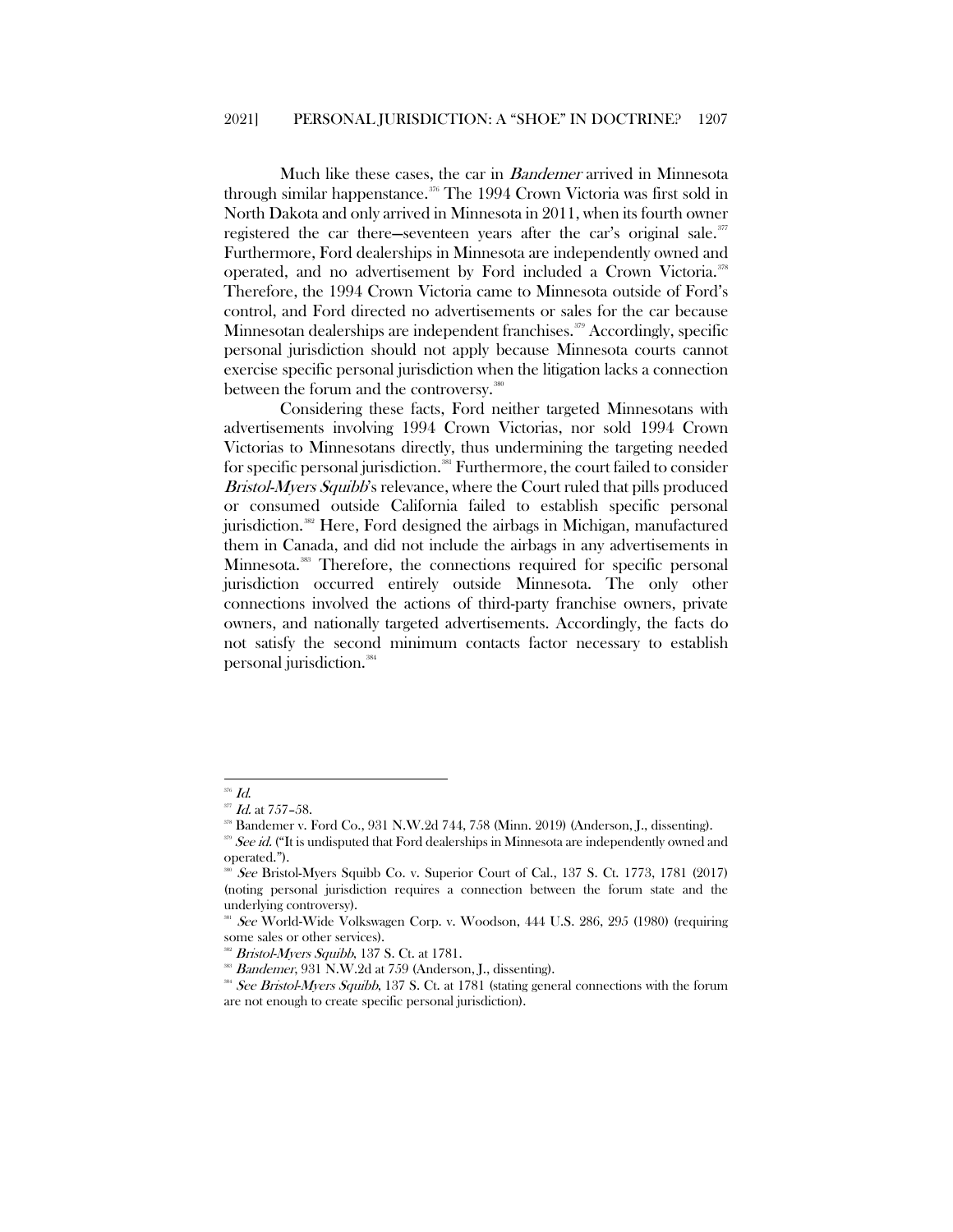Much like these cases, the car in *Bandemer* arrived in Minnesota through similar happenstance.[376] The 1994 Crown Victoria was first sold in North Dakota and only arrived in Minnesota in 2011, when its fourth owner registered the car there—seventeen years after the car's original sale.[377] Furthermore, Ford dealerships in Minnesota are independently owned and operated, and no advertisement by Ford included a Crown Victoria.[378] Therefore, the 1994 Crown Victoria came to Minnesota outside of Ford's control, and Ford directed no advertisements or sales for the car because Minnesotan dealerships are independent franchises.[379] Accordingly, specific personal jurisdiction should not apply because Minnesota courts cannot exercise specific personal jurisdiction when the litigation lacks a connection between the forum and the controversy.[380]

Considering these facts, Ford neither targeted Minnesotans with advertisements involving 1994 Crown Victorias, nor sold 1994 Crown Victorias to Minnesotans directly, thus undermining the targeting needed for specific personal jurisdiction.[381] Furthermore, the court failed to consider *Bristol-Myers Squibb*'s relevance, where the Court ruled that pills produced or consumed outside California failed to establish specific personal jurisdiction.[382] Here, Ford designed the airbags in Michigan, manufactured them in Canada, and did not include the airbags in any advertisements in Minnesota.[383] Therefore, the connections required for specific personal jurisdiction occurred entirely outside Minnesota. The only other connections involved the actions of third-party franchise owners, private owners, and nationally targeted advertisements. Accordingly, the facts do not satisfy the second minimum contacts factor necessary to establish personal jurisdiction.[384]

---

[376] *Id.*

[377] *Id.* at 757–58.

[378] Bandemer v. Ford Co., 931 N.W.2d 744, 758 (Minn. 2019) (Anderson, J., dissenting).

[379] *See id.* ("It is undisputed that Ford dealerships in Minnesota are independently owned and operated.").

[380] *See* Bristol-Myers Squibb Co. v. Superior Court of Cal., 137 S. Ct. 1773, 1781 (2017) (noting personal jurisdiction requires a connection between the forum state and the underlying controversy).

[381] *See* World-Wide Volkswagen Corp. v. Woodson, 444 U.S. 286, 295 (1980) (requiring some sales or other services).

[382] *Bristol-Myers Squibb*, 137 S. Ct. at 1781.

[383] *Bandemer*, 931 N.W.2d at 759 (Anderson, J., dissenting).

[384] *See Bristol-Myers Squibb*, 137 S. Ct. at 1781 (stating general connections with the forum are not enough to create specific personal jurisdiction).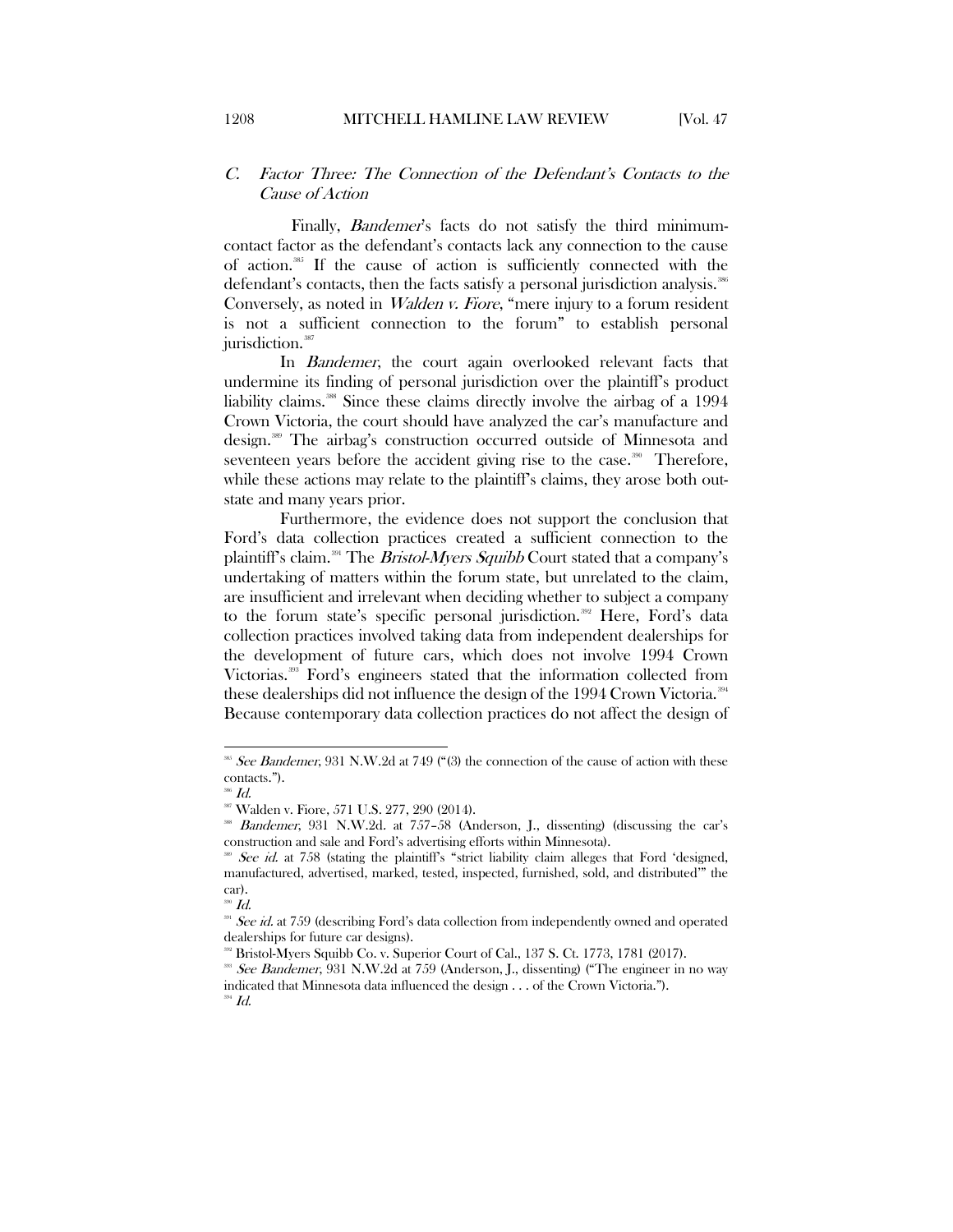### *C. Factor Three: The Connection of the Defendant's Contacts to the Cause of Action*

Finally, *Bandemer*'s facts do not satisfy the third minimum-contact factor as the defendant's contacts lack any connection to the cause of action.[385] If the cause of action is sufficiently connected with the defendant's contacts, then the facts satisfy a personal jurisdiction analysis.[386] Conversely, as noted in *Walden v. Fiore*, "mere injury to a forum resident is not a sufficient connection to the forum" to establish personal jurisdiction.[387]

In *Bandemer*, the court again overlooked relevant facts that undermine its finding of personal jurisdiction over the plaintiff's product liability claims.[388] Since these claims directly involve the airbag of a 1994 Crown Victoria, the court should have analyzed the car's manufacture and design.[389] The airbag's construction occurred outside of Minnesota and seventeen years before the accident giving rise to the case.[390] Therefore, while these actions may relate to the plaintiff's claims, they arose both out-state and many years prior.

Furthermore, the evidence does not support the conclusion that Ford's data collection practices created a sufficient connection to the plaintiff's claim.[391] The *Bristol-Myers Squibb* Court stated that a company's undertaking of matters within the forum state, but unrelated to the claim, are insufficient and irrelevant when deciding whether to subject a company to the forum state's specific personal jurisdiction.[392] Here, Ford's data collection practices involved taking data from independent dealerships for the development of future cars, which does not involve 1994 Crown Victorias.[393] Ford's engineers stated that the information collected from these dealerships did not influence the design of the 1994 Crown Victoria.[394] Because contemporary data collection practices do not affect the design of

---

[385] *See Bandemer*, 931 N.W.2d at 749 ("(3) the connection of the cause of action with these contacts.").

[386] *Id.*

[387] Walden v. Fiore, 571 U.S. 277, 290 (2014).

[388] *Bandemer*, 931 N.W.2d. at 757–58 (Anderson, J., dissenting) (discussing the car's construction and sale and Ford's advertising efforts within Minnesota).

[389] *See id.* at 758 (stating the plaintiff's "strict liability claim alleges that Ford 'designed, manufactured, advertised, marked, tested, inspected, furnished, sold, and distributed'" the car).

[390] *Id.*

[391] *See id.* at 759 (describing Ford's data collection from independently owned and operated dealerships for future car designs).

[392] Bristol-Myers Squibb Co. v. Superior Court of Cal., 137 S. Ct. 1773, 1781 (2017).

[393] *See Bandemer*, 931 N.W.2d at 759 (Anderson, J., dissenting) ("The engineer in no way indicated that Minnesota data influenced the design . . . of the Crown Victoria.").

[394] *Id.*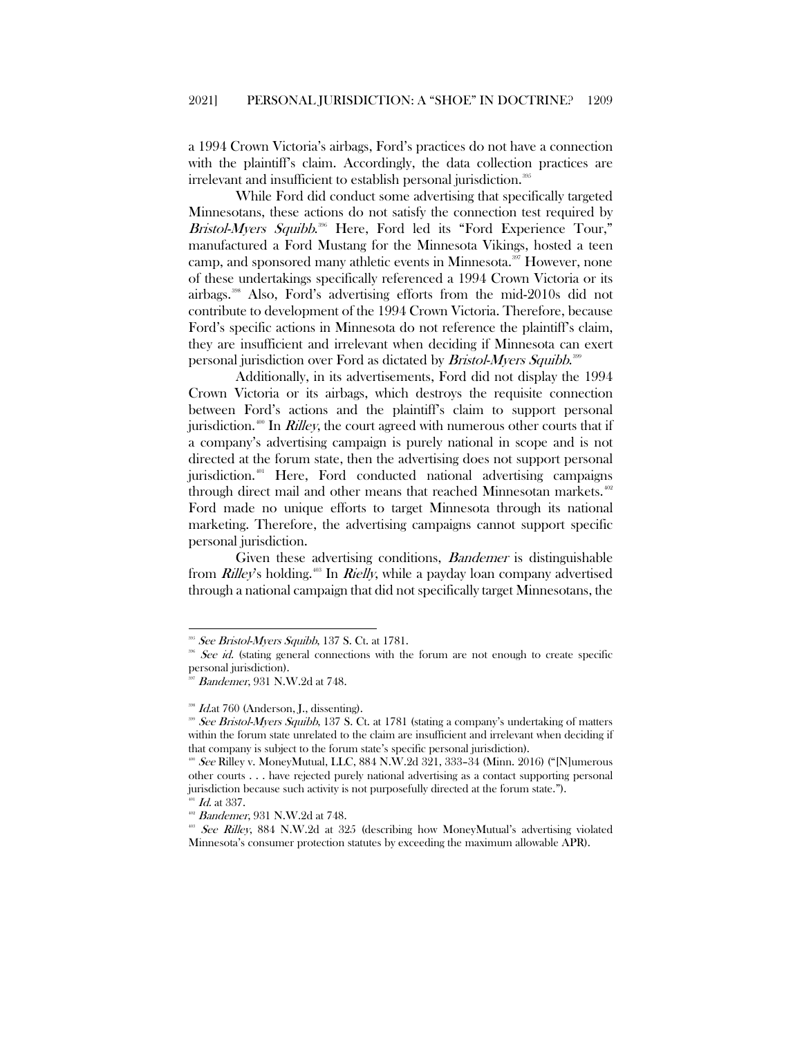a 1994 Crown Victoria's airbags, Ford's practices do not have a connection with the plaintiff's claim. Accordingly, the data collection practices are irrelevant and insufficient to establish personal jurisdiction.[395]

While Ford did conduct some advertising that specifically targeted Minnesotans, these actions do not satisfy the connection test required by *Bristol-Myers Squibb*.[396] Here, Ford led its "Ford Experience Tour," manufactured a Ford Mustang for the Minnesota Vikings, hosted a teen camp, and sponsored many athletic events in Minnesota.[397] However, none of these undertakings specifically referenced a 1994 Crown Victoria or its airbags.[398] Also, Ford's advertising efforts from the mid-2010s did not contribute to development of the 1994 Crown Victoria. Therefore, because Ford's specific actions in Minnesota do not reference the plaintiff's claim, they are insufficient and irrelevant when deciding if Minnesota can exert personal jurisdiction over Ford as dictated by *Bristol-Myers Squibb*.[399]

Additionally, in its advertisements, Ford did not display the 1994 Crown Victoria or its airbags, which destroys the requisite connection between Ford's actions and the plaintiff's claim to support personal jurisdiction.[400] In *Rilley*, the court agreed with numerous other courts that if a company's advertising campaign is purely national in scope and is not directed at the forum state, then the advertising does not support personal jurisdiction.[401] Here, Ford conducted national advertising campaigns through direct mail and other means that reached Minnesotan markets.[402] Ford made no unique efforts to target Minnesota through its national marketing. Therefore, the advertising campaigns cannot support specific personal jurisdiction.

Given these advertising conditions, *Bandemer* is distinguishable from *Rilley*'s holding.[403] In *Rielly*, while a payday loan company advertised through a national campaign that did not specifically target Minnesotans, the

---

[395] *See Bristol-Myers Squibb*, 137 S. Ct. at 1781.

[396] *See id.* (stating general connections with the forum are not enough to create specific personal jurisdiction).

[397] *Bandemer*, 931 N.W.2d at 748.

[398] *Id.*at 760 (Anderson, J., dissenting).

[399] *See Bristol-Myers Squibb*, 137 S. Ct. at 1781 (stating a company's undertaking of matters within the forum state unrelated to the claim are insufficient and irrelevant when deciding if that company is subject to the forum state's specific personal jurisdiction).

[400] *See* Rilley v. MoneyMutual, LLC, 884 N.W.2d 321, 333–34 (Minn. 2016) ("[N]umerous other courts . . . have rejected purely national advertising as a contact supporting personal jurisdiction because such activity is not purposefully directed at the forum state.").

[401] *Id.* at 337.

[402] *Bandemer*, 931 N.W.2d at 748.

[403] *See Rilley*, 884 N.W.2d at 325 (describing how MoneyMutual's advertising violated Minnesota's consumer protection statutes by exceeding the maximum allowable APR).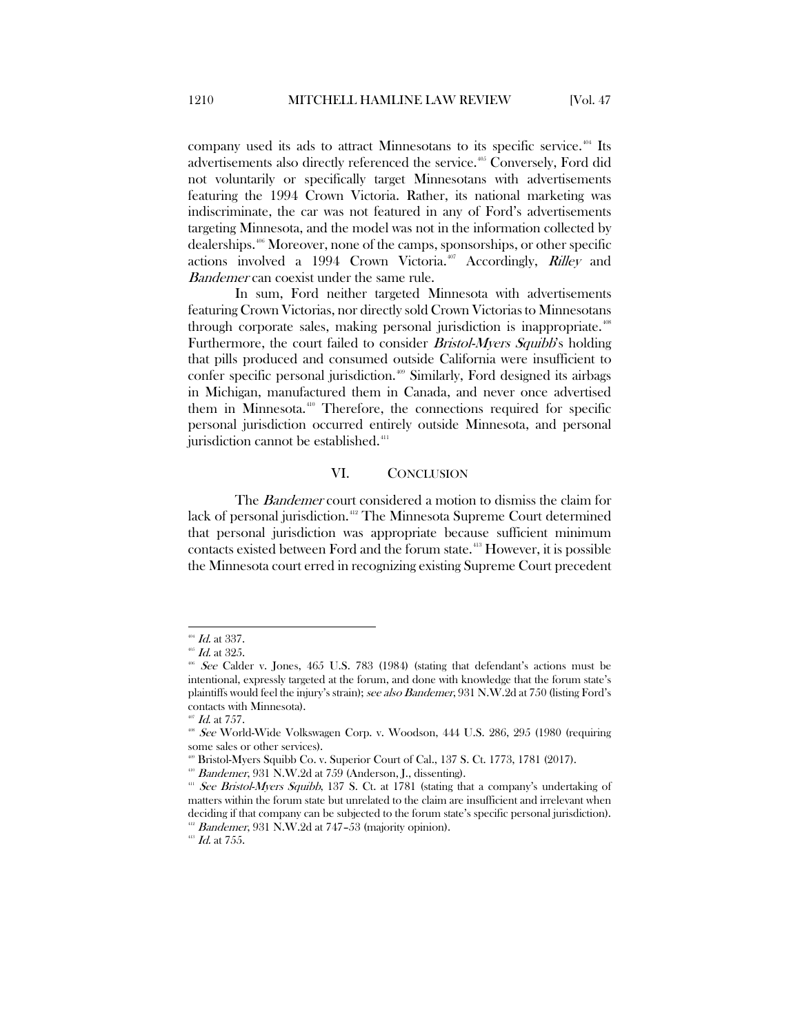company used its ads to attract Minnesotans to its specific service.[404] Its advertisements also directly referenced the service.[405] Conversely, Ford did not voluntarily or specifically target Minnesotans with advertisements featuring the 1994 Crown Victoria. Rather, its national marketing was indiscriminate, the car was not featured in any of Ford's advertisements targeting Minnesota, and the model was not in the information collected by dealerships.[406] Moreover, none of the camps, sponsorships, or other specific actions involved a 1994 Crown Victoria.[407] Accordingly, *Rilley* and *Bandemer* can coexist under the same rule.

In sum, Ford neither targeted Minnesota with advertisements featuring Crown Victorias, nor directly sold Crown Victorias to Minnesotans through corporate sales, making personal jurisdiction is inappropriate.[408] Furthermore, the court failed to consider *Bristol-Myers Squibb*'s holding that pills produced and consumed outside California were insufficient to confer specific personal jurisdiction.[409] Similarly, Ford designed its airbags in Michigan, manufactured them in Canada, and never once advertised them in Minnesota.[410] Therefore, the connections required for specific personal jurisdiction occurred entirely outside Minnesota, and personal jurisdiction cannot be established.[411]

## VI. CONCLUSION

The *Bandemer* court considered a motion to dismiss the claim for lack of personal jurisdiction.[412] The Minnesota Supreme Court determined that personal jurisdiction was appropriate because sufficient minimum contacts existed between Ford and the forum state.[413] However, it is possible the Minnesota court erred in recognizing existing Supreme Court precedent

---

[404] *Id.* at 337.

[405] *Id.* at 325.

[406] *See* Calder v. Jones, 465 U.S. 783 (1984) (stating that defendant's actions must be intentional, expressly targeted at the forum, and done with knowledge that the forum state's plaintiffs would feel the injury's strain); *see also Bandemer*, 931 N.W.2d at 750 (listing Ford's contacts with Minnesota).

[407] *Id.* at 757.

[408] *See* World-Wide Volkswagen Corp. v. Woodson, 444 U.S. 286, 295 (1980 (requiring some sales or other services).

[409] Bristol-Myers Squibb Co. v. Superior Court of Cal., 137 S. Ct. 1773, 1781 (2017).

[410] *Bandemer*, 931 N.W.2d at 759 (Anderson, J., dissenting).

[411] *See Bristol-Myers Squibb*, 137 S. Ct. at 1781 (stating that a company's undertaking of matters within the forum state but unrelated to the claim are insufficient and irrelevant when deciding if that company can be subjected to the forum state's specific personal jurisdiction).

[412] *Bandemer*, 931 N.W.2d at 747–53 (majority opinion).

[413] *Id.* at 755.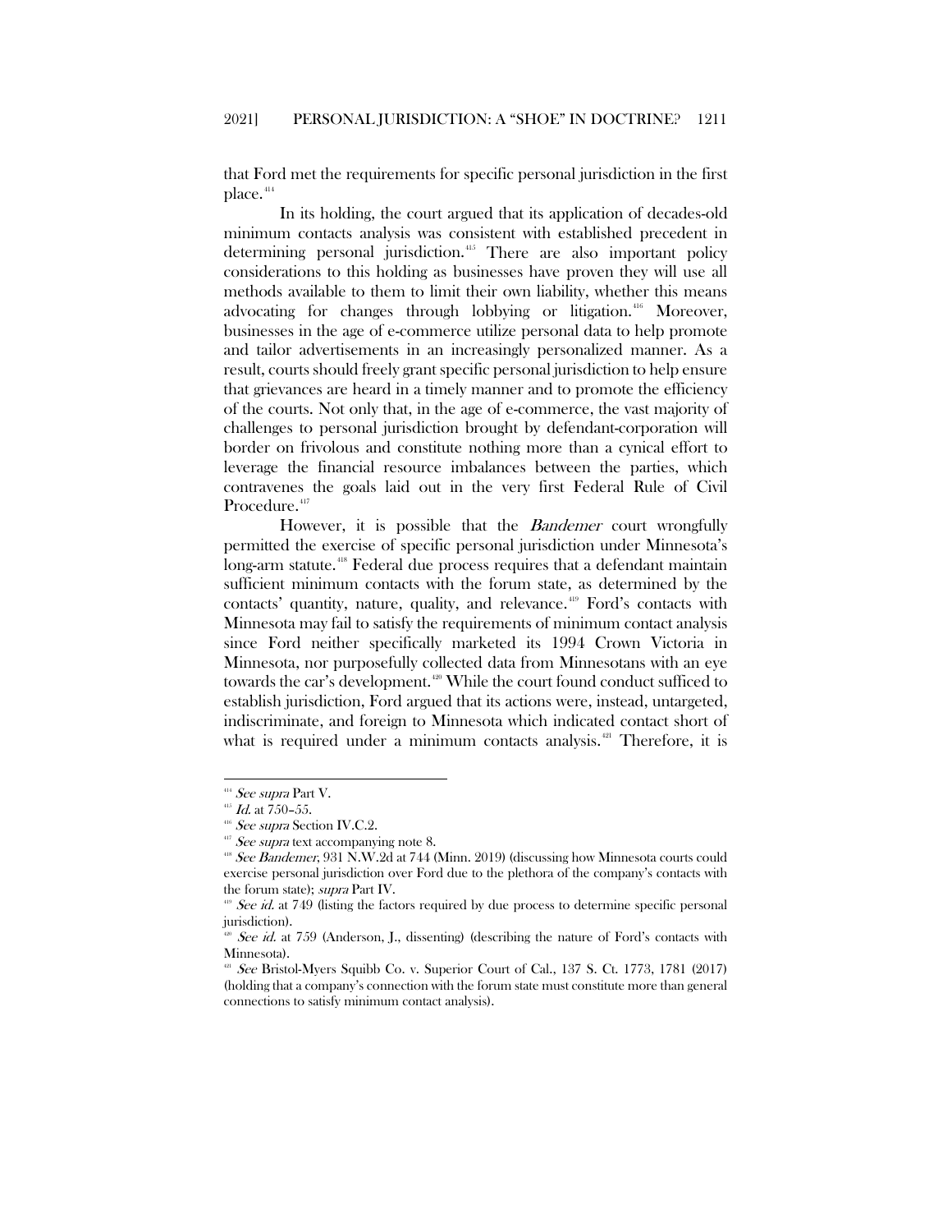that Ford met the requirements for specific personal jurisdiction in the first place.[414]

In its holding, the court argued that its application of decades-old minimum contacts analysis was consistent with established precedent in determining personal jurisdiction.[415] There are also important policy considerations to this holding as businesses have proven they will use all methods available to them to limit their own liability, whether this means advocating for changes through lobbying or litigation.[416] Moreover, businesses in the age of e-commerce utilize personal data to help promote and tailor advertisements in an increasingly personalized manner. As a result, courts should freely grant specific personal jurisdiction to help ensure that grievances are heard in a timely manner and to promote the efficiency of the courts. Not only that, in the age of e-commerce, the vast majority of challenges to personal jurisdiction brought by defendant-corporation will border on frivolous and constitute nothing more than a cynical effort to leverage the financial resource imbalances between the parties, which contravenes the goals laid out in the very first Federal Rule of Civil Procedure.[417]

However, it is possible that the *Bandemer* court wrongfully permitted the exercise of specific personal jurisdiction under Minnesota's long-arm statute.[418] Federal due process requires that a defendant maintain sufficient minimum contacts with the forum state, as determined by the contacts' quantity, nature, quality, and relevance.[419] Ford's contacts with Minnesota may fail to satisfy the requirements of minimum contact analysis since Ford neither specifically marketed its 1994 Crown Victoria in Minnesota, nor purposefully collected data from Minnesotans with an eye towards the car's development.[420] While the court found conduct sufficed to establish jurisdiction, Ford argued that its actions were, instead, untargeted, indiscriminate, and foreign to Minnesota which indicated contact short of what is required under a minimum contacts analysis.[421] Therefore, it is

---

[414] *See supra* Part V.

[415] *Id.* at 750–55.

[416] *See supra* Section IV.C.2.

[417] *See supra* text accompanying note 8.

[418] *See Bandemer*, 931 N.W.2d at 744 (Minn. 2019) (discussing how Minnesota courts could exercise personal jurisdiction over Ford due to the plethora of the company's contacts with the forum state); *supra* Part IV.

[419] *See id.* at 749 (listing the factors required by due process to determine specific personal jurisdiction).

[420] *See id.* at 759 (Anderson, J., dissenting) (describing the nature of Ford's contacts with Minnesota).

[421] *See* Bristol-Myers Squibb Co. v. Superior Court of Cal., 137 S. Ct. 1773, 1781 (2017) (holding that a company's connection with the forum state must constitute more than general connections to satisfy minimum contact analysis).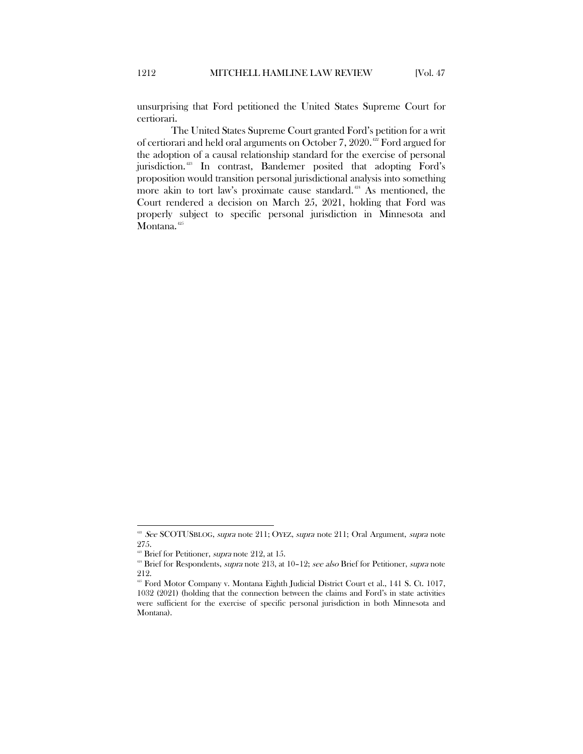unsurprising that Ford petitioned the United States Supreme Court for certiorari.

The United States Supreme Court granted Ford's petition for a writ of certiorari and held oral arguments on October 7, 2020.[422] Ford argued for the adoption of a causal relationship standard for the exercise of personal jurisdiction.[423] In contrast, Bandemer posited that adopting Ford's proposition would transition personal jurisdictional analysis into something more akin to tort law's proximate cause standard.[424] As mentioned, the Court rendered a decision on March 25, 2021, holding that Ford was properly subject to specific personal jurisdiction in Minnesota and Montana.[425]

---

[422] *See* SCOTUSBLOG, *supra* note 211; OYEZ, *supra* note 211; Oral Argument, *supra* note 275.

[423] Brief for Petitioner, *supra* note 212, at 15.

[424] Brief for Respondents, *supra* note 213, at 10–12; *see also* Brief for Petitioner, *supra* note 212.

[425] Ford Motor Company v. Montana Eighth Judicial District Court et al., 141 S. Ct. 1017, 1032 (2021) (holding that the connection between the claims and Ford's in state activities were sufficient for the exercise of specific personal jurisdiction in both Minnesota and Montana).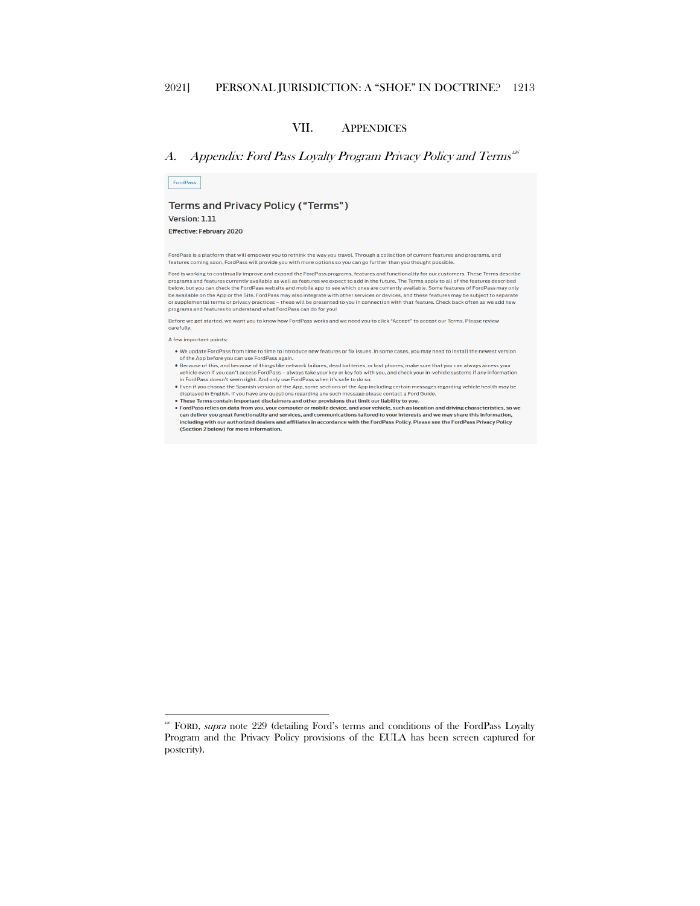# VII. APPENDICES

## A. *Appendix: Ford Pass Loyalty Program Privacy Policy and Terms*[426]

FordPass

### Terms and Privacy Policy ("Terms")

**Version: 1.11**

**Effective: February 2020**

FordPass is a platform that will empower you to rethink the way you travel. Through a collection of current features and programs, and features coming soon, FordPass will provide you with more options so you can go further than you thought possible.

Ford is working to continually improve and expand the FordPass programs, features and functionality for our customers. These Terms describe programs and features currently available as well as features we expect to add in the future. The Terms apply to all of the features described below, but you can check the FordPass website and mobile app to see which ones are currently available. Some features of FordPass may only be available on the App or the Site. FordPass may also integrate with other services or devices, and these features may be subject to separate or supplemental terms or privacy practices – these will be presented to you in connection with that feature. Check back often as we add new programs and features to understand what FordPass can do for you!

Before we get started, we want you to know how FordPass works and we need you to click "Accept" to accept our Terms. Please review carefully.

A few important points:

- We update FordPass from time to time to introduce new features or fix issues. In some cases, you may need to install the newest version of the App before you can use FordPass again.
- Because of this, and because of things like network failures, dead batteries, or lost phones, make sure that you can always access your vehicle even if you can't access FordPass – always take your key or key fob with you, and check your in-vehicle systems if any information in FordPass doesn't seem right. And only use FordPass when it's safe to do so.
- Even if you choose the Spanish version of the App, some sections of the App including certain messages regarding vehicle health may be displayed in English. If you have any questions regarding any such message please contact a Ford Guide.
- **These Terms contain important disclaimers and other provisions that limit our liability to you.**
- **FordPass relies on data from you, your computer or mobile device, and your vehicle, such as location and driving characteristics, so we can deliver you great functionality and services, and communications tailored to your interests and we may share this information, including with our authorized dealers and affiliates in accordance with the FordPass Policy. Please see the FordPass Privacy Policy (Section 2 below) for more information.**

---

[426] FORD, *supra* note 229 (detailing Ford's terms and conditions of the FordPass Loyalty Program and the Privacy Policy provisions of the EULA has been screen captured for posterity).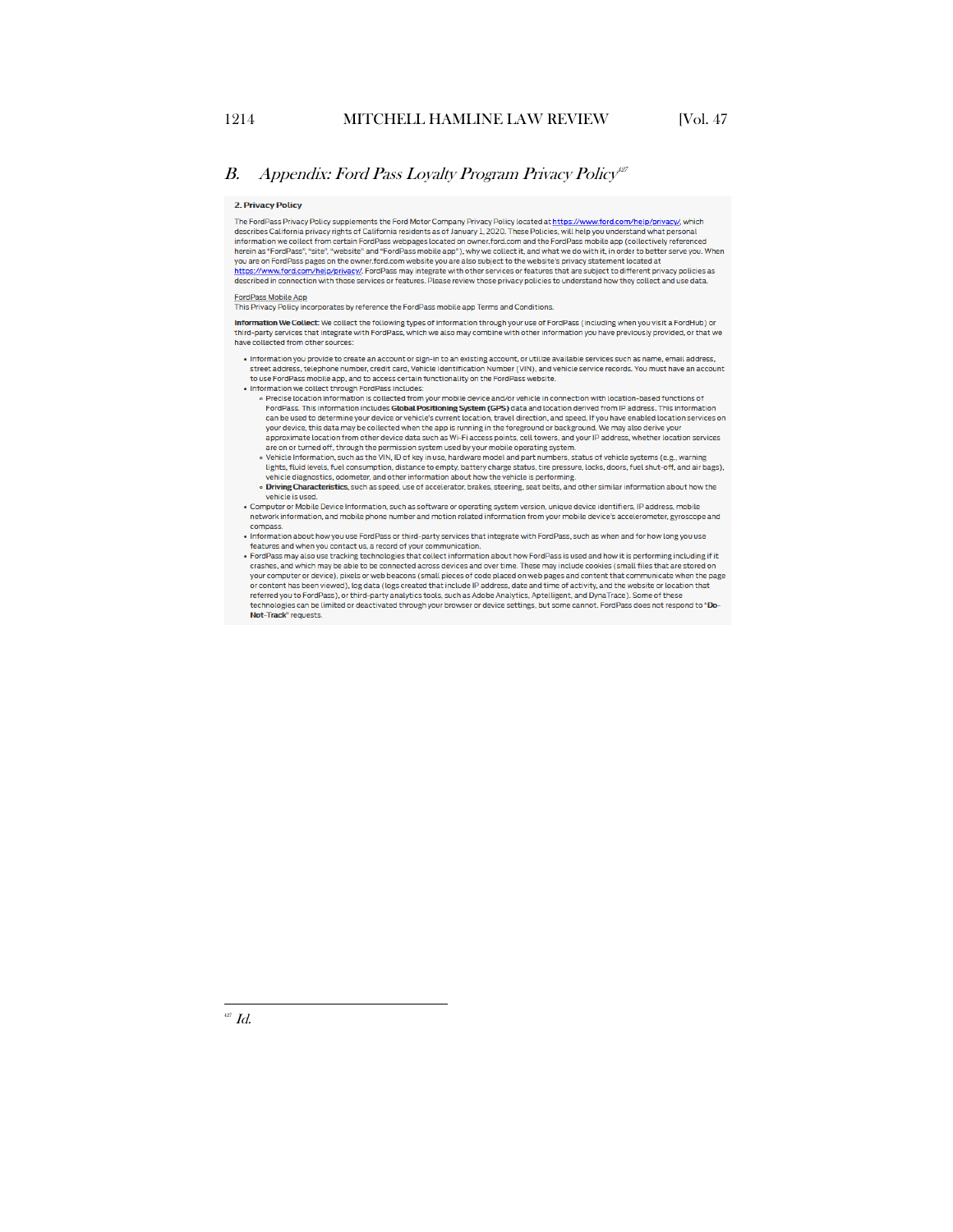## B. *Appendix: Ford Pass Loyalty Program Privacy Policy*[427]

**2. Privacy Policy**

The FordPass Privacy Policy supplements the Ford Motor Company Privacy Policy located at https://www.ford.com/help/privacy/, which describes California privacy rights of California residents as of January 1, 2020. These Policies, will help you understand what personal information we collect from certain FordPass webpages located on owner.ford.com and the FordPass mobile app (collectively referenced herein as "FordPass", "site", "website" and "FordPass mobile app"), why we collect it, and what we do with it, in order to better serve you. When you are on FordPass pages on the owner.ford.com website you are also subject to the website's privacy statement located at https://www.ford.com/help/privacy/. FordPass may integrate with other services or features that are subject to different privacy policies as described in connection with those services or features. Please review those privacy policies to understand how they collect and use data.

FordPass Mobile App
This Privacy Policy incorporates by reference the FordPass mobile app Terms and Conditions.

**Information We Collect:** We collect the following types of information through your use of FordPass (including when you visit a FordHub) or third-party services that integrate with FordPass, which we also may combine with other information you have previously provided, or that we have collected from other sources:

- Information you provide to create an account or sign-in to an existing account, or utilize available services such as name, email address, street address, telephone number, credit card, Vehicle Identification Number (VIN), and vehicle service records. You must have an account to use FordPass mobile app, and to access certain functionality on the FordPass website.
- Information we collect through FordPass includes:
  - Precise location information is collected from your mobile device and/or vehicle in connection with location-based functions of FordPass. This information includes **Global Positioning System (GPS)** data and location derived from IP address. This information can be used to determine your device or vehicle's current location, travel direction, and speed. If you have enabled location services on your device, this data may be collected when the app is running in the foreground or background. We may also derive your approximate location from other device data such as Wi-Fi access points, cell towers, and your IP address, whether location services are on or turned off, through the permission system used by your mobile operating system.
  - Vehicle Information, such as the VIN, ID of key in use, hardware model and part numbers, status of vehicle systems (e.g., warning lights, fluid levels, fuel consumption, distance to empty, battery charge status, tire pressure, locks, doors, fuel shut-off, and air bags), vehicle diagnostics, odometer, and other information about how the vehicle is performing.
  - **Driving Characteristics**, such as speed, use of accelerator, brakes, steering, seat belts, and other similar information about how the vehicle is used.
- Computer or Mobile Device Information, such as software or operating system version, unique device identifiers, IP address, mobile network information, and mobile phone number and motion related information from your mobile device's accelerometer, gyroscope and compass.
- Information about how you use FordPass or third-party services that integrate with FordPass, such as when and for how long you use features and when you contact us, a record of your communication.
- FordPass may also use tracking technologies that collect information about how FordPass is used and how it is performing including if it crashes, and which may be able to be connected across devices and over time. These may include cookies (small files that are stored on your computer or device), pixels or web beacons (small pieces of code placed on web pages and content that communicate when the page or content has been viewed), log data (logs created that include IP address, date and time of activity, and the website or location that referred you to FordPass), or third-party analytics tools, such as Adobe Analytics, Apteligent, and DynaTrace). Some of these technologies can be limited or deactivated through your browser or device settings, but some cannot. FordPass does not respond to "**Do-Not-Track**" requests.

[427] *Id.*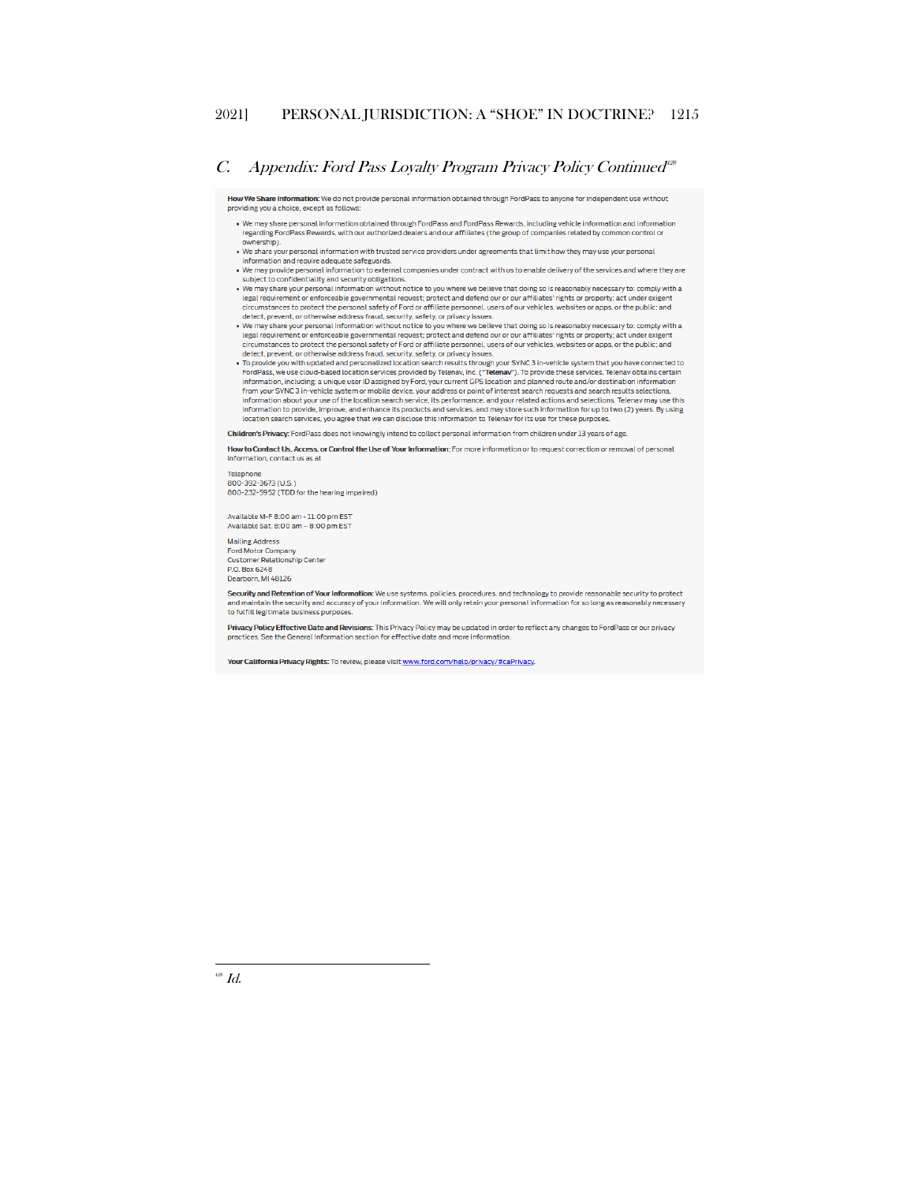## C. *Appendix: Ford Pass Loyalty Program Privacy Policy Continued*[428]

**How We Share Information:** We do not provide personal information obtained through FordPass to anyone for independent use without providing you a choice, except as follows:

- We may share personal information obtained through FordPass and FordPass Rewards, including vehicle information and information regarding FordPass Rewards, with our authorized dealers and our affiliates (the group of companies related by common control or ownership).
- We share your personal information with trusted service providers under agreements that limit how they may use your personal information and require adequate safeguards.
- We may provide personal information to external companies under contract with us to enable delivery of the services and where they are subject to confidentiality and security obligations.
- We may share your personal information without notice to you where we believe that doing so is reasonably necessary to: comply with a legal requirement or enforceable governmental request; protect and defend our or our affiliates' rights or property; act under exigent circumstances to protect the personal safety of Ford or affiliate personnel, users of our vehicles, websites or apps, or the public; and detect, prevent, or otherwise address fraud, security, safety, or privacy issues.
- We may share your personal information without notice to you where we believe that doing so is reasonably necessary to: comply with a legal requirement or enforceable governmental request; protect and defend our or our affiliates' rights or property; act under exigent circumstances to protect the personal safety of Ford or affiliate personnel, users of our vehicles, websites or apps, or the public; and detect, prevent, or otherwise address fraud, security, safety, or privacy issues.
- To provide you with updated and personalized location search results through your SYNC 3 in-vehicle system that you have connected to FordPass, we use cloud-based location services provided by Telenav, Inc. ("**Telenav**"). To provide these services, Telenav obtains certain information, including: a unique user ID assigned by Ford, your current GPS location and planned route and/or destination information from your SYNC 3 in-vehicle system or mobile device, your address or point of interest search requests and search results selections, information about your use of the location search service, its performance, and your related actions and selections. Telenav may use this information to provide, improve, and enhance its products and services, and may store such information for up to two (2) years. By using location search services, you agree that we can disclose this information to Telenav for its use for these purposes.

**Children's Privacy:** FordPass does not knowingly intend to collect personal information from children under 13 years of age.

**How to Contact Us, Access, or Control the Use of Your Information:** For more information or to request correction or removal of personal information, contact us as at

Telephone
800-392-3673 (U.S.)
800-232-5952 (TDD for the hearing impaired)

Available M-F 8:00 am - 11:00 pm EST
Available Sat. 8:00 am – 8:00 pm EST

Mailing Address
Ford Motor Company
Customer Relationship Center
P.O. Box 6248
Dearborn, MI 48126

**Security and Retention of Your Information:** We use systems, policies, procedures, and technology to provide reasonable security to protect and maintain the security and accuracy of your information. We will only retain your personal information for so long as reasonably necessary to fulfill legitimate business purposes.

**Privacy Policy Effective Date and Revisions:** This Privacy Policy may be updated in order to reflect any changes to FordPass or our privacy practices. See the General Information section for effective date and more information.

**Your California Privacy Rights:** To review, please visit www.ford.com/help/privacy/#caPrivacy.

---

[428] *Id.*